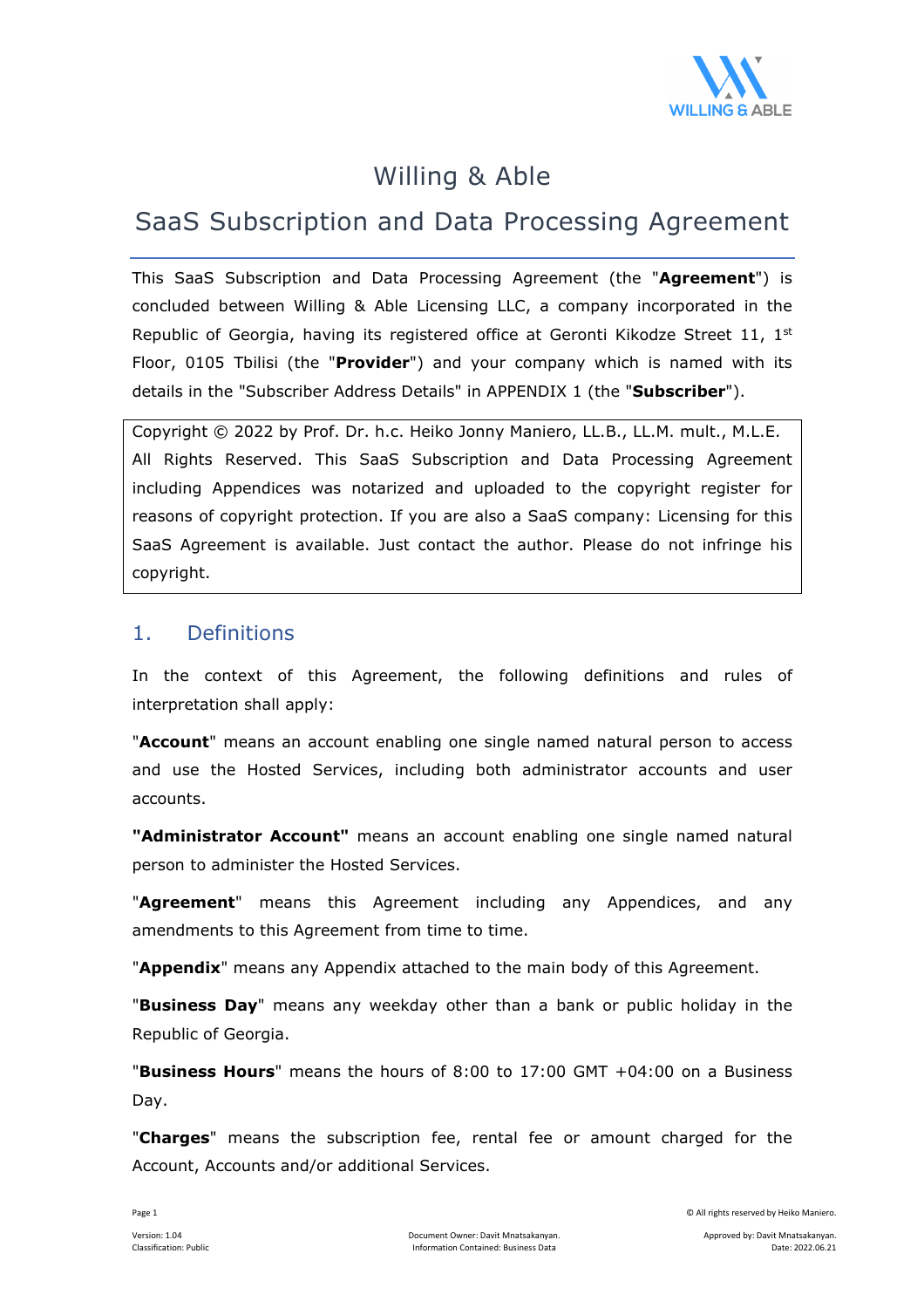# Willing & Able

## SaaS Subscription and Data Processing Agreement

This SaaS Subscription and Data Processing Agreement (the "**Agreement**") is concluded between Willing & Able Licensing LLC, a company incorporated in the Republic of Georgia, having its registered office at Geronti Kikodze Street 11, 1st Floor, 0105 Tbilisi (the "**Provider**") and your company which is named with its details in the "Subscriber Address Details" in APPENDIX 1 (the "**Subscriber**").

Copyright © 2022 by Prof. Dr. h.c. Heiko Jonny Maniero, LL.B., LL.M. mult., M.L.E. All Rights Reserved. This SaaS Subscription and Data Processing Agreement including Appendices was notarized and uploaded to the copyright register for reasons of copyright protection. If you are also a SaaS company: Licensing for this SaaS Agreement is available. Just contact the author. Please do not infringe his copyright.

## 1. Definitions

In the context of this Agreement, the following definitions and rules of interpretation shall apply:

"**Account**" means an account enabling one single named natural person to access and use the Hosted Services, including both administrator accounts and user accounts.

**"Administrator Account"** means an account enabling one single named natural person to administer the Hosted Services.

"**Agreement**" means this Agreement including any Appendices, and any amendments to this Agreement from time to time.

"**Appendix**" means any Appendix attached to the main body of this Agreement.

"**Business Day**" means any weekday other than a bank or public holiday in the Republic of Georgia.

"**Business Hours**" means the hours of 8:00 to 17:00 GMT +04:00 on a Business Day.

"**Charges**" means the subscription fee, rental fee or amount charged for the Account, Accounts and/or additional Services.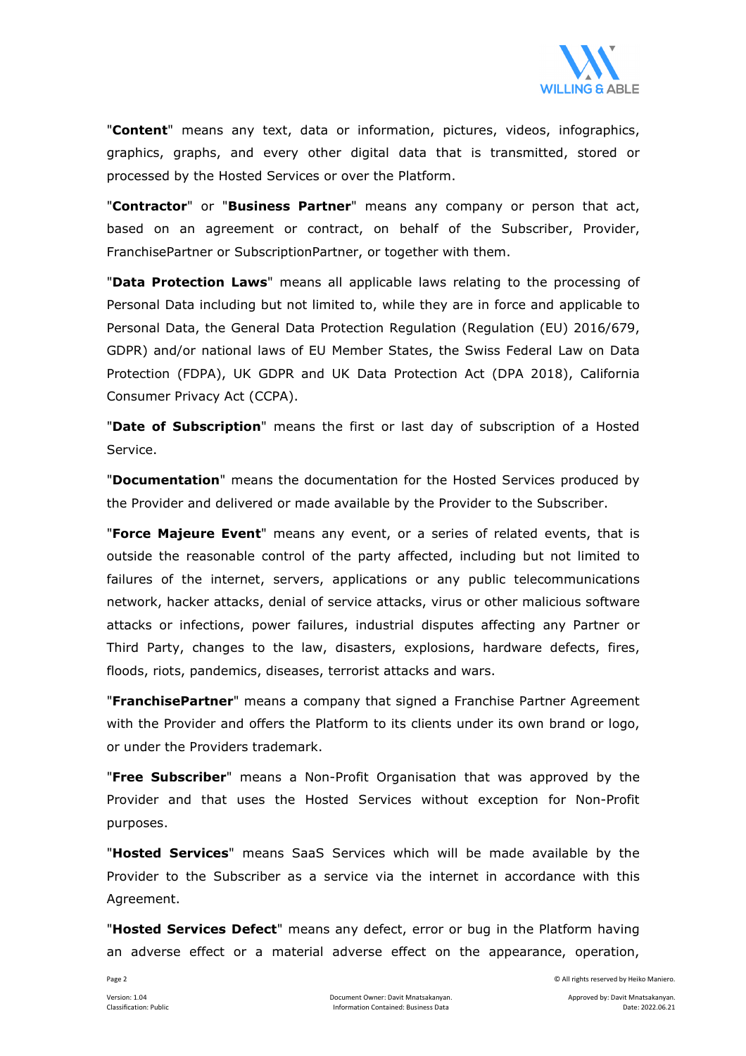"**Content**" means any text, data or information, pictures, videos, infographics, graphics, graphs, and every other digital data that is transmitted, stored or processed by the Hosted Services or over the Platform.

"**Contractor**" or "**Business Partner**" means any company or person that act, based on an agreement or contract, on behalf of the Subscriber, Provider, FranchisePartner or SubscriptionPartner, or together with them.

"**Data Protection Laws**" means all applicable laws relating to the processing of Personal Data including but not limited to, while they are in force and applicable to Personal Data, the General Data Protection Regulation (Regulation (EU) 2016/679, GDPR) and/or national laws of EU Member States, the Swiss Federal Law on Data Protection (FDPA), UK GDPR and UK Data Protection Act (DPA 2018), California Consumer Privacy Act (CCPA).

"**Date of Subscription**" means the first or last day of subscription of a Hosted Service.

"**Documentation**" means the documentation for the Hosted Services produced by the Provider and delivered or made available by the Provider to the Subscriber.

"**Force Majeure Event**" means any event, or a series of related events, that is outside the reasonable control of the party affected, including but not limited to failures of the internet, servers, applications or any public telecommunications network, hacker attacks, denial of service attacks, virus or other malicious software attacks or infections, power failures, industrial disputes affecting any Partner or Third Party, changes to the law, disasters, explosions, hardware defects, fires, floods, riots, pandemics, diseases, terrorist attacks and wars.

"**FranchisePartner**" means a company that signed a Franchise Partner Agreement with the Provider and offers the Platform to its clients under its own brand or logo, or under the Providers trademark.

"**Free Subscriber**" means a Non-Profit Organisation that was approved by the Provider and that uses the Hosted Services without exception for Non-Profit purposes.

"**Hosted Services**" means SaaS Services which will be made available by the Provider to the Subscriber as a service via the internet in accordance with this Agreement.

"**Hosted Services Defect**" means any defect, error or bug in the Platform having an adverse effect or a material adverse effect on the appearance, operation,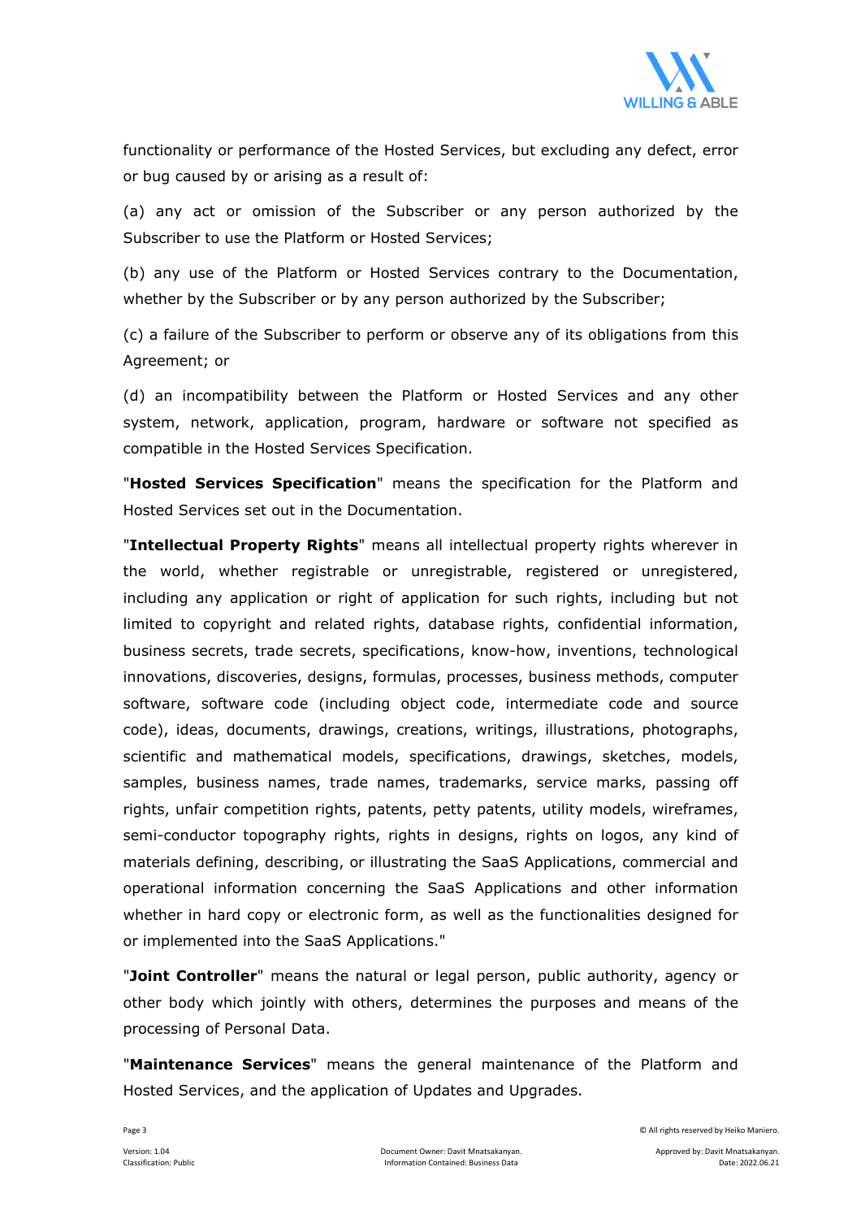functionality or performance of the Hosted Services, but excluding any defect, error or bug caused by or arising as a result of:

(a) any act or omission of the Subscriber or any person authorized by the Subscriber to use the Platform or Hosted Services;

(b) any use of the Platform or Hosted Services contrary to the Documentation, whether by the Subscriber or by any person authorized by the Subscriber;

(c) a failure of the Subscriber to perform or observe any of its obligations from this Agreement; or

(d) an incompatibility between the Platform or Hosted Services and any other system, network, application, program, hardware or software not specified as compatible in the Hosted Services Specification.

"**Hosted Services Specification**" means the specification for the Platform and Hosted Services set out in the Documentation.

"**Intellectual Property Rights**" means all intellectual property rights wherever in the world, whether registrable or unregistrable, registered or unregistered, including any application or right of application for such rights, including but not limited to copyright and related rights, database rights, confidential information, business secrets, trade secrets, specifications, know-how, inventions, technological innovations, discoveries, designs, formulas, processes, business methods, computer software, software code (including object code, intermediate code and source code), ideas, documents, drawings, creations, writings, illustrations, photographs, scientific and mathematical models, specifications, drawings, sketches, models, samples, business names, trade names, trademarks, service marks, passing off rights, unfair competition rights, patents, petty patents, utility models, wireframes, semi-conductor topography rights, rights in designs, rights on logos, any kind of materials defining, describing, or illustrating the SaaS Applications, commercial and operational information concerning the SaaS Applications and other information whether in hard copy or electronic form, as well as the functionalities designed for or implemented into the SaaS Applications."

"**Joint Controller**" means the natural or legal person, public authority, agency or other body which jointly with others, determines the purposes and means of the processing of Personal Data.

"**Maintenance Services**" means the general maintenance of the Platform and Hosted Services, and the application of Updates and Upgrades.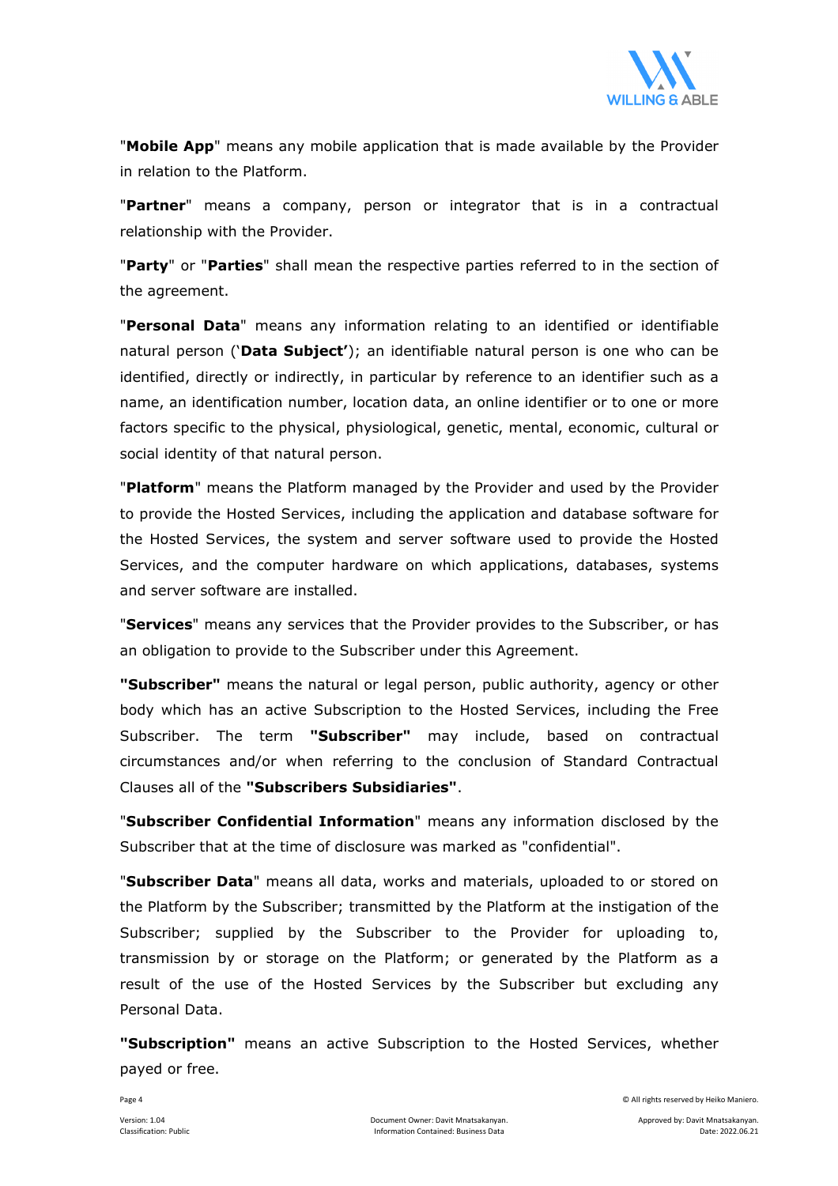"**Mobile App**" means any mobile application that is made available by the Provider in relation to the Platform.

"**Partner**" means a company, person or integrator that is in a contractual relationship with the Provider.

"**Party**" or "**Parties**" shall mean the respective parties referred to in the section of the agreement.

"**Personal Data**" means any information relating to an identified or identifiable natural person ('**Data Subject'**); an identifiable natural person is one who can be identified, directly or indirectly, in particular by reference to an identifier such as a name, an identification number, location data, an online identifier or to one or more factors specific to the physical, physiological, genetic, mental, economic, cultural or social identity of that natural person.

"**Platform**" means the Platform managed by the Provider and used by the Provider to provide the Hosted Services, including the application and database software for the Hosted Services, the system and server software used to provide the Hosted Services, and the computer hardware on which applications, databases, systems and server software are installed.

"**Services**" means any services that the Provider provides to the Subscriber, or has an obligation to provide to the Subscriber under this Agreement.

**"Subscriber"** means the natural or legal person, public authority, agency or other body which has an active Subscription to the Hosted Services, including the Free Subscriber. The term **"Subscriber"** may include, based on contractual circumstances and/or when referring to the conclusion of Standard Contractual Clauses all of the **"Subscribers Subsidiaries"**.

"**Subscriber Confidential Information**" means any information disclosed by the Subscriber that at the time of disclosure was marked as "confidential".

"**Subscriber Data**" means all data, works and materials, uploaded to or stored on the Platform by the Subscriber; transmitted by the Platform at the instigation of the Subscriber; supplied by the Subscriber to the Provider for uploading to, transmission by or storage on the Platform; or generated by the Platform as a result of the use of the Hosted Services by the Subscriber but excluding any Personal Data.

**"Subscription"** means an active Subscription to the Hosted Services, whether payed or free.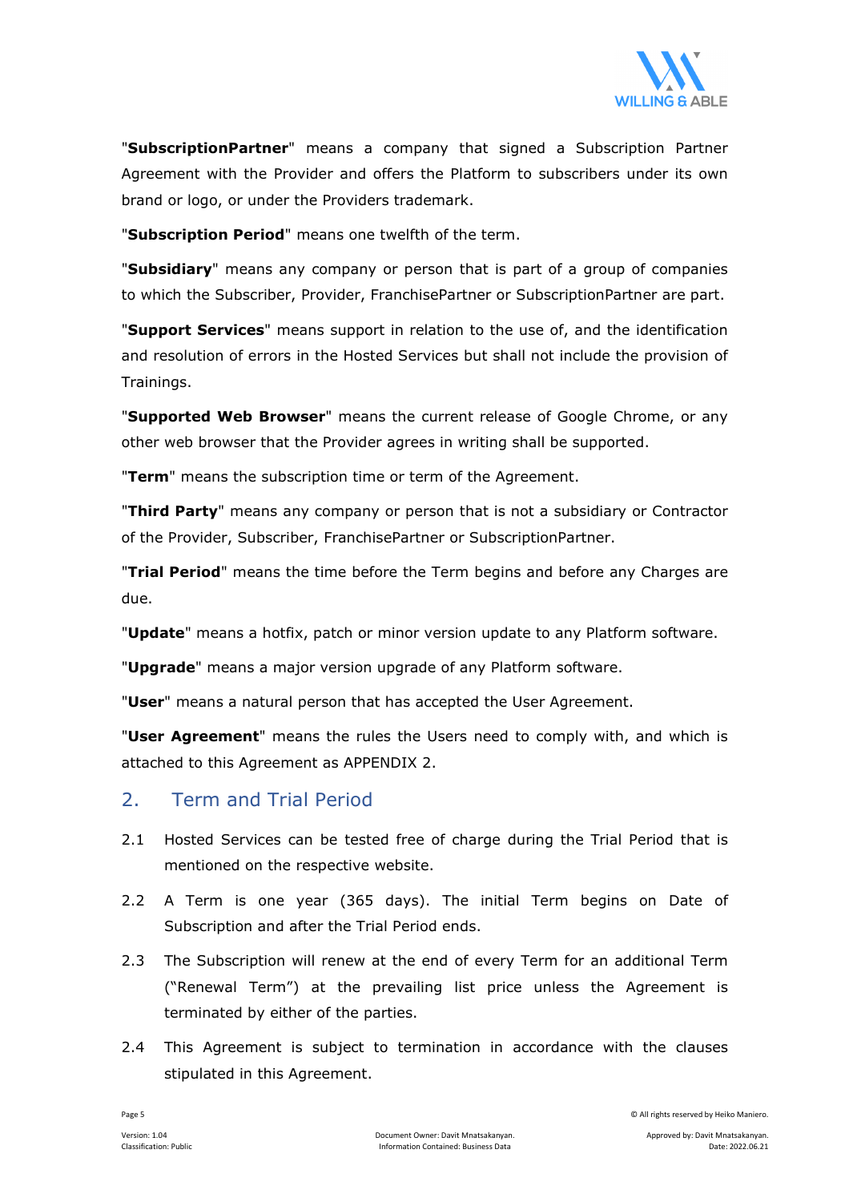"**SubscriptionPartner**" means a company that signed a Subscription Partner Agreement with the Provider and offers the Platform to subscribers under its own brand or logo, or under the Providers trademark.

"**Subscription Period**" means one twelfth of the term.

"**Subsidiary**" means any company or person that is part of a group of companies to which the Subscriber, Provider, FranchisePartner or SubscriptionPartner are part.

"**Support Services**" means support in relation to the use of, and the identification and resolution of errors in the Hosted Services but shall not include the provision of Trainings.

"**Supported Web Browser**" means the current release of Google Chrome, or any other web browser that the Provider agrees in writing shall be supported.

"**Term**" means the subscription time or term of the Agreement.

"**Third Party**" means any company or person that is not a subsidiary or Contractor of the Provider, Subscriber, FranchisePartner or SubscriptionPartner.

"**Trial Period**" means the time before the Term begins and before any Charges are due.

"**Update**" means a hotfix, patch or minor version update to any Platform software.

"**Upgrade**" means a major version upgrade of any Platform software.

"**User**" means a natural person that has accepted the User Agreement.

"**User Agreement**" means the rules the Users need to comply with, and which is attached to this Agreement as APPENDIX 2.

## 2. Term and Trial Period

2.1 Hosted Services can be tested free of charge during the Trial Period that is mentioned on the respective website.

2.2 A Term is one year (365 days). The initial Term begins on Date of Subscription and after the Trial Period ends.

2.3 The Subscription will renew at the end of every Term for an additional Term ("Renewal Term") at the prevailing list price unless the Agreement is terminated by either of the parties.

2.4 This Agreement is subject to termination in accordance with the clauses stipulated in this Agreement.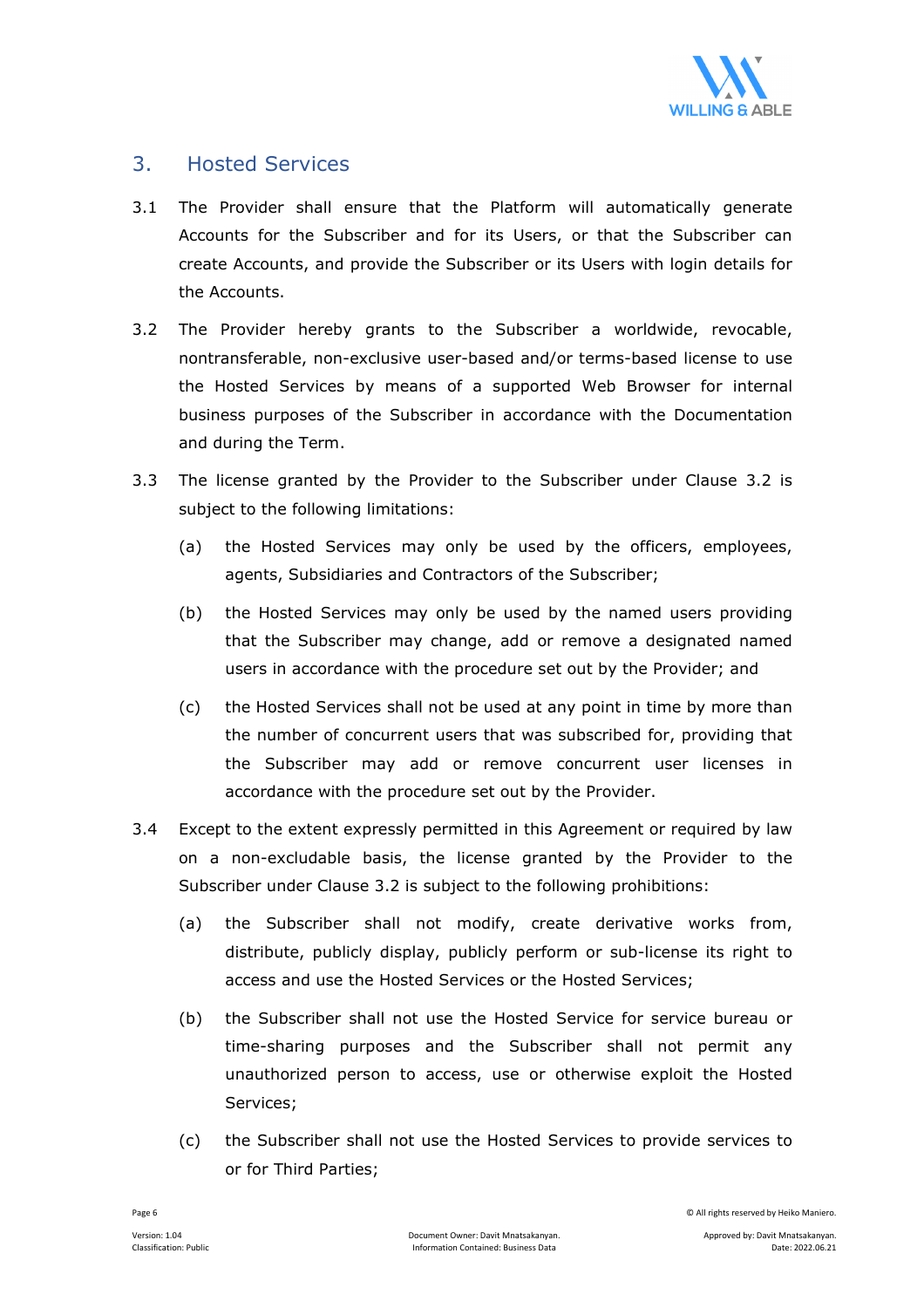## 3. Hosted Services

3.1 The Provider shall ensure that the Platform will automatically generate Accounts for the Subscriber and for its Users, or that the Subscriber can create Accounts, and provide the Subscriber or its Users with login details for the Accounts.

3.2 The Provider hereby grants to the Subscriber a worldwide, revocable, nontransferable, non-exclusive user-based and/or terms-based license to use the Hosted Services by means of a supported Web Browser for internal business purposes of the Subscriber in accordance with the Documentation and during the Term.

3.3 The license granted by the Provider to the Subscriber under Clause 3.2 is subject to the following limitations:

(a) the Hosted Services may only be used by the officers, employees, agents, Subsidiaries and Contractors of the Subscriber;

(b) the Hosted Services may only be used by the named users providing that the Subscriber may change, add or remove a designated named users in accordance with the procedure set out by the Provider; and

(c) the Hosted Services shall not be used at any point in time by more than the number of concurrent users that was subscribed for, providing that the Subscriber may add or remove concurrent user licenses in accordance with the procedure set out by the Provider.

3.4 Except to the extent expressly permitted in this Agreement or required by law on a non-excludable basis, the license granted by the Provider to the Subscriber under Clause 3.2 is subject to the following prohibitions:

(a) the Subscriber shall not modify, create derivative works from, distribute, publicly display, publicly perform or sub-license its right to access and use the Hosted Services or the Hosted Services;

(b) the Subscriber shall not use the Hosted Service for service bureau or time-sharing purposes and the Subscriber shall not permit any unauthorized person to access, use or otherwise exploit the Hosted Services;

(c) the Subscriber shall not use the Hosted Services to provide services to or for Third Parties;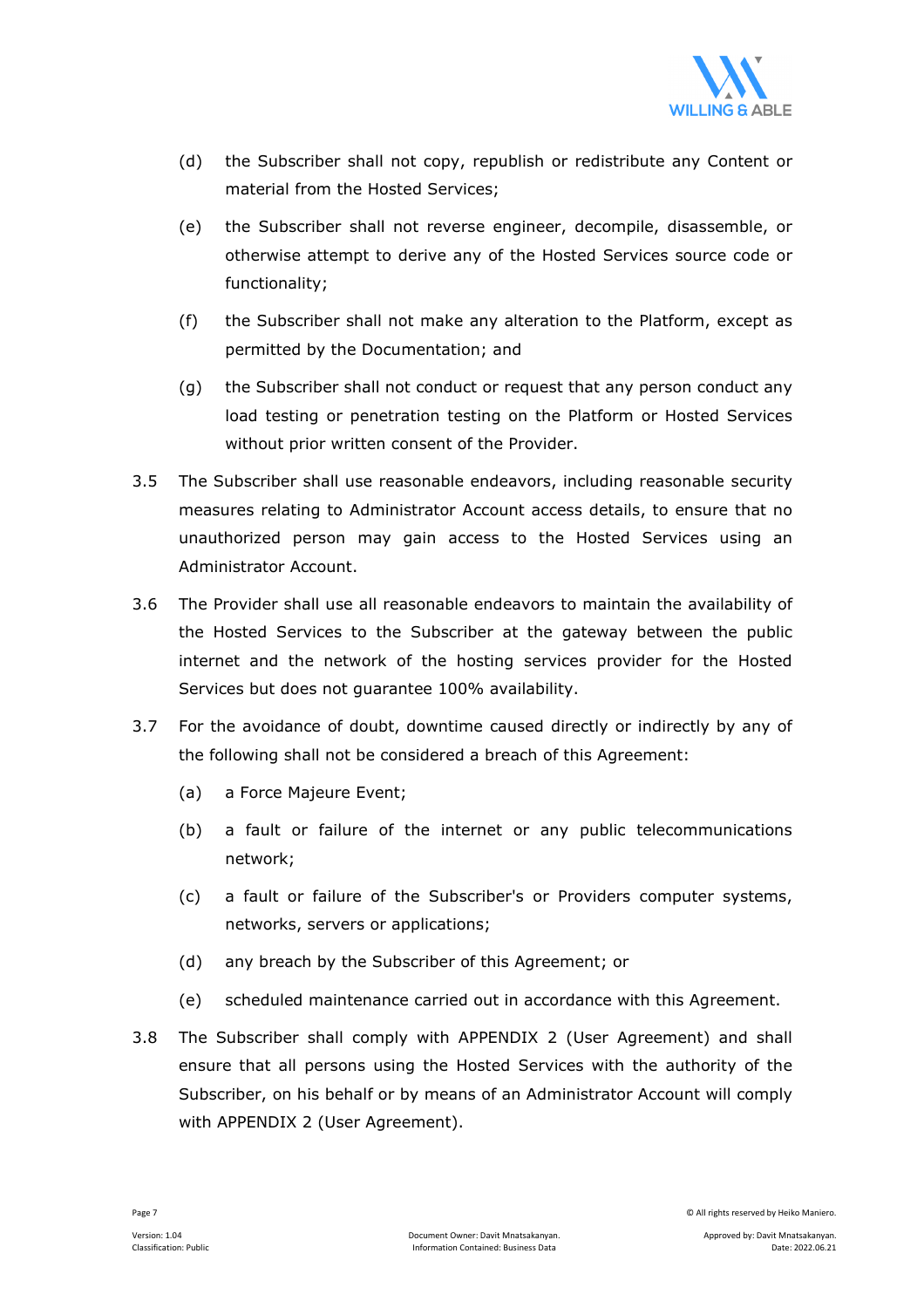(d) the Subscriber shall not copy, republish or redistribute any Content or material from the Hosted Services;

(e) the Subscriber shall not reverse engineer, decompile, disassemble, or otherwise attempt to derive any of the Hosted Services source code or functionality;

(f) the Subscriber shall not make any alteration to the Platform, except as permitted by the Documentation; and

(g) the Subscriber shall not conduct or request that any person conduct any load testing or penetration testing on the Platform or Hosted Services without prior written consent of the Provider.

3.5 The Subscriber shall use reasonable endeavors, including reasonable security measures relating to Administrator Account access details, to ensure that no unauthorized person may gain access to the Hosted Services using an Administrator Account.

3.6 The Provider shall use all reasonable endeavors to maintain the availability of the Hosted Services to the Subscriber at the gateway between the public internet and the network of the hosting services provider for the Hosted Services but does not guarantee 100% availability.

3.7 For the avoidance of doubt, downtime caused directly or indirectly by any of the following shall not be considered a breach of this Agreement:

(a) a Force Majeure Event;

(b) a fault or failure of the internet or any public telecommunications network;

(c) a fault or failure of the Subscriber's or Providers computer systems, networks, servers or applications;

(d) any breach by the Subscriber of this Agreement; or

(e) scheduled maintenance carried out in accordance with this Agreement.

3.8 The Subscriber shall comply with APPENDIX 2 (User Agreement) and shall ensure that all persons using the Hosted Services with the authority of the Subscriber, on his behalf or by means of an Administrator Account will comply with APPENDIX 2 (User Agreement).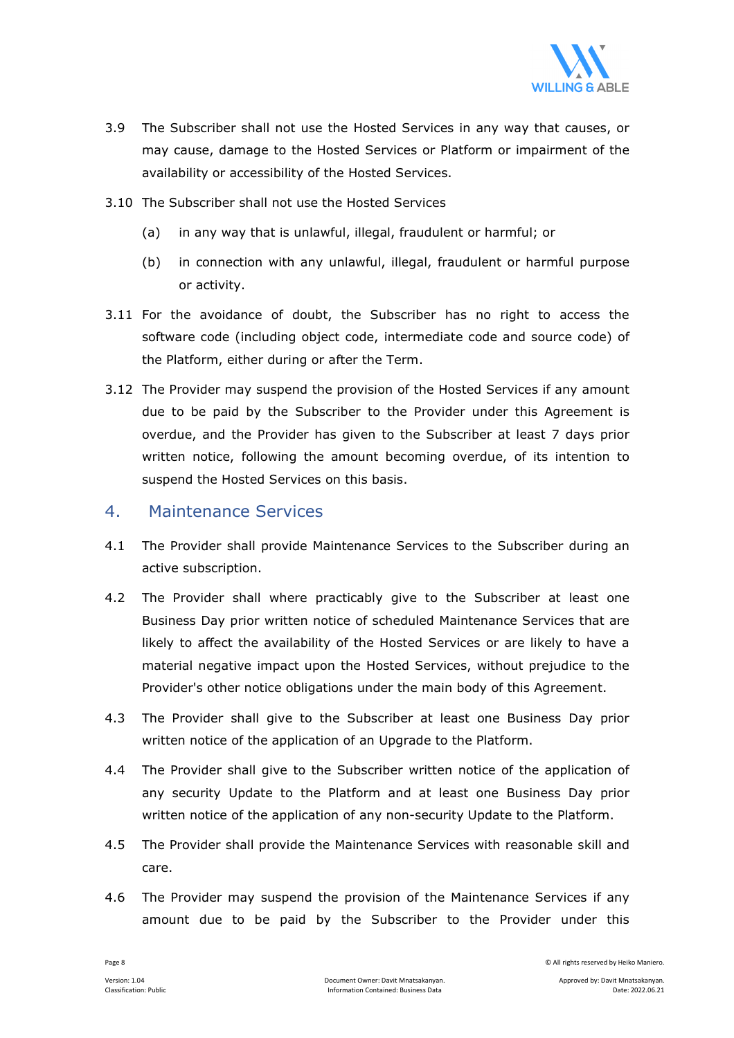3.9 The Subscriber shall not use the Hosted Services in any way that causes, or may cause, damage to the Hosted Services or Platform or impairment of the availability or accessibility of the Hosted Services.

3.10 The Subscriber shall not use the Hosted Services

  (a) in any way that is unlawful, illegal, fraudulent or harmful; or

  (b) in connection with any unlawful, illegal, fraudulent or harmful purpose or activity.

3.11 For the avoidance of doubt, the Subscriber has no right to access the software code (including object code, intermediate code and source code) of the Platform, either during or after the Term.

3.12 The Provider may suspend the provision of the Hosted Services if any amount due to be paid by the Subscriber to the Provider under this Agreement is overdue, and the Provider has given to the Subscriber at least 7 days prior written notice, following the amount becoming overdue, of its intention to suspend the Hosted Services on this basis.

## 4. Maintenance Services

4.1 The Provider shall provide Maintenance Services to the Subscriber during an active subscription.

4.2 The Provider shall where practicably give to the Subscriber at least one Business Day prior written notice of scheduled Maintenance Services that are likely to affect the availability of the Hosted Services or are likely to have a material negative impact upon the Hosted Services, without prejudice to the Provider's other notice obligations under the main body of this Agreement.

4.3 The Provider shall give to the Subscriber at least one Business Day prior written notice of the application of an Upgrade to the Platform.

4.4 The Provider shall give to the Subscriber written notice of the application of any security Update to the Platform and at least one Business Day prior written notice of the application of any non-security Update to the Platform.

4.5 The Provider shall provide the Maintenance Services with reasonable skill and care.

4.6 The Provider may suspend the provision of the Maintenance Services if any amount due to be paid by the Subscriber to the Provider under this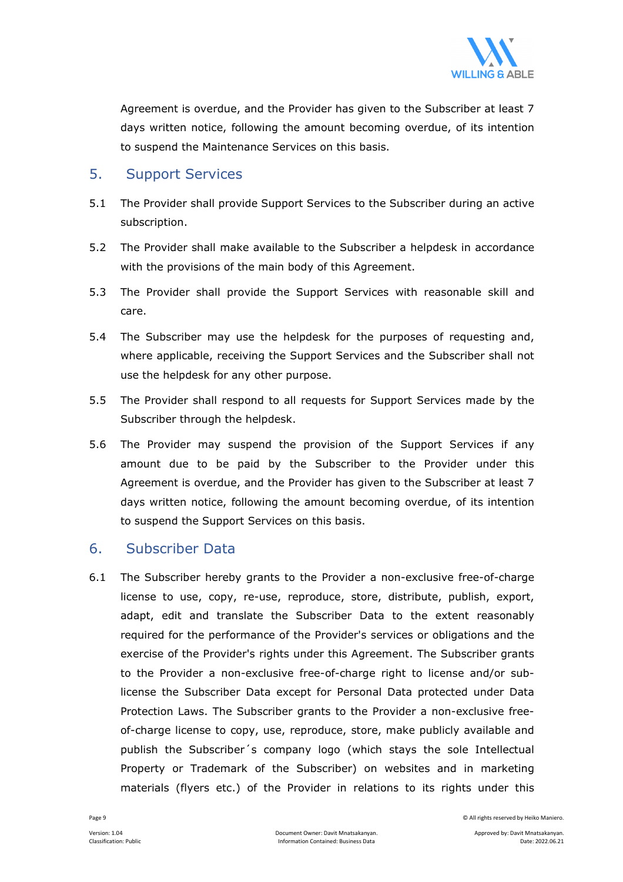Agreement is overdue, and the Provider has given to the Subscriber at least 7 days written notice, following the amount becoming overdue, of its intention to suspend the Maintenance Services on this basis.

## 5. Support Services

5.1 The Provider shall provide Support Services to the Subscriber during an active subscription.

5.2 The Provider shall make available to the Subscriber a helpdesk in accordance with the provisions of the main body of this Agreement.

5.3 The Provider shall provide the Support Services with reasonable skill and care.

5.4 The Subscriber may use the helpdesk for the purposes of requesting and, where applicable, receiving the Support Services and the Subscriber shall not use the helpdesk for any other purpose.

5.5 The Provider shall respond to all requests for Support Services made by the Subscriber through the helpdesk.

5.6 The Provider may suspend the provision of the Support Services if any amount due to be paid by the Subscriber to the Provider under this Agreement is overdue, and the Provider has given to the Subscriber at least 7 days written notice, following the amount becoming overdue, of its intention to suspend the Support Services on this basis.

## 6. Subscriber Data

6.1 The Subscriber hereby grants to the Provider a non-exclusive free-of-charge license to use, copy, re-use, reproduce, store, distribute, publish, export, adapt, edit and translate the Subscriber Data to the extent reasonably required for the performance of the Provider's services or obligations and the exercise of the Provider's rights under this Agreement. The Subscriber grants to the Provider a non-exclusive free-of-charge right to license and/or sub-license the Subscriber Data except for Personal Data protected under Data Protection Laws. The Subscriber grants to the Provider a non-exclusive free-of-charge license to copy, use, reproduce, store, make publicly available and publish the Subscriber´s company logo (which stays the sole Intellectual Property or Trademark of the Subscriber) on websites and in marketing materials (flyers etc.) of the Provider in relations to its rights under this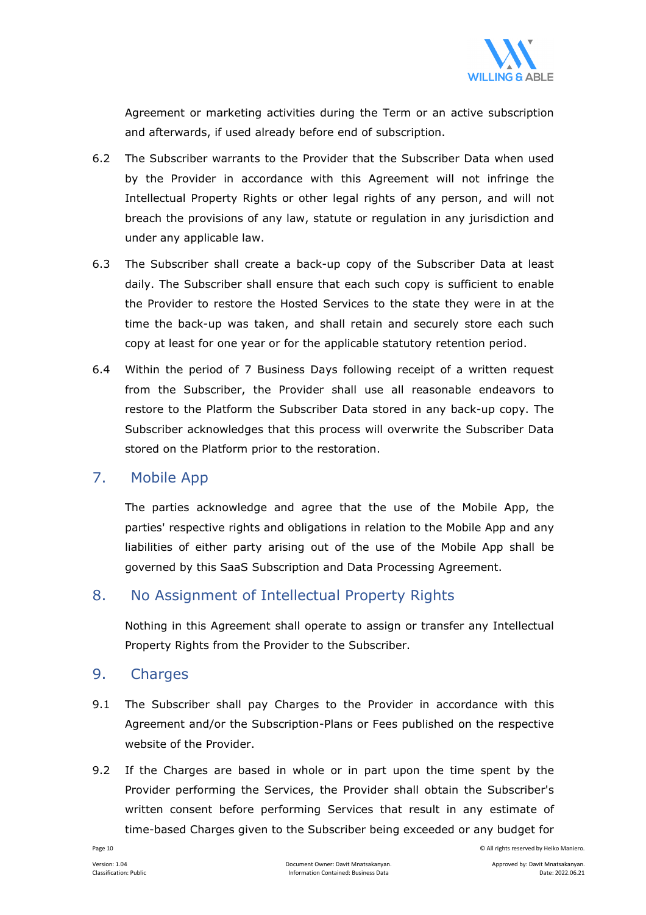Agreement or marketing activities during the Term or an active subscription and afterwards, if used already before end of subscription.

6.2 The Subscriber warrants to the Provider that the Subscriber Data when used by the Provider in accordance with this Agreement will not infringe the Intellectual Property Rights or other legal rights of any person, and will not breach the provisions of any law, statute or regulation in any jurisdiction and under any applicable law.

6.3 The Subscriber shall create a back-up copy of the Subscriber Data at least daily. The Subscriber shall ensure that each such copy is sufficient to enable the Provider to restore the Hosted Services to the state they were in at the time the back-up was taken, and shall retain and securely store each such copy at least for one year or for the applicable statutory retention period.

6.4 Within the period of 7 Business Days following receipt of a written request from the Subscriber, the Provider shall use all reasonable endeavors to restore to the Platform the Subscriber Data stored in any back-up copy. The Subscriber acknowledges that this process will overwrite the Subscriber Data stored on the Platform prior to the restoration.

## 7. Mobile App

The parties acknowledge and agree that the use of the Mobile App, the parties' respective rights and obligations in relation to the Mobile App and any liabilities of either party arising out of the use of the Mobile App shall be governed by this SaaS Subscription and Data Processing Agreement.

## 8. No Assignment of Intellectual Property Rights

Nothing in this Agreement shall operate to assign or transfer any Intellectual Property Rights from the Provider to the Subscriber.

## 9. Charges

9.1 The Subscriber shall pay Charges to the Provider in accordance with this Agreement and/or the Subscription-Plans or Fees published on the respective website of the Provider.

9.2 If the Charges are based in whole or in part upon the time spent by the Provider performing the Services, the Provider shall obtain the Subscriber's written consent before performing Services that result in any estimate of time-based Charges given to the Subscriber being exceeded or any budget for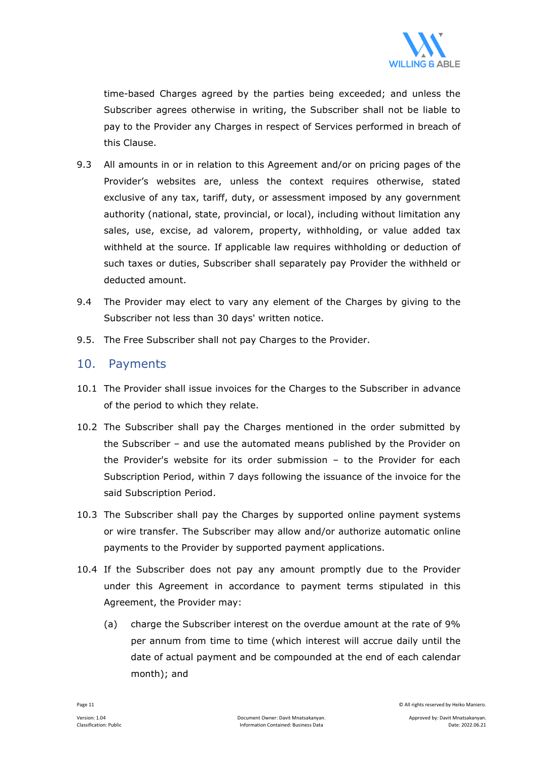time-based Charges agreed by the parties being exceeded; and unless the Subscriber agrees otherwise in writing, the Subscriber shall not be liable to pay to the Provider any Charges in respect of Services performed in breach of this Clause.

9.3 All amounts in or in relation to this Agreement and/or on pricing pages of the Provider's websites are, unless the context requires otherwise, stated exclusive of any tax, tariff, duty, or assessment imposed by any government authority (national, state, provincial, or local), including without limitation any sales, use, excise, ad valorem, property, withholding, or value added tax withheld at the source. If applicable law requires withholding or deduction of such taxes or duties, Subscriber shall separately pay Provider the withheld or deducted amount.

9.4 The Provider may elect to vary any element of the Charges by giving to the Subscriber not less than 30 days' written notice.

9.5. The Free Subscriber shall not pay Charges to the Provider.

## 10. Payments

10.1 The Provider shall issue invoices for the Charges to the Subscriber in advance of the period to which they relate.

10.2 The Subscriber shall pay the Charges mentioned in the order submitted by the Subscriber – and use the automated means published by the Provider on the Provider's website for its order submission – to the Provider for each Subscription Period, within 7 days following the issuance of the invoice for the said Subscription Period.

10.3 The Subscriber shall pay the Charges by supported online payment systems or wire transfer. The Subscriber may allow and/or authorize automatic online payments to the Provider by supported payment applications.

10.4 If the Subscriber does not pay any amount promptly due to the Provider under this Agreement in accordance to payment terms stipulated in this Agreement, the Provider may:

(a) charge the Subscriber interest on the overdue amount at the rate of 9% per annum from time to time (which interest will accrue daily until the date of actual payment and be compounded at the end of each calendar month); and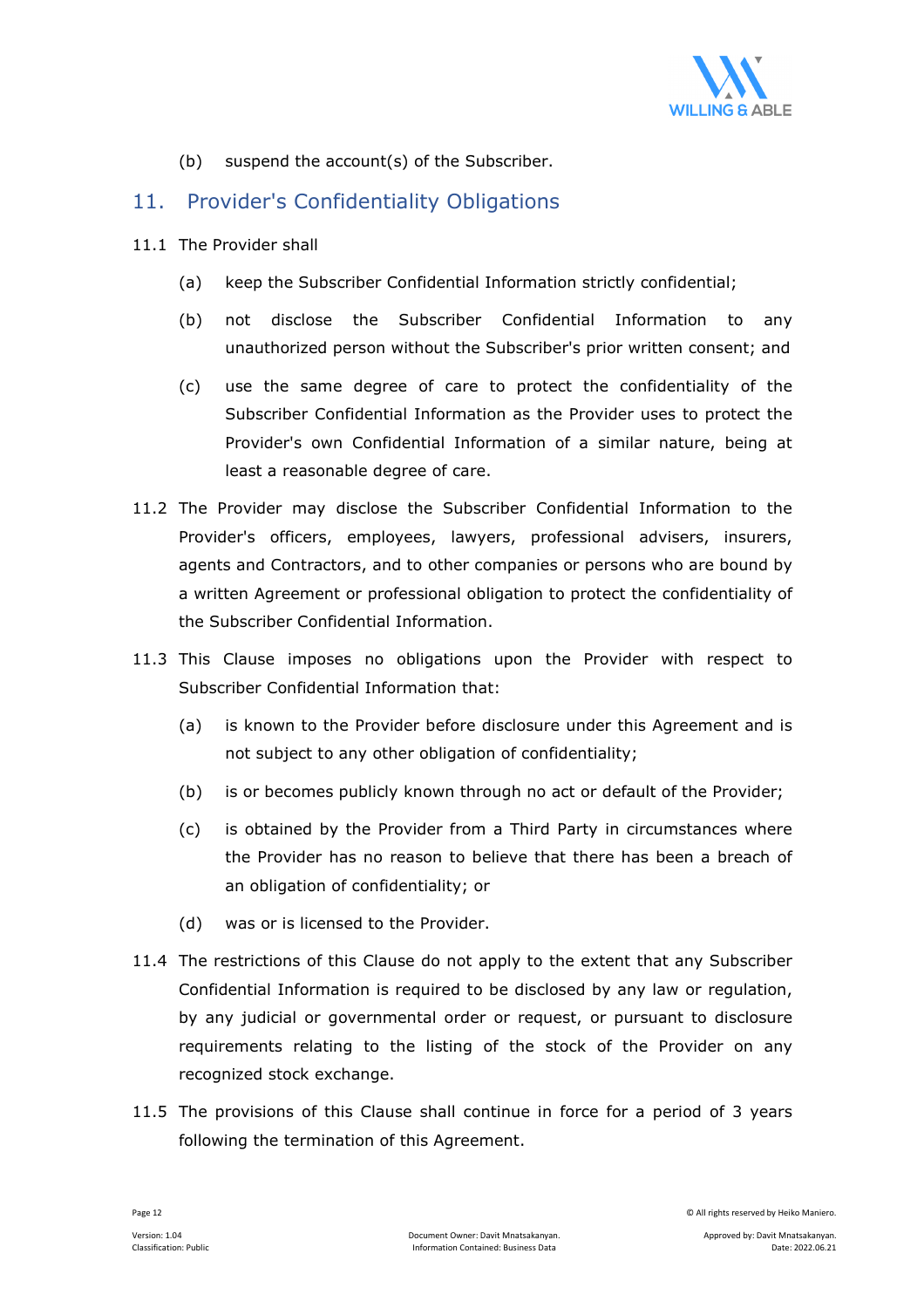(b) suspend the account(s) of the Subscriber.

## 11. Provider's Confidentiality Obligations

11.1 The Provider shall

(a) keep the Subscriber Confidential Information strictly confidential;

(b) not disclose the Subscriber Confidential Information to any unauthorized person without the Subscriber's prior written consent; and

(c) use the same degree of care to protect the confidentiality of the Subscriber Confidential Information as the Provider uses to protect the Provider's own Confidential Information of a similar nature, being at least a reasonable degree of care.

11.2 The Provider may disclose the Subscriber Confidential Information to the Provider's officers, employees, lawyers, professional advisers, insurers, agents and Contractors, and to other companies or persons who are bound by a written Agreement or professional obligation to protect the confidentiality of the Subscriber Confidential Information.

11.3 This Clause imposes no obligations upon the Provider with respect to Subscriber Confidential Information that:

(a) is known to the Provider before disclosure under this Agreement and is not subject to any other obligation of confidentiality;

(b) is or becomes publicly known through no act or default of the Provider;

(c) is obtained by the Provider from a Third Party in circumstances where the Provider has no reason to believe that there has been a breach of an obligation of confidentiality; or

(d) was or is licensed to the Provider.

11.4 The restrictions of this Clause do not apply to the extent that any Subscriber Confidential Information is required to be disclosed by any law or regulation, by any judicial or governmental order or request, or pursuant to disclosure requirements relating to the listing of the stock of the Provider on any recognized stock exchange.

11.5 The provisions of this Clause shall continue in force for a period of 3 years following the termination of this Agreement.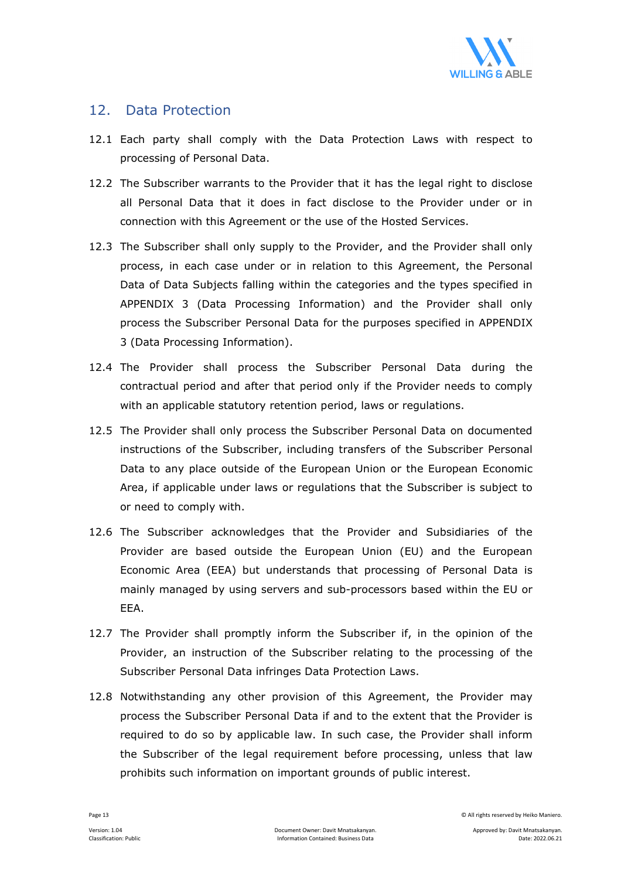## 12. Data Protection

12.1 Each party shall comply with the Data Protection Laws with respect to processing of Personal Data.

12.2 The Subscriber warrants to the Provider that it has the legal right to disclose all Personal Data that it does in fact disclose to the Provider under or in connection with this Agreement or the use of the Hosted Services.

12.3 The Subscriber shall only supply to the Provider, and the Provider shall only process, in each case under or in relation to this Agreement, the Personal Data of Data Subjects falling within the categories and the types specified in APPENDIX 3 (Data Processing Information) and the Provider shall only process the Subscriber Personal Data for the purposes specified in APPENDIX 3 (Data Processing Information).

12.4 The Provider shall process the Subscriber Personal Data during the contractual period and after that period only if the Provider needs to comply with an applicable statutory retention period, laws or regulations.

12.5 The Provider shall only process the Subscriber Personal Data on documented instructions of the Subscriber, including transfers of the Subscriber Personal Data to any place outside of the European Union or the European Economic Area, if applicable under laws or regulations that the Subscriber is subject to or need to comply with.

12.6 The Subscriber acknowledges that the Provider and Subsidiaries of the Provider are based outside the European Union (EU) and the European Economic Area (EEA) but understands that processing of Personal Data is mainly managed by using servers and sub-processors based within the EU or EEA.

12.7 The Provider shall promptly inform the Subscriber if, in the opinion of the Provider, an instruction of the Subscriber relating to the processing of the Subscriber Personal Data infringes Data Protection Laws.

12.8 Notwithstanding any other provision of this Agreement, the Provider may process the Subscriber Personal Data if and to the extent that the Provider is required to do so by applicable law. In such case, the Provider shall inform the Subscriber of the legal requirement before processing, unless that law prohibits such information on important grounds of public interest.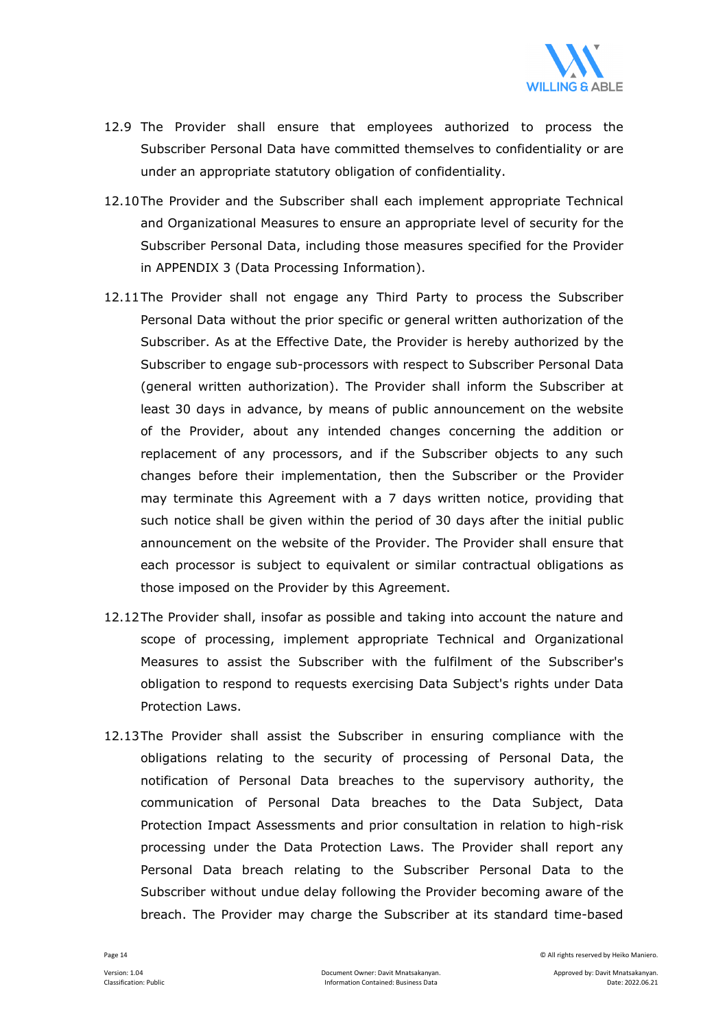12.9 The Provider shall ensure that employees authorized to process the Subscriber Personal Data have committed themselves to confidentiality or are under an appropriate statutory obligation of confidentiality.

12.10 The Provider and the Subscriber shall each implement appropriate Technical and Organizational Measures to ensure an appropriate level of security for the Subscriber Personal Data, including those measures specified for the Provider in APPENDIX 3 (Data Processing Information).

12.11 The Provider shall not engage any Third Party to process the Subscriber Personal Data without the prior specific or general written authorization of the Subscriber. As at the Effective Date, the Provider is hereby authorized by the Subscriber to engage sub-processors with respect to Subscriber Personal Data (general written authorization). The Provider shall inform the Subscriber at least 30 days in advance, by means of public announcement on the website of the Provider, about any intended changes concerning the addition or replacement of any processors, and if the Subscriber objects to any such changes before their implementation, then the Subscriber or the Provider may terminate this Agreement with a 7 days written notice, providing that such notice shall be given within the period of 30 days after the initial public announcement on the website of the Provider. The Provider shall ensure that each processor is subject to equivalent or similar contractual obligations as those imposed on the Provider by this Agreement.

12.12 The Provider shall, insofar as possible and taking into account the nature and scope of processing, implement appropriate Technical and Organizational Measures to assist the Subscriber with the fulfilment of the Subscriber's obligation to respond to requests exercising Data Subject's rights under Data Protection Laws.

12.13 The Provider shall assist the Subscriber in ensuring compliance with the obligations relating to the security of processing of Personal Data, the notification of Personal Data breaches to the supervisory authority, the communication of Personal Data breaches to the Data Subject, Data Protection Impact Assessments and prior consultation in relation to high-risk processing under the Data Protection Laws. The Provider shall report any Personal Data breach relating to the Subscriber Personal Data to the Subscriber without undue delay following the Provider becoming aware of the breach. The Provider may charge the Subscriber at its standard time-based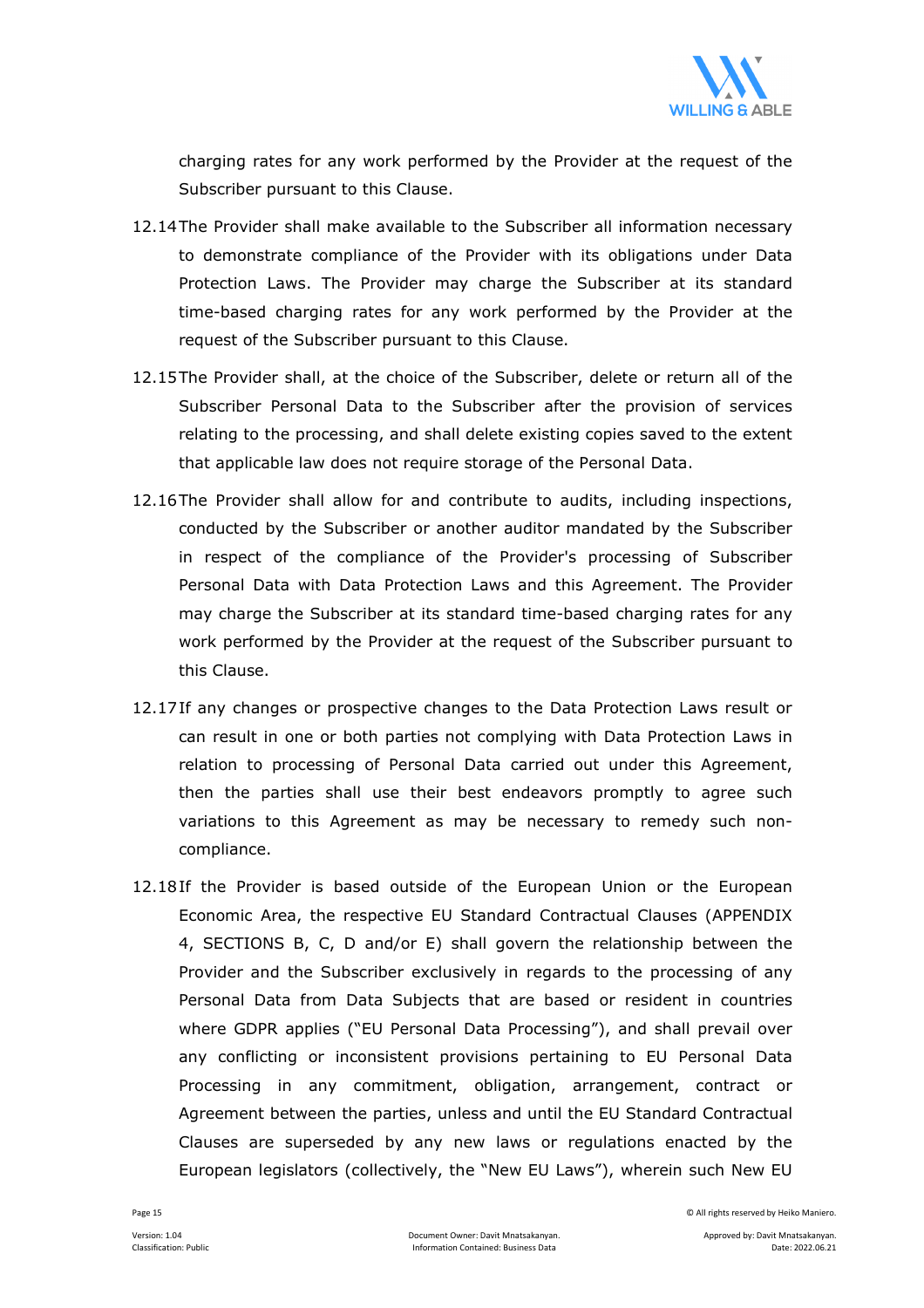charging rates for any work performed by the Provider at the request of the Subscriber pursuant to this Clause.

12.14 The Provider shall make available to the Subscriber all information necessary to demonstrate compliance of the Provider with its obligations under Data Protection Laws. The Provider may charge the Subscriber at its standard time-based charging rates for any work performed by the Provider at the request of the Subscriber pursuant to this Clause.

12.15 The Provider shall, at the choice of the Subscriber, delete or return all of the Subscriber Personal Data to the Subscriber after the provision of services relating to the processing, and shall delete existing copies saved to the extent that applicable law does not require storage of the Personal Data.

12.16 The Provider shall allow for and contribute to audits, including inspections, conducted by the Subscriber or another auditor mandated by the Subscriber in respect of the compliance of the Provider's processing of Subscriber Personal Data with Data Protection Laws and this Agreement. The Provider may charge the Subscriber at its standard time-based charging rates for any work performed by the Provider at the request of the Subscriber pursuant to this Clause.

12.17 If any changes or prospective changes to the Data Protection Laws result or can result in one or both parties not complying with Data Protection Laws in relation to processing of Personal Data carried out under this Agreement, then the parties shall use their best endeavors promptly to agree such variations to this Agreement as may be necessary to remedy such non-compliance.

12.18 If the Provider is based outside of the European Union or the European Economic Area, the respective EU Standard Contractual Clauses (APPENDIX 4, SECTIONS B, C, D and/or E) shall govern the relationship between the Provider and the Subscriber exclusively in regards to the processing of any Personal Data from Data Subjects that are based or resident in countries where GDPR applies ("EU Personal Data Processing"), and shall prevail over any conflicting or inconsistent provisions pertaining to EU Personal Data Processing in any commitment, obligation, arrangement, contract or Agreement between the parties, unless and until the EU Standard Contractual Clauses are superseded by any new laws or regulations enacted by the European legislators (collectively, the "New EU Laws"), wherein such New EU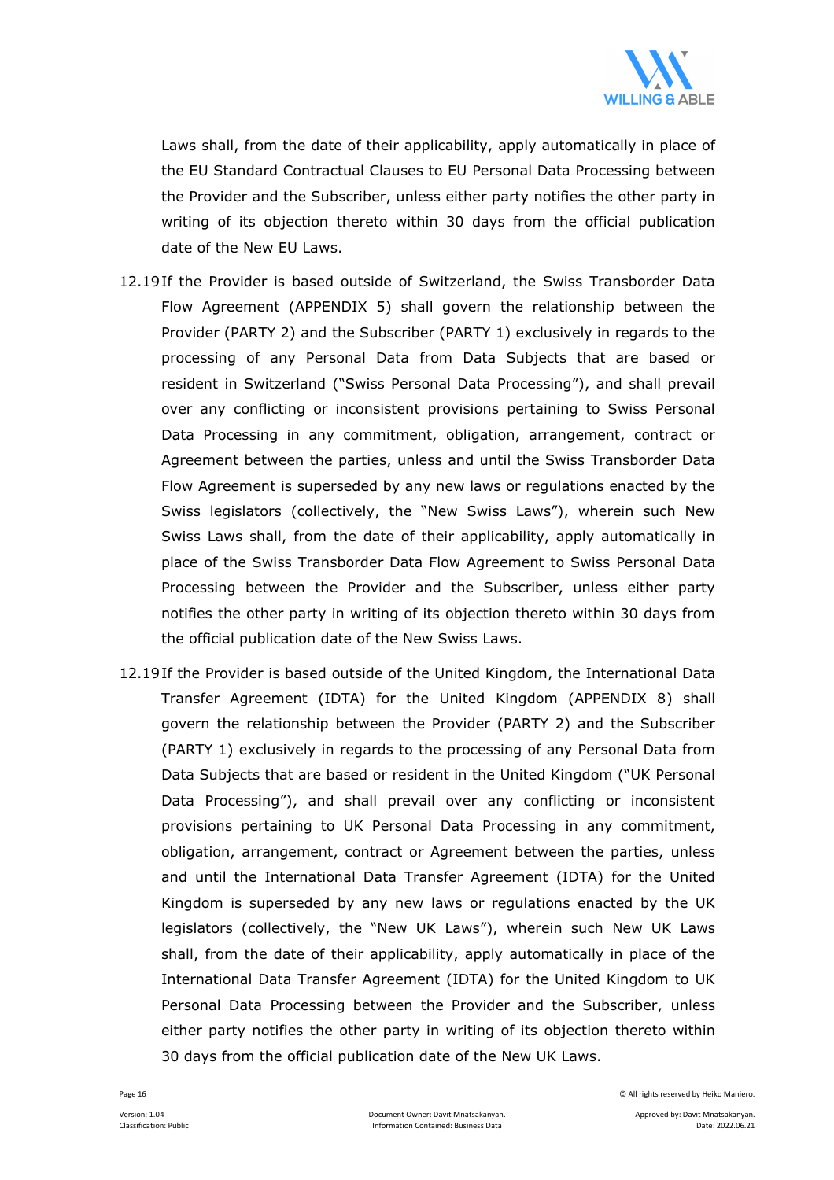Laws shall, from the date of their applicability, apply automatically in place of the EU Standard Contractual Clauses to EU Personal Data Processing between the Provider and the Subscriber, unless either party notifies the other party in writing of its objection thereto within 30 days from the official publication date of the New EU Laws.

12.19 If the Provider is based outside of Switzerland, the Swiss Transborder Data Flow Agreement (APPENDIX 5) shall govern the relationship between the Provider (PARTY 2) and the Subscriber (PARTY 1) exclusively in regards to the processing of any Personal Data from Data Subjects that are based or resident in Switzerland ("Swiss Personal Data Processing"), and shall prevail over any conflicting or inconsistent provisions pertaining to Swiss Personal Data Processing in any commitment, obligation, arrangement, contract or Agreement between the parties, unless and until the Swiss Transborder Data Flow Agreement is superseded by any new laws or regulations enacted by the Swiss legislators (collectively, the "New Swiss Laws"), wherein such New Swiss Laws shall, from the date of their applicability, apply automatically in place of the Swiss Transborder Data Flow Agreement to Swiss Personal Data Processing between the Provider and the Subscriber, unless either party notifies the other party in writing of its objection thereto within 30 days from the official publication date of the New Swiss Laws.

12.19 If the Provider is based outside of the United Kingdom, the International Data Transfer Agreement (IDTA) for the United Kingdom (APPENDIX 8) shall govern the relationship between the Provider (PARTY 2) and the Subscriber (PARTY 1) exclusively in regards to the processing of any Personal Data from Data Subjects that are based or resident in the United Kingdom ("UK Personal Data Processing"), and shall prevail over any conflicting or inconsistent provisions pertaining to UK Personal Data Processing in any commitment, obligation, arrangement, contract or Agreement between the parties, unless and until the International Data Transfer Agreement (IDTA) for the United Kingdom is superseded by any new laws or regulations enacted by the UK legislators (collectively, the "New UK Laws"), wherein such New UK Laws shall, from the date of their applicability, apply automatically in place of the International Data Transfer Agreement (IDTA) for the United Kingdom to UK Personal Data Processing between the Provider and the Subscriber, unless either party notifies the other party in writing of its objection thereto within 30 days from the official publication date of the New UK Laws.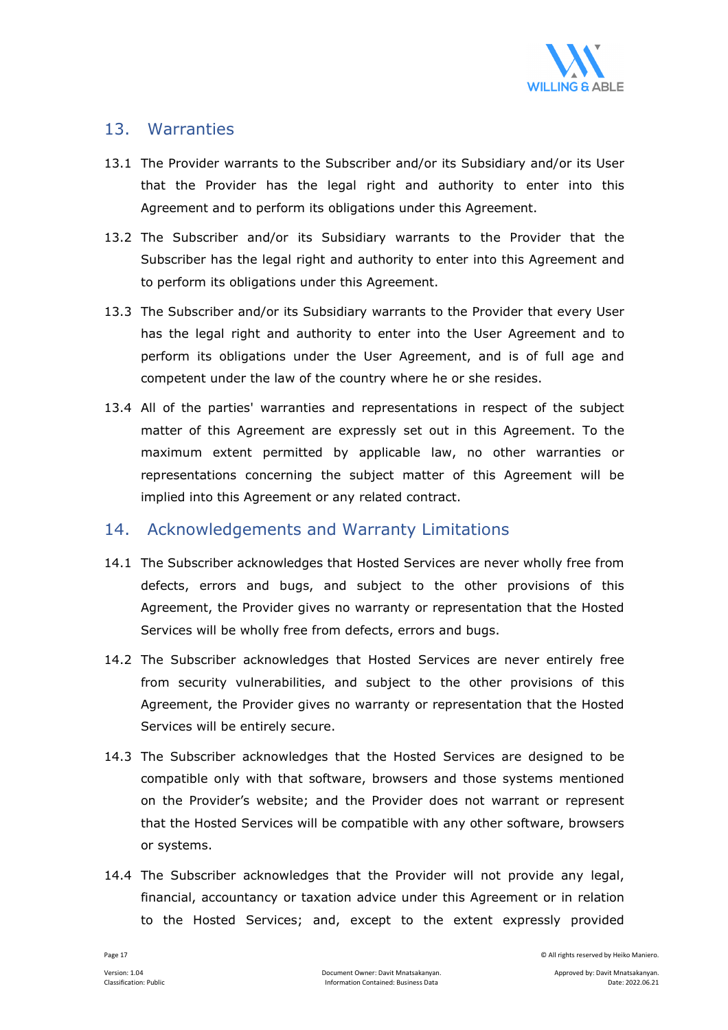## 13. Warranties

13.1 The Provider warrants to the Subscriber and/or its Subsidiary and/or its User that the Provider has the legal right and authority to enter into this Agreement and to perform its obligations under this Agreement.

13.2 The Subscriber and/or its Subsidiary warrants to the Provider that the Subscriber has the legal right and authority to enter into this Agreement and to perform its obligations under this Agreement.

13.3 The Subscriber and/or its Subsidiary warrants to the Provider that every User has the legal right and authority to enter into the User Agreement and to perform its obligations under the User Agreement, and is of full age and competent under the law of the country where he or she resides.

13.4 All of the parties' warranties and representations in respect of the subject matter of this Agreement are expressly set out in this Agreement. To the maximum extent permitted by applicable law, no other warranties or representations concerning the subject matter of this Agreement will be implied into this Agreement or any related contract.

## 14. Acknowledgements and Warranty Limitations

14.1 The Subscriber acknowledges that Hosted Services are never wholly free from defects, errors and bugs, and subject to the other provisions of this Agreement, the Provider gives no warranty or representation that the Hosted Services will be wholly free from defects, errors and bugs.

14.2 The Subscriber acknowledges that Hosted Services are never entirely free from security vulnerabilities, and subject to the other provisions of this Agreement, the Provider gives no warranty or representation that the Hosted Services will be entirely secure.

14.3 The Subscriber acknowledges that the Hosted Services are designed to be compatible only with that software, browsers and those systems mentioned on the Provider’s website; and the Provider does not warrant or represent that the Hosted Services will be compatible with any other software, browsers or systems.

14.4 The Subscriber acknowledges that the Provider will not provide any legal, financial, accountancy or taxation advice under this Agreement or in relation to the Hosted Services; and, except to the extent expressly provided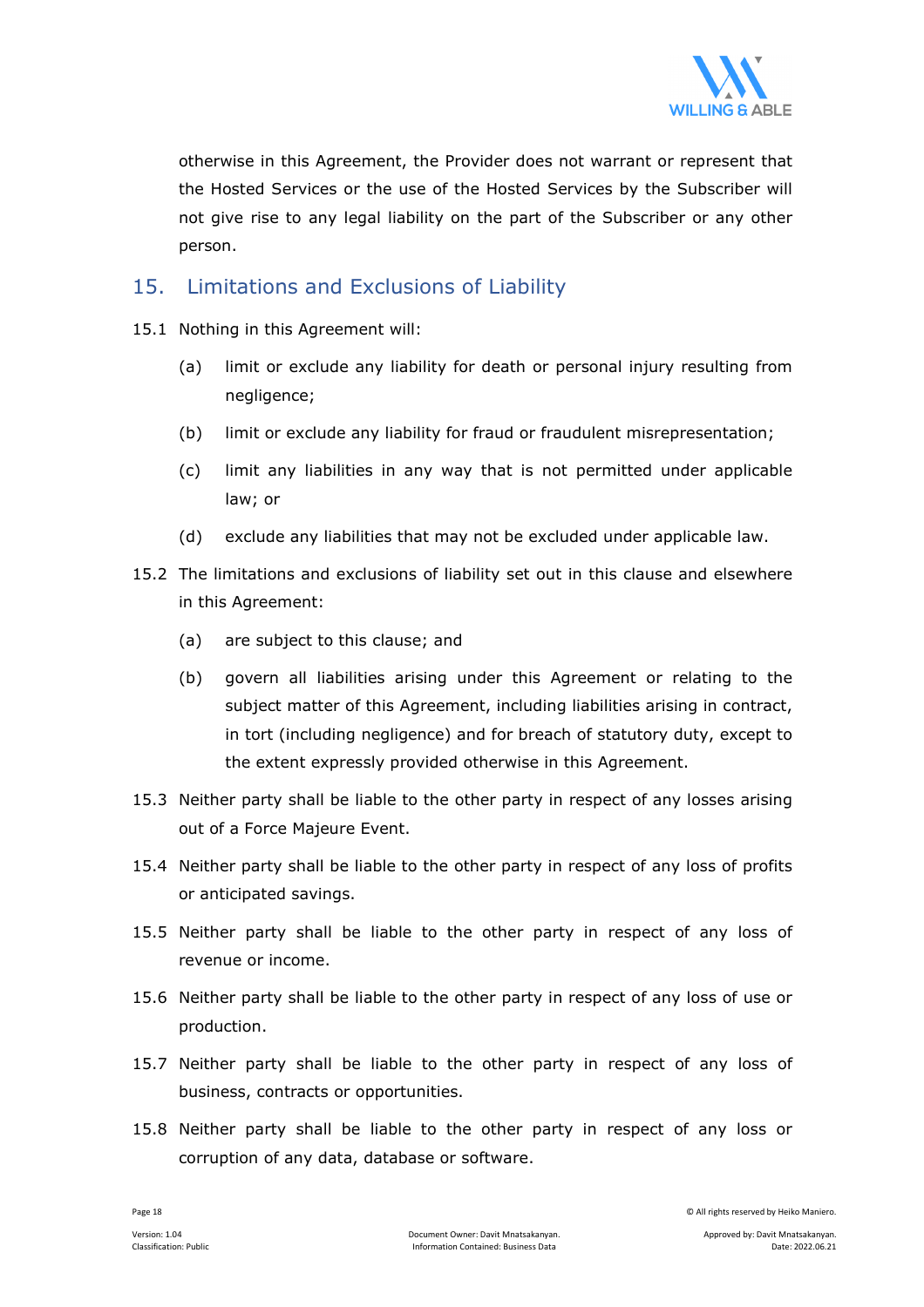otherwise in this Agreement, the Provider does not warrant or represent that the Hosted Services or the use of the Hosted Services by the Subscriber will not give rise to any legal liability on the part of the Subscriber or any other person.

## 15. Limitations and Exclusions of Liability

15.1 Nothing in this Agreement will:

(a) limit or exclude any liability for death or personal injury resulting from negligence;

(b) limit or exclude any liability for fraud or fraudulent misrepresentation;

(c) limit any liabilities in any way that is not permitted under applicable law; or

(d) exclude any liabilities that may not be excluded under applicable law.

15.2 The limitations and exclusions of liability set out in this clause and elsewhere in this Agreement:

(a) are subject to this clause; and

(b) govern all liabilities arising under this Agreement or relating to the subject matter of this Agreement, including liabilities arising in contract, in tort (including negligence) and for breach of statutory duty, except to the extent expressly provided otherwise in this Agreement.

15.3 Neither party shall be liable to the other party in respect of any losses arising out of a Force Majeure Event.

15.4 Neither party shall be liable to the other party in respect of any loss of profits or anticipated savings.

15.5 Neither party shall be liable to the other party in respect of any loss of revenue or income.

15.6 Neither party shall be liable to the other party in respect of any loss of use or production.

15.7 Neither party shall be liable to the other party in respect of any loss of business, contracts or opportunities.

15.8 Neither party shall be liable to the other party in respect of any loss or corruption of any data, database or software.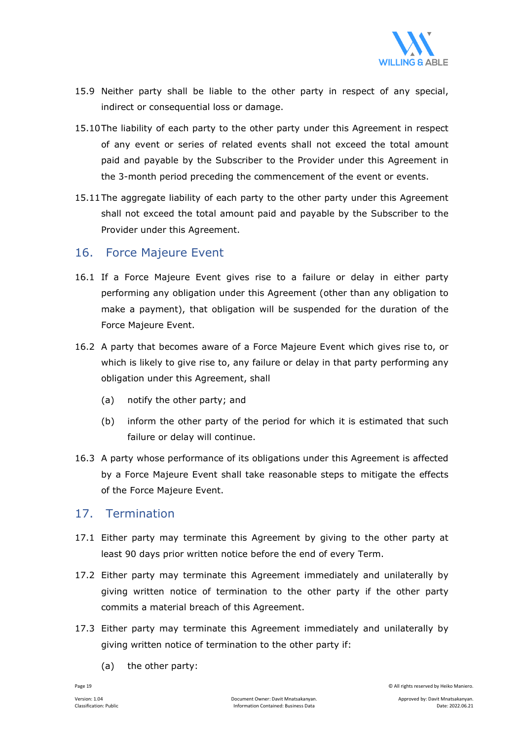15.9 Neither party shall be liable to the other party in respect of any special, indirect or consequential loss or damage.

15.10 The liability of each party to the other party under this Agreement in respect of any event or series of related events shall not exceed the total amount paid and payable by the Subscriber to the Provider under this Agreement in the 3-month period preceding the commencement of the event or events.

15.11 The aggregate liability of each party to the other party under this Agreement shall not exceed the total amount paid and payable by the Subscriber to the Provider under this Agreement.

## 16. Force Majeure Event

16.1 If a Force Majeure Event gives rise to a failure or delay in either party performing any obligation under this Agreement (other than any obligation to make a payment), that obligation will be suspended for the duration of the Force Majeure Event.

16.2 A party that becomes aware of a Force Majeure Event which gives rise to, or which is likely to give rise to, any failure or delay in that party performing any obligation under this Agreement, shall

(a) notify the other party; and

(b) inform the other party of the period for which it is estimated that such failure or delay will continue.

16.3 A party whose performance of its obligations under this Agreement is affected by a Force Majeure Event shall take reasonable steps to mitigate the effects of the Force Majeure Event.

## 17. Termination

17.1 Either party may terminate this Agreement by giving to the other party at least 90 days prior written notice before the end of every Term.

17.2 Either party may terminate this Agreement immediately and unilaterally by giving written notice of termination to the other party if the other party commits a material breach of this Agreement.

17.3 Either party may terminate this Agreement immediately and unilaterally by giving written notice of termination to the other party if:

(a) the other party: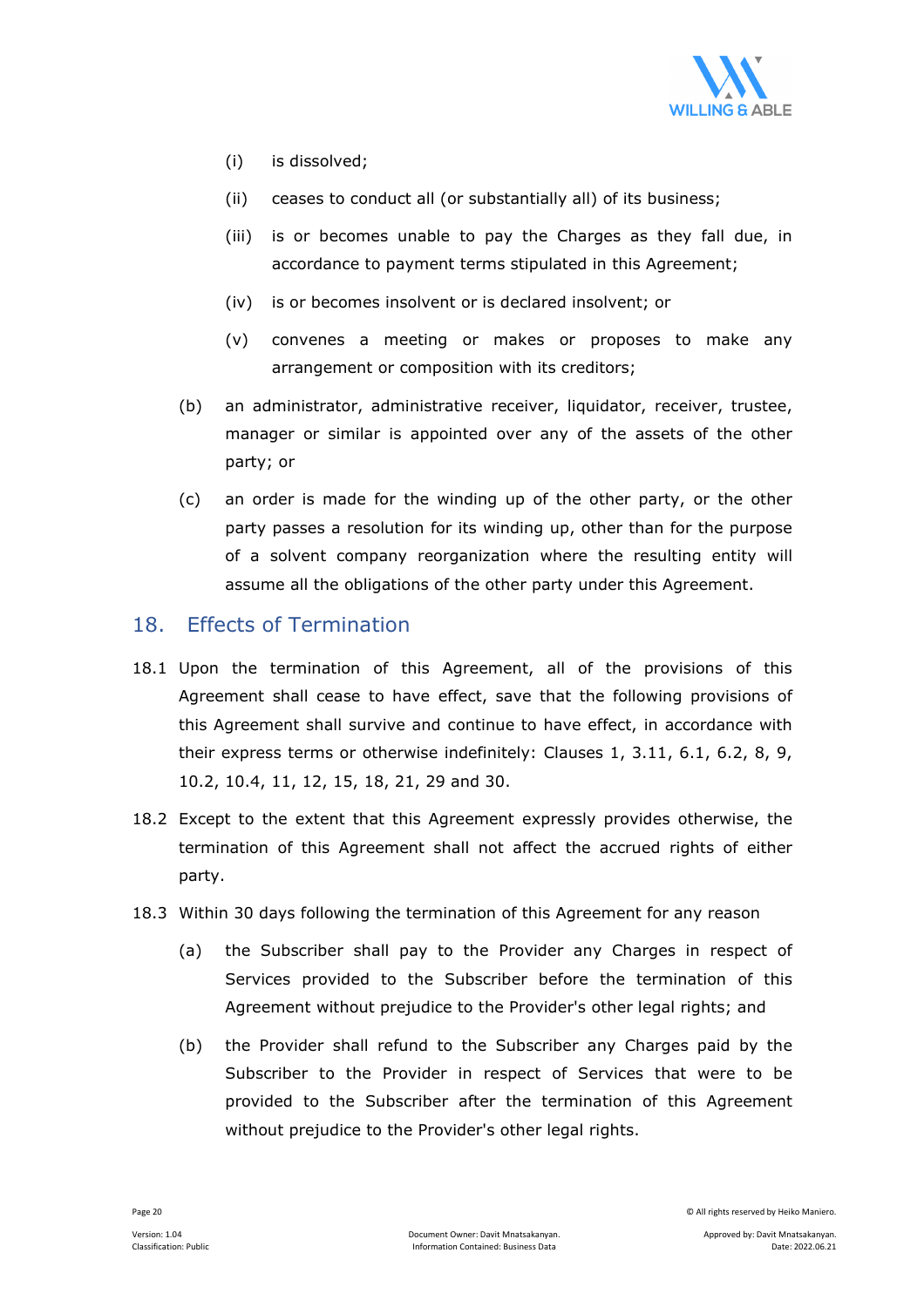(i) is dissolved;

(ii) ceases to conduct all (or substantially all) of its business;

(iii) is or becomes unable to pay the Charges as they fall due, in accordance to payment terms stipulated in this Agreement;

(iv) is or becomes insolvent or is declared insolvent; or

(v) convenes a meeting or makes or proposes to make any arrangement or composition with its creditors;

(b) an administrator, administrative receiver, liquidator, receiver, trustee, manager or similar is appointed over any of the assets of the other party; or

(c) an order is made for the winding up of the other party, or the other party passes a resolution for its winding up, other than for the purpose of a solvent company reorganization where the resulting entity will assume all the obligations of the other party under this Agreement.

## 18. Effects of Termination

18.1 Upon the termination of this Agreement, all of the provisions of this Agreement shall cease to have effect, save that the following provisions of this Agreement shall survive and continue to have effect, in accordance with their express terms or otherwise indefinitely: Clauses 1, 3.11, 6.1, 6.2, 8, 9, 10.2, 10.4, 11, 12, 15, 18, 21, 29 and 30.

18.2 Except to the extent that this Agreement expressly provides otherwise, the termination of this Agreement shall not affect the accrued rights of either party.

18.3 Within 30 days following the termination of this Agreement for any reason

(a) the Subscriber shall pay to the Provider any Charges in respect of Services provided to the Subscriber before the termination of this Agreement without prejudice to the Provider's other legal rights; and

(b) the Provider shall refund to the Subscriber any Charges paid by the Subscriber to the Provider in respect of Services that were to be provided to the Subscriber after the termination of this Agreement without prejudice to the Provider's other legal rights.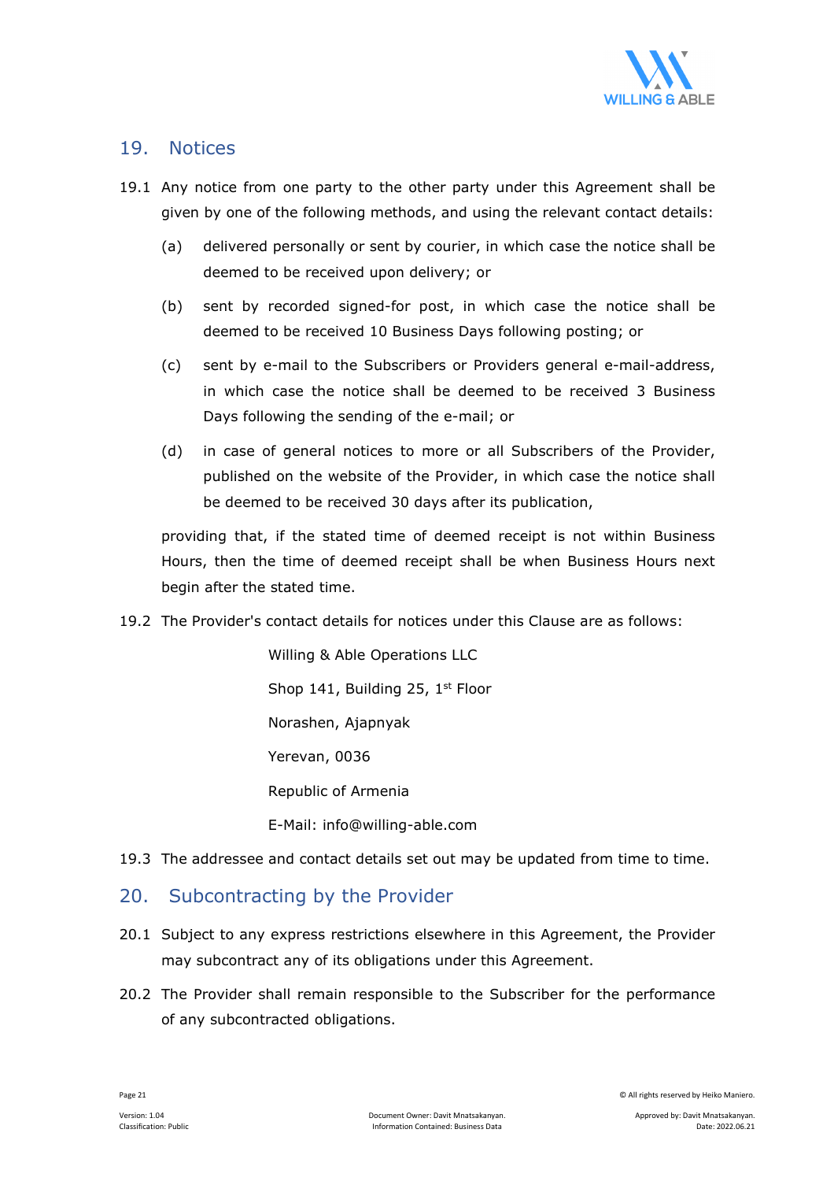## 19. Notices

19.1 Any notice from one party to the other party under this Agreement shall be given by one of the following methods, and using the relevant contact details:

(a) delivered personally or sent by courier, in which case the notice shall be deemed to be received upon delivery; or

(b) sent by recorded signed-for post, in which case the notice shall be deemed to be received 10 Business Days following posting; or

(c) sent by e-mail to the Subscribers or Providers general e-mail-address, in which case the notice shall be deemed to be received 3 Business Days following the sending of the e-mail; or

(d) in case of general notices to more or all Subscribers of the Provider, published on the website of the Provider, in which case the notice shall be deemed to be received 30 days after its publication,

providing that, if the stated time of deemed receipt is not within Business Hours, then the time of deemed receipt shall be when Business Hours next begin after the stated time.

19.2 The Provider's contact details for notices under this Clause are as follows:

Willing & Able Operations LLC

Shop 141, Building 25, 1st Floor

Norashen, Ajapnyak

Yerevan, 0036

Republic of Armenia

E-Mail: info@willing-able.com

19.3 The addressee and contact details set out may be updated from time to time.

## 20. Subcontracting by the Provider

20.1 Subject to any express restrictions elsewhere in this Agreement, the Provider may subcontract any of its obligations under this Agreement.

20.2 The Provider shall remain responsible to the Subscriber for the performance of any subcontracted obligations.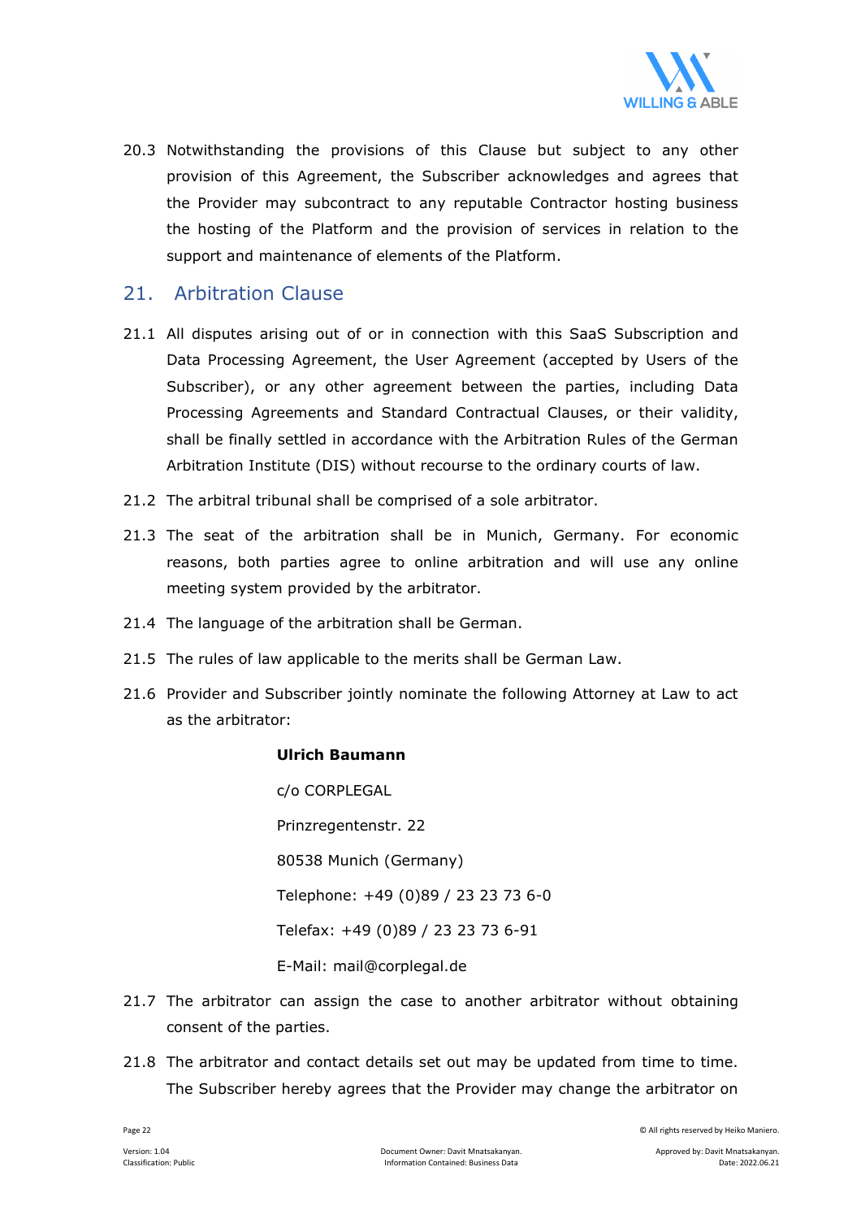20.3 Notwithstanding the provisions of this Clause but subject to any other provision of this Agreement, the Subscriber acknowledges and agrees that the Provider may subcontract to any reputable Contractor hosting business the hosting of the Platform and the provision of services in relation to the support and maintenance of elements of the Platform.

## 21. Arbitration Clause

21.1 All disputes arising out of or in connection with this SaaS Subscription and Data Processing Agreement, the User Agreement (accepted by Users of the Subscriber), or any other agreement between the parties, including Data Processing Agreements and Standard Contractual Clauses, or their validity, shall be finally settled in accordance with the Arbitration Rules of the German Arbitration Institute (DIS) without recourse to the ordinary courts of law.

21.2 The arbitral tribunal shall be comprised of a sole arbitrator.

21.3 The seat of the arbitration shall be in Munich, Germany. For economic reasons, both parties agree to online arbitration and will use any online meeting system provided by the arbitrator.

21.4 The language of the arbitration shall be German.

21.5 The rules of law applicable to the merits shall be German Law.

21.6 Provider and Subscriber jointly nominate the following Attorney at Law to act as the arbitrator:

**Ulrich Baumann**

c/o CORPLEGAL

Prinzregentenstr. 22

80538 Munich (Germany)

Telephone: +49 (0)89 / 23 23 73 6-0

Telefax: +49 (0)89 / 23 23 73 6-91

E-Mail: mail@corplegal.de

21.7 The arbitrator can assign the case to another arbitrator without obtaining consent of the parties.

21.8 The arbitrator and contact details set out may be updated from time to time. The Subscriber hereby agrees that the Provider may change the arbitrator on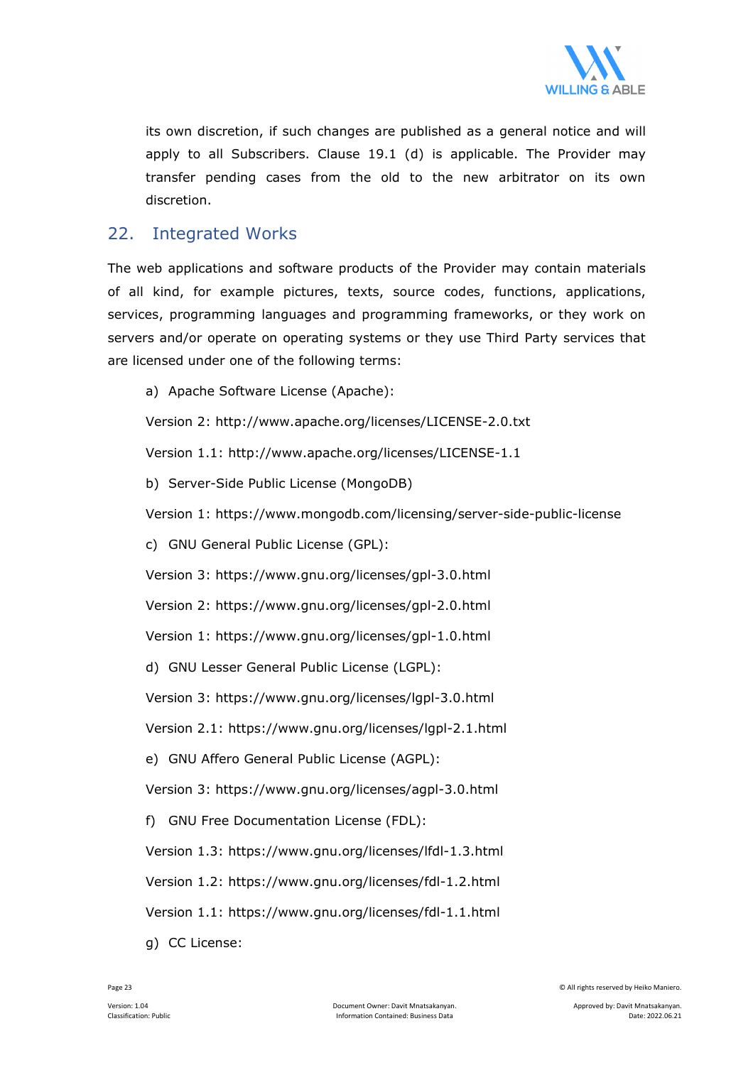its own discretion, if such changes are published as a general notice and will apply to all Subscribers. Clause 19.1 (d) is applicable. The Provider may transfer pending cases from the old to the new arbitrator on its own discretion.

## 22. Integrated Works

The web applications and software products of the Provider may contain materials of all kind, for example pictures, texts, source codes, functions, applications, services, programming languages and programming frameworks, or they work on servers and/or operate on operating systems or they use Third Party services that are licensed under one of the following terms:

a) Apache Software License (Apache):

Version 2: http://www.apache.org/licenses/LICENSE-2.0.txt

Version 1.1: http://www.apache.org/licenses/LICENSE-1.1

b) Server-Side Public License (MongoDB)

Version 1: https://www.mongodb.com/licensing/server-side-public-license

c) GNU General Public License (GPL):

Version 3: https://www.gnu.org/licenses/gpl-3.0.html

Version 2: https://www.gnu.org/licenses/gpl-2.0.html

Version 1: https://www.gnu.org/licenses/gpl-1.0.html

d) GNU Lesser General Public License (LGPL):

Version 3: https://www.gnu.org/licenses/lgpl-3.0.html

Version 2.1: https://www.gnu.org/licenses/lgpl-2.1.html

e) GNU Affero General Public License (AGPL):

Version 3: https://www.gnu.org/licenses/agpl-3.0.html

f) GNU Free Documentation License (FDL):

Version 1.3: https://www.gnu.org/licenses/lfdl-1.3.html

Version 1.2: https://www.gnu.org/licenses/fdl-1.2.html

Version 1.1: https://www.gnu.org/licenses/fdl-1.1.html

g) CC License: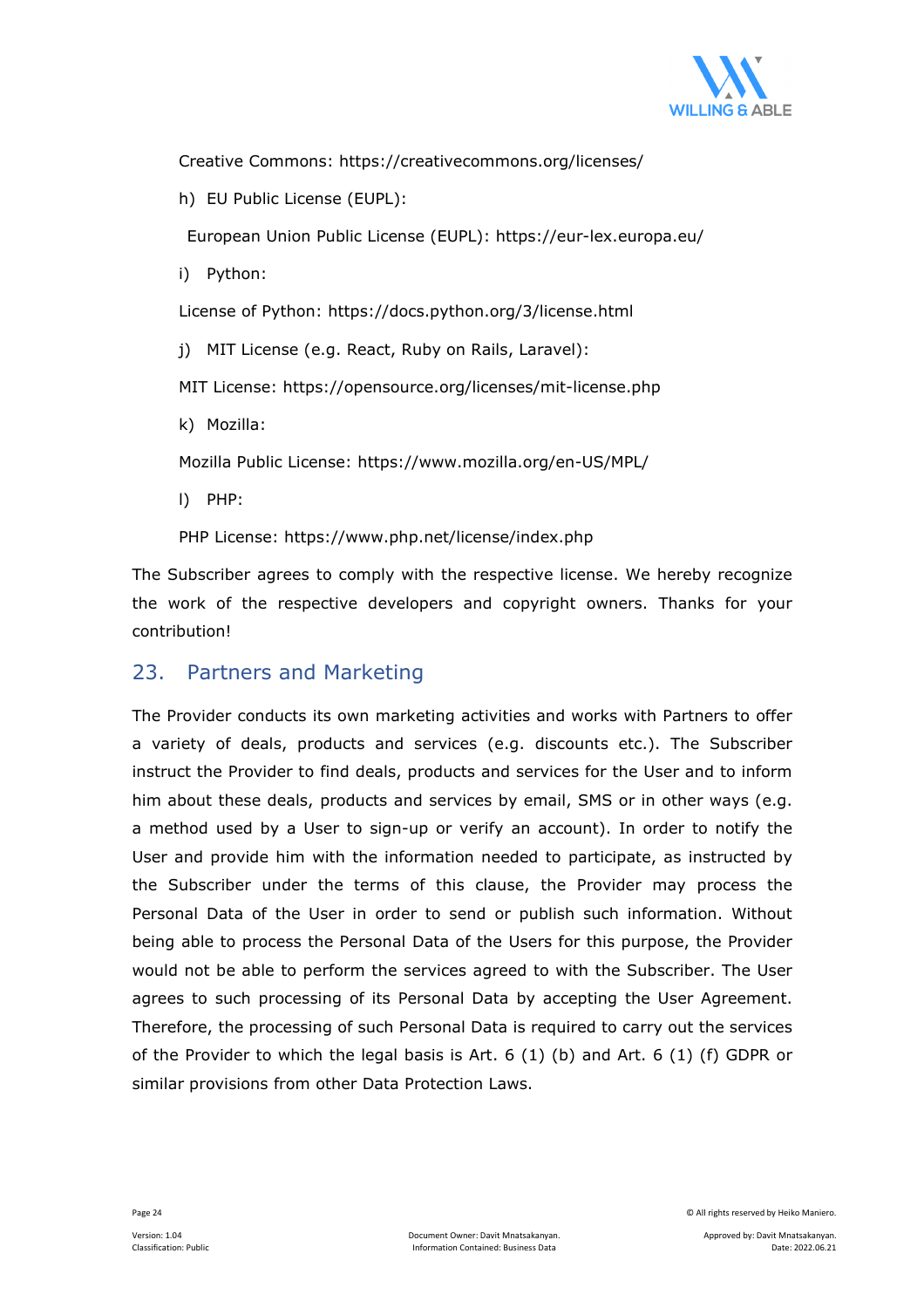Creative Commons: https://creativecommons.org/licenses/

h) EU Public License (EUPL):

European Union Public License (EUPL): https://eur-lex.europa.eu/

i) Python:

License of Python: https://docs.python.org/3/license.html

j) MIT License (e.g. React, Ruby on Rails, Laravel):

MIT License: https://opensource.org/licenses/mit-license.php

k) Mozilla:

Mozilla Public License: https://www.mozilla.org/en-US/MPL/

l) PHP:

PHP License: https://www.php.net/license/index.php

The Subscriber agrees to comply with the respective license. We hereby recognize the work of the respective developers and copyright owners. Thanks for your contribution!

## 23. Partners and Marketing

The Provider conducts its own marketing activities and works with Partners to offer a variety of deals, products and services (e.g. discounts etc.). The Subscriber instruct the Provider to find deals, products and services for the User and to inform him about these deals, products and services by email, SMS or in other ways (e.g. a method used by a User to sign-up or verify an account). In order to notify the User and provide him with the information needed to participate, as instructed by the Subscriber under the terms of this clause, the Provider may process the Personal Data of the User in order to send or publish such information. Without being able to process the Personal Data of the Users for this purpose, the Provider would not be able to perform the services agreed to with the Subscriber. The User agrees to such processing of its Personal Data by accepting the User Agreement. Therefore, the processing of such Personal Data is required to carry out the services of the Provider to which the legal basis is Art. 6 (1) (b) and Art. 6 (1) (f) GDPR or similar provisions from other Data Protection Laws.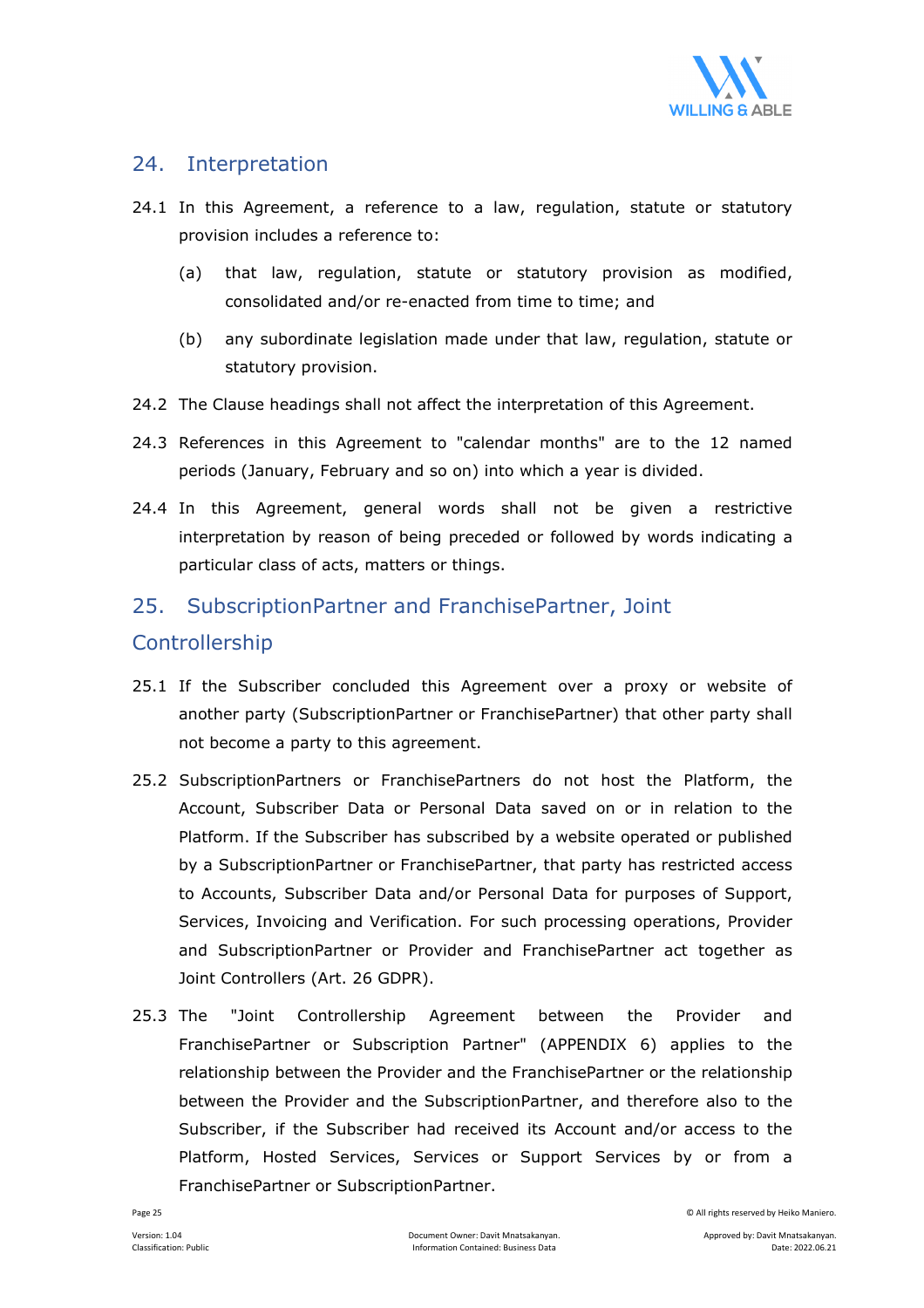## 24. Interpretation

24.1 In this Agreement, a reference to a law, regulation, statute or statutory provision includes a reference to:

(a) that law, regulation, statute or statutory provision as modified, consolidated and/or re-enacted from time to time; and

(b) any subordinate legislation made under that law, regulation, statute or statutory provision.

24.2 The Clause headings shall not affect the interpretation of this Agreement.

24.3 References in this Agreement to "calendar months" are to the 12 named periods (January, February and so on) into which a year is divided.

24.4 In this Agreement, general words shall not be given a restrictive interpretation by reason of being preceded or followed by words indicating a particular class of acts, matters or things.

## 25. SubscriptionPartner and FranchisePartner, Joint Controllership

25.1 If the Subscriber concluded this Agreement over a proxy or website of another party (SubscriptionPartner or FranchisePartner) that other party shall not become a party to this agreement.

25.2 SubscriptionPartners or FranchisePartners do not host the Platform, the Account, Subscriber Data or Personal Data saved on or in relation to the Platform. If the Subscriber has subscribed by a website operated or published by a SubscriptionPartner or FranchisePartner, that party has restricted access to Accounts, Subscriber Data and/or Personal Data for purposes of Support, Services, Invoicing and Verification. For such processing operations, Provider and SubscriptionPartner or Provider and FranchisePartner act together as Joint Controllers (Art. 26 GDPR).

25.3 The "Joint Controllership Agreement between the Provider and FranchisePartner or Subscription Partner" (APPENDIX 6) applies to the relationship between the Provider and the FranchisePartner or the relationship between the Provider and the SubscriptionPartner, and therefore also to the Subscriber, if the Subscriber had received its Account and/or access to the Platform, Hosted Services, Services or Support Services by or from a FranchisePartner or SubscriptionPartner.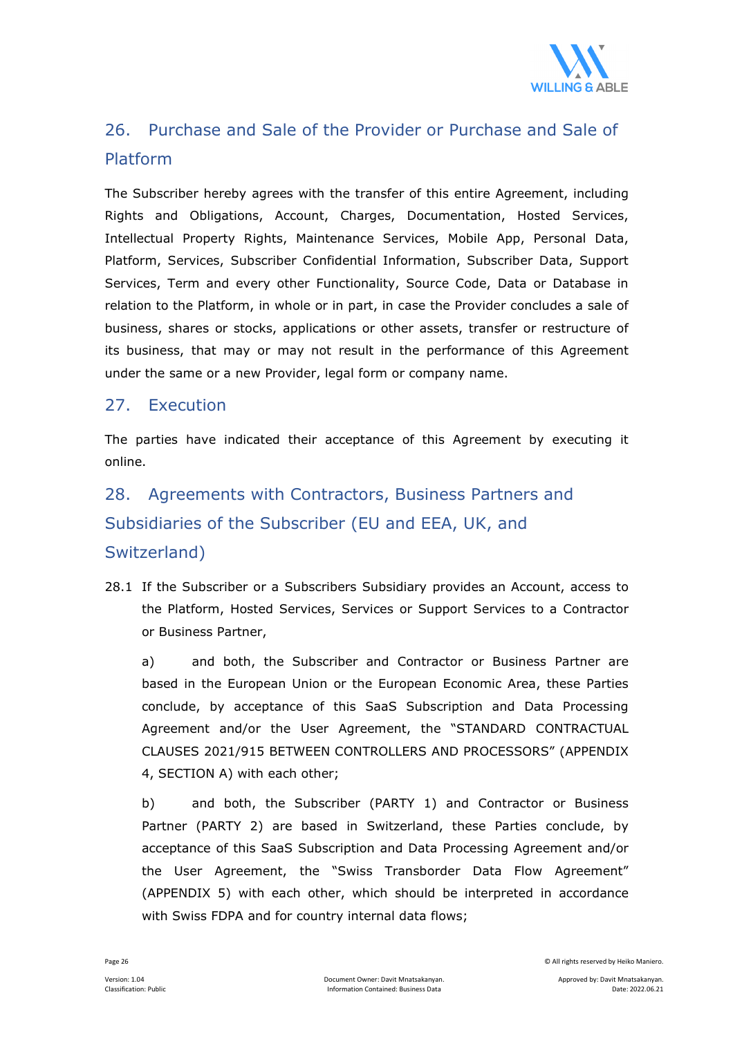## 26. Purchase and Sale of the Provider or Purchase and Sale of Platform

The Subscriber hereby agrees with the transfer of this entire Agreement, including Rights and Obligations, Account, Charges, Documentation, Hosted Services, Intellectual Property Rights, Maintenance Services, Mobile App, Personal Data, Platform, Services, Subscriber Confidential Information, Subscriber Data, Support Services, Term and every other Functionality, Source Code, Data or Database in relation to the Platform, in whole or in part, in case the Provider concludes a sale of business, shares or stocks, applications or other assets, transfer or restructure of its business, that may or may not result in the performance of this Agreement under the same or a new Provider, legal form or company name.

## 27. Execution

The parties have indicated their acceptance of this Agreement by executing it online.

## 28. Agreements with Contractors, Business Partners and Subsidiaries of the Subscriber (EU and EEA, UK, and Switzerland)

28.1 If the Subscriber or a Subscribers Subsidiary provides an Account, access to the Platform, Hosted Services, Services or Support Services to a Contractor or Business Partner,

a) and both, the Subscriber and Contractor or Business Partner are based in the European Union or the European Economic Area, these Parties conclude, by acceptance of this SaaS Subscription and Data Processing Agreement and/or the User Agreement, the "STANDARD CONTRACTUAL CLAUSES 2021/915 BETWEEN CONTROLLERS AND PROCESSORS" (APPENDIX 4, SECTION A) with each other;

b) and both, the Subscriber (PARTY 1) and Contractor or Business Partner (PARTY 2) are based in Switzerland, these Parties conclude, by acceptance of this SaaS Subscription and Data Processing Agreement and/or the User Agreement, the "Swiss Transborder Data Flow Agreement" (APPENDIX 5) with each other, which should be interpreted in accordance with Swiss FDPA and for country internal data flows;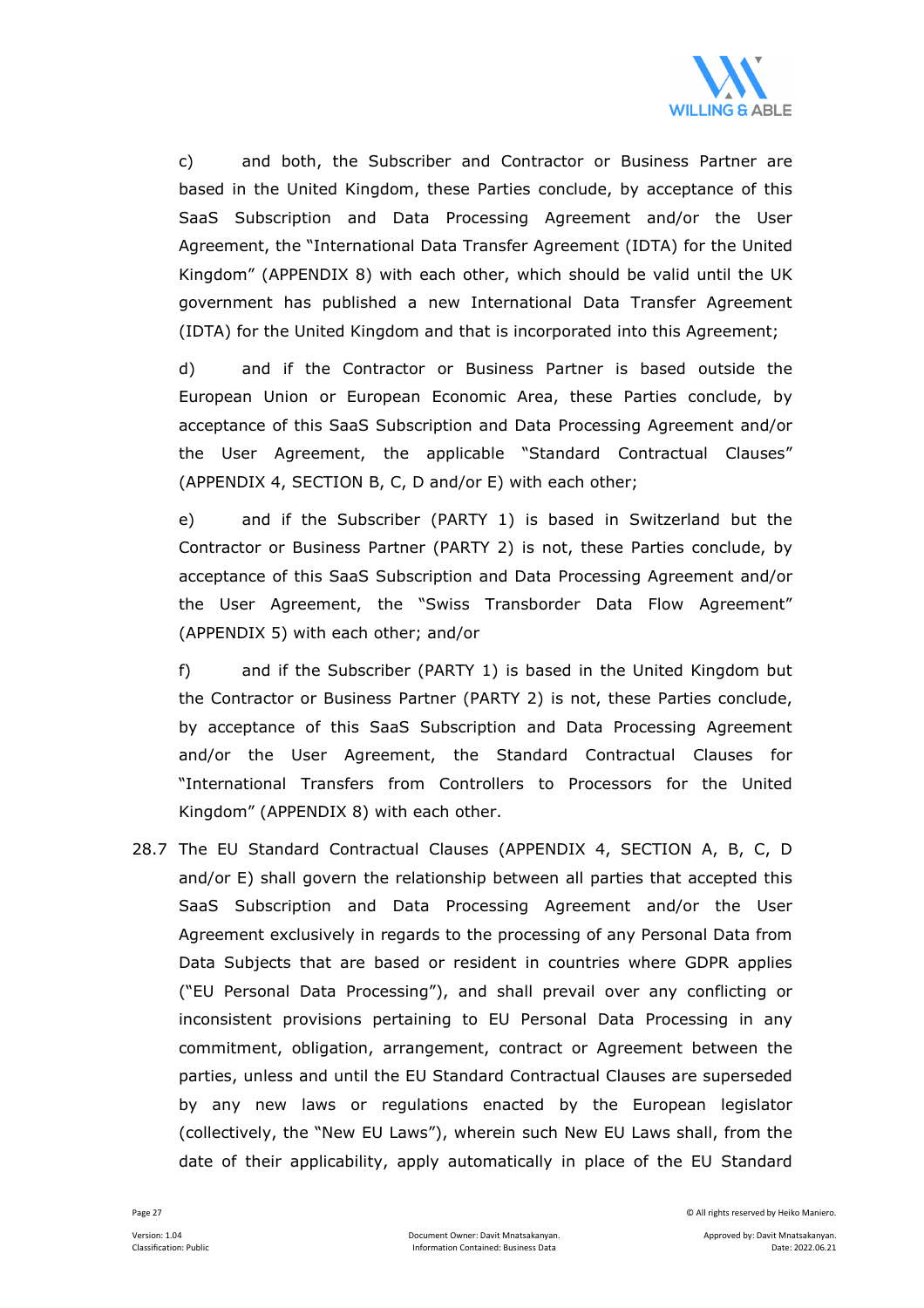c) and both, the Subscriber and Contractor or Business Partner are based in the United Kingdom, these Parties conclude, by acceptance of this SaaS Subscription and Data Processing Agreement and/or the User Agreement, the "International Data Transfer Agreement (IDTA) for the United Kingdom" (APPENDIX 8) with each other, which should be valid until the UK government has published a new International Data Transfer Agreement (IDTA) for the United Kingdom and that is incorporated into this Agreement;

d) and if the Contractor or Business Partner is based outside the European Union or European Economic Area, these Parties conclude, by acceptance of this SaaS Subscription and Data Processing Agreement and/or the User Agreement, the applicable "Standard Contractual Clauses" (APPENDIX 4, SECTION B, C, D and/or E) with each other;

e) and if the Subscriber (PARTY 1) is based in Switzerland but the Contractor or Business Partner (PARTY 2) is not, these Parties conclude, by acceptance of this SaaS Subscription and Data Processing Agreement and/or the User Agreement, the "Swiss Transborder Data Flow Agreement" (APPENDIX 5) with each other; and/or

f) and if the Subscriber (PARTY 1) is based in the United Kingdom but the Contractor or Business Partner (PARTY 2) is not, these Parties conclude, by acceptance of this SaaS Subscription and Data Processing Agreement and/or the User Agreement, the Standard Contractual Clauses for "International Transfers from Controllers to Processors for the United Kingdom" (APPENDIX 8) with each other.

28.7 The EU Standard Contractual Clauses (APPENDIX 4, SECTION A, B, C, D and/or E) shall govern the relationship between all parties that accepted this SaaS Subscription and Data Processing Agreement and/or the User Agreement exclusively in regards to the processing of any Personal Data from Data Subjects that are based or resident in countries where GDPR applies ("EU Personal Data Processing"), and shall prevail over any conflicting or inconsistent provisions pertaining to EU Personal Data Processing in any commitment, obligation, arrangement, contract or Agreement between the parties, unless and until the EU Standard Contractual Clauses are superseded by any new laws or regulations enacted by the European legislator (collectively, the "New EU Laws"), wherein such New EU Laws shall, from the date of their applicability, apply automatically in place of the EU Standard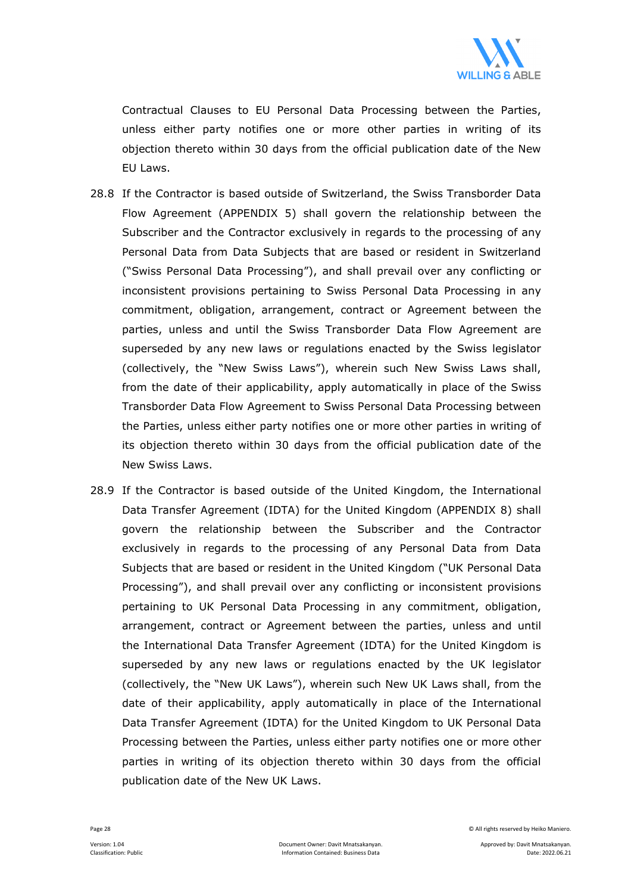Contractual Clauses to EU Personal Data Processing between the Parties, unless either party notifies one or more other parties in writing of its objection thereto within 30 days from the official publication date of the New EU Laws.

28.8 If the Contractor is based outside of Switzerland, the Swiss Transborder Data Flow Agreement (APPENDIX 5) shall govern the relationship between the Subscriber and the Contractor exclusively in regards to the processing of any Personal Data from Data Subjects that are based or resident in Switzerland ("Swiss Personal Data Processing"), and shall prevail over any conflicting or inconsistent provisions pertaining to Swiss Personal Data Processing in any commitment, obligation, arrangement, contract or Agreement between the parties, unless and until the Swiss Transborder Data Flow Agreement are superseded by any new laws or regulations enacted by the Swiss legislator (collectively, the "New Swiss Laws"), wherein such New Swiss Laws shall, from the date of their applicability, apply automatically in place of the Swiss Transborder Data Flow Agreement to Swiss Personal Data Processing between the Parties, unless either party notifies one or more other parties in writing of its objection thereto within 30 days from the official publication date of the New Swiss Laws.

28.9 If the Contractor is based outside of the United Kingdom, the International Data Transfer Agreement (IDTA) for the United Kingdom (APPENDIX 8) shall govern the relationship between the Subscriber and the Contractor exclusively in regards to the processing of any Personal Data from Data Subjects that are based or resident in the United Kingdom ("UK Personal Data Processing"), and shall prevail over any conflicting or inconsistent provisions pertaining to UK Personal Data Processing in any commitment, obligation, arrangement, contract or Agreement between the parties, unless and until the International Data Transfer Agreement (IDTA) for the United Kingdom is superseded by any new laws or regulations enacted by the UK legislator (collectively, the "New UK Laws"), wherein such New UK Laws shall, from the date of their applicability, apply automatically in place of the International Data Transfer Agreement (IDTA) for the United Kingdom to UK Personal Data Processing between the Parties, unless either party notifies one or more other parties in writing of its objection thereto within 30 days from the official publication date of the New UK Laws.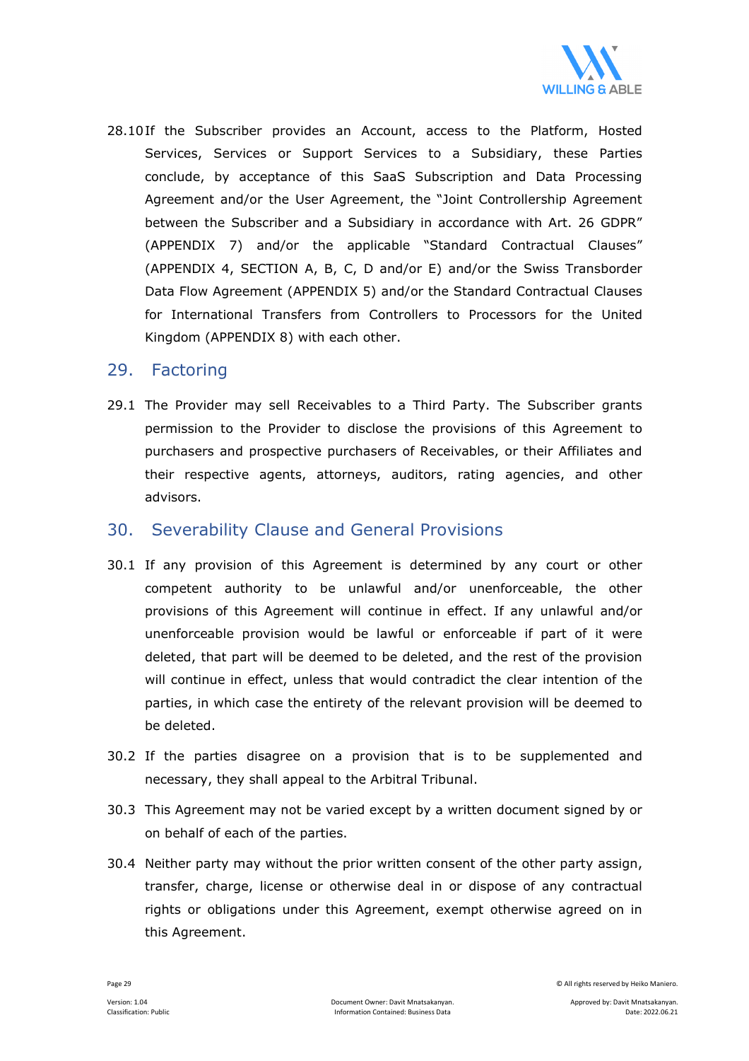28.10 If the Subscriber provides an Account, access to the Platform, Hosted Services, Services or Support Services to a Subsidiary, these Parties conclude, by acceptance of this SaaS Subscription and Data Processing Agreement and/or the User Agreement, the "Joint Controllership Agreement between the Subscriber and a Subsidiary in accordance with Art. 26 GDPR" (APPENDIX 7) and/or the applicable "Standard Contractual Clauses" (APPENDIX 4, SECTION A, B, C, D and/or E) and/or the Swiss Transborder Data Flow Agreement (APPENDIX 5) and/or the Standard Contractual Clauses for International Transfers from Controllers to Processors for the United Kingdom (APPENDIX 8) with each other.

## 29. Factoring

29.1 The Provider may sell Receivables to a Third Party. The Subscriber grants permission to the Provider to disclose the provisions of this Agreement to purchasers and prospective purchasers of Receivables, or their Affiliates and their respective agents, attorneys, auditors, rating agencies, and other advisors.

## 30. Severability Clause and General Provisions

30.1 If any provision of this Agreement is determined by any court or other competent authority to be unlawful and/or unenforceable, the other provisions of this Agreement will continue in effect. If any unlawful and/or unenforceable provision would be lawful or enforceable if part of it were deleted, that part will be deemed to be deleted, and the rest of the provision will continue in effect, unless that would contradict the clear intention of the parties, in which case the entirety of the relevant provision will be deemed to be deleted.

30.2 If the parties disagree on a provision that is to be supplemented and necessary, they shall appeal to the Arbitral Tribunal.

30.3 This Agreement may not be varied except by a written document signed by or on behalf of each of the parties.

30.4 Neither party may without the prior written consent of the other party assign, transfer, charge, license or otherwise deal in or dispose of any contractual rights or obligations under this Agreement, exempt otherwise agreed on in this Agreement.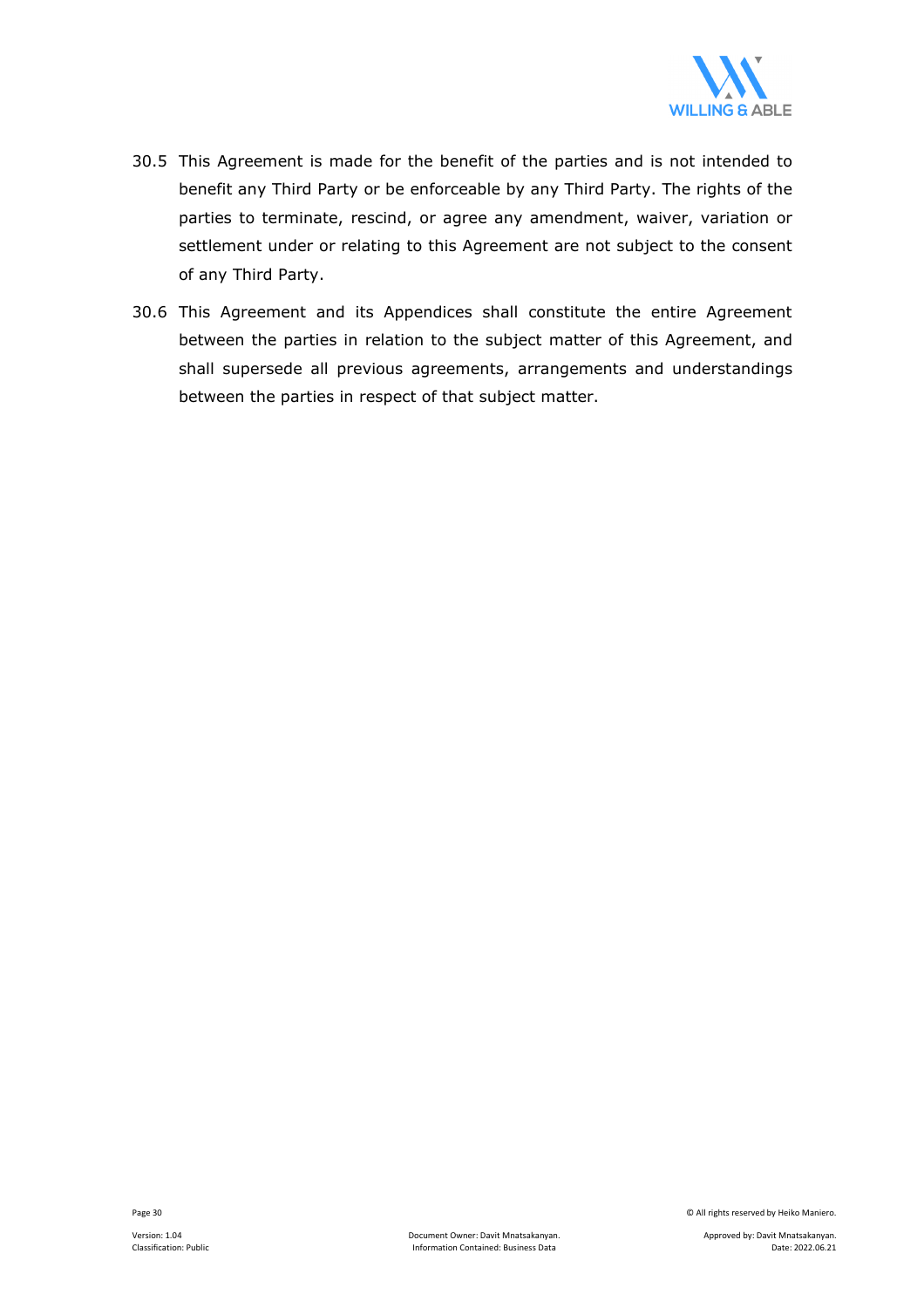30.5 This Agreement is made for the benefit of the parties and is not intended to benefit any Third Party or be enforceable by any Third Party. The rights of the parties to terminate, rescind, or agree any amendment, waiver, variation or settlement under or relating to this Agreement are not subject to the consent of any Third Party.

30.6 This Agreement and its Appendices shall constitute the entire Agreement between the parties in relation to the subject matter of this Agreement, and shall supersede all previous agreements, arrangements and understandings between the parties in respect of that subject matter.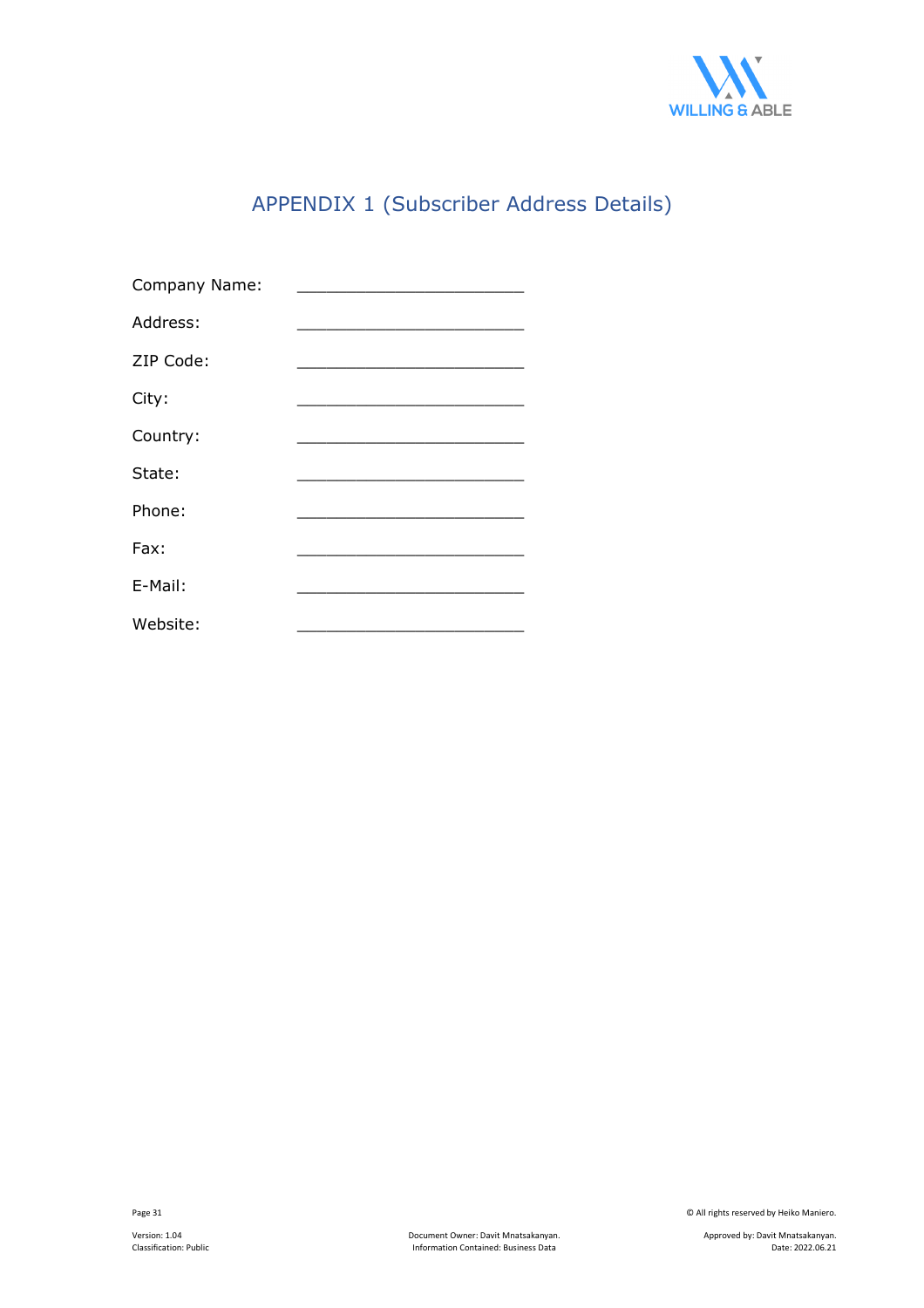# APPENDIX 1 (Subscriber Address Details)

Company Name: ________________________

Address: ________________________

ZIP Code: ________________________

City: ________________________

Country: ________________________

State: ________________________

Phone: ________________________

Fax: ________________________

E-Mail: ________________________

Website: ________________________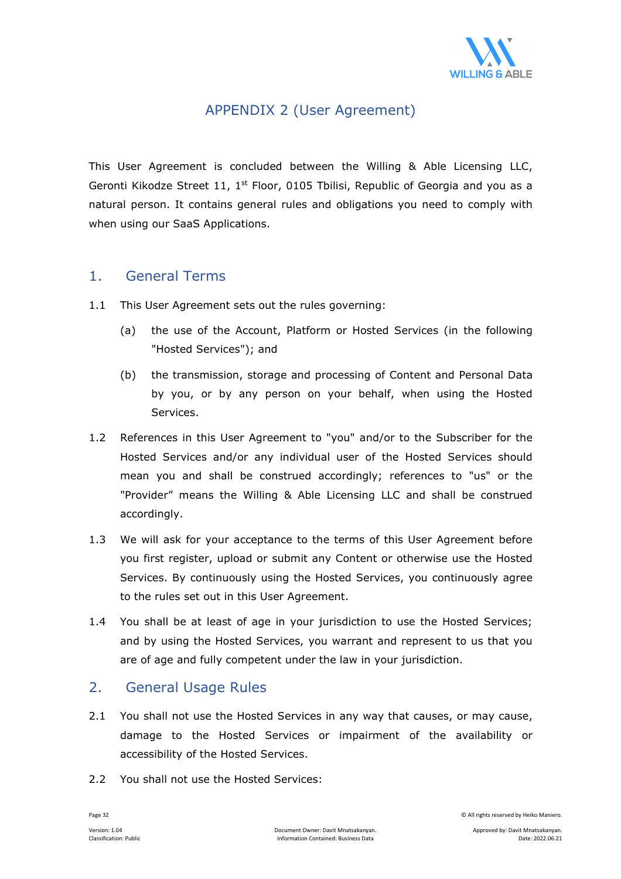# APPENDIX 2 (User Agreement)

This User Agreement is concluded between the Willing & Able Licensing LLC, Geronti Kikodze Street 11, 1st Floor, 0105 Tbilisi, Republic of Georgia and you as a natural person. It contains general rules and obligations you need to comply with when using our SaaS Applications.

## 1. General Terms

1.1 This User Agreement sets out the rules governing:

(a) the use of the Account, Platform or Hosted Services (in the following "Hosted Services"); and

(b) the transmission, storage and processing of Content and Personal Data by you, or by any person on your behalf, when using the Hosted Services.

1.2 References in this User Agreement to "you" and/or to the Subscriber for the Hosted Services and/or any individual user of the Hosted Services should mean you and shall be construed accordingly; references to "us" or the "Provider" means the Willing & Able Licensing LLC and shall be construed accordingly.

1.3 We will ask for your acceptance to the terms of this User Agreement before you first register, upload or submit any Content or otherwise use the Hosted Services. By continuously using the Hosted Services, you continuously agree to the rules set out in this User Agreement.

1.4 You shall be at least of age in your jurisdiction to use the Hosted Services; and by using the Hosted Services, you warrant and represent to us that you are of age and fully competent under the law in your jurisdiction.

## 2. General Usage Rules

2.1 You shall not use the Hosted Services in any way that causes, or may cause, damage to the Hosted Services or impairment of the availability or accessibility of the Hosted Services.

2.2 You shall not use the Hosted Services: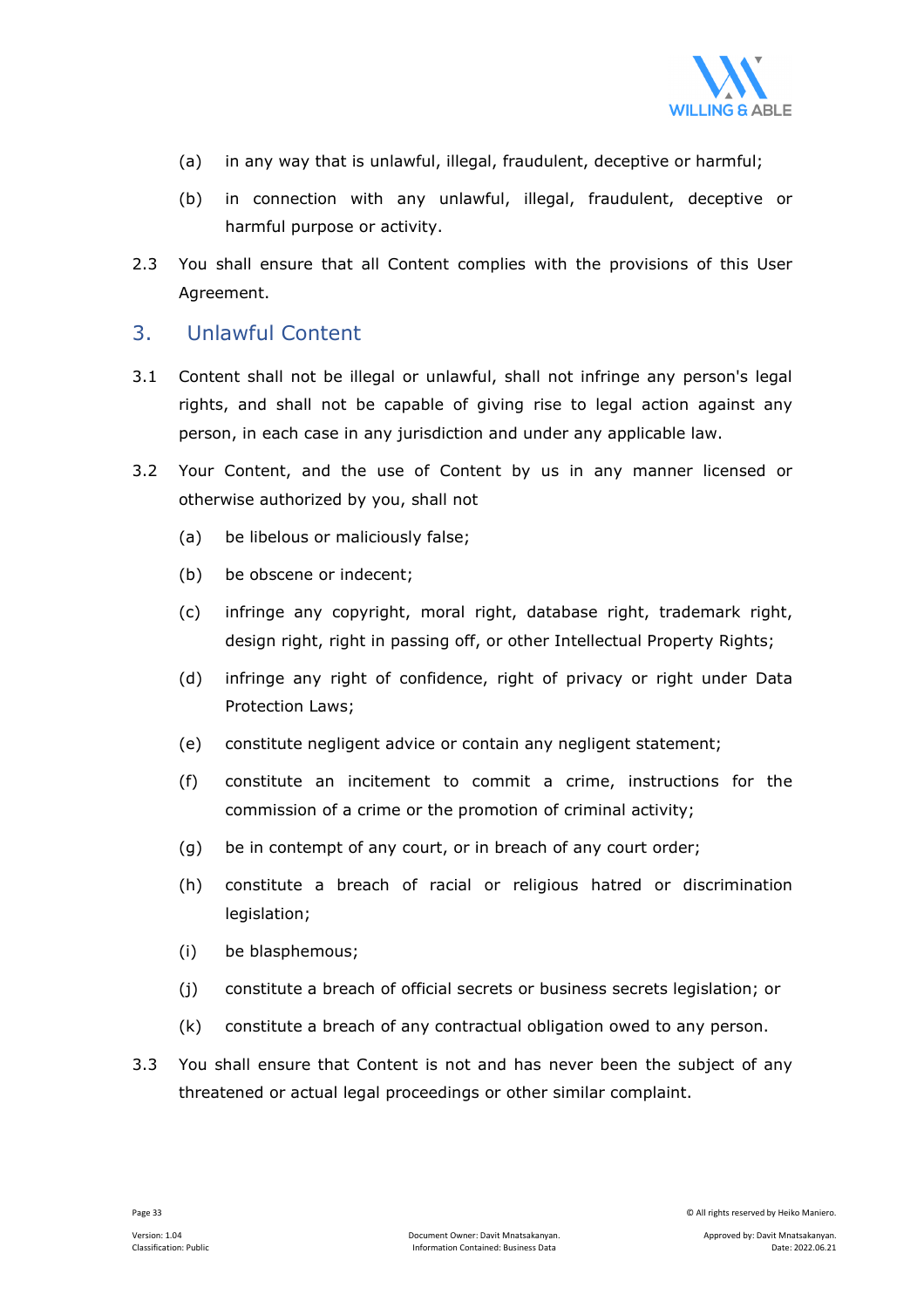(a) in any way that is unlawful, illegal, fraudulent, deceptive or harmful;

(b) in connection with any unlawful, illegal, fraudulent, deceptive or harmful purpose or activity.

2.3 You shall ensure that all Content complies with the provisions of this User Agreement.

## 3. Unlawful Content

3.1 Content shall not be illegal or unlawful, shall not infringe any person's legal rights, and shall not be capable of giving rise to legal action against any person, in each case in any jurisdiction and under any applicable law.

3.2 Your Content, and the use of Content by us in any manner licensed or otherwise authorized by you, shall not

(a) be libelous or maliciously false;

(b) be obscene or indecent;

(c) infringe any copyright, moral right, database right, trademark right, design right, right in passing off, or other Intellectual Property Rights;

(d) infringe any right of confidence, right of privacy or right under Data Protection Laws;

(e) constitute negligent advice or contain any negligent statement;

(f) constitute an incitement to commit a crime, instructions for the commission of a crime or the promotion of criminal activity;

(g) be in contempt of any court, or in breach of any court order;

(h) constitute a breach of racial or religious hatred or discrimination legislation;

(i) be blasphemous;

(j) constitute a breach of official secrets or business secrets legislation; or

(k) constitute a breach of any contractual obligation owed to any person.

3.3 You shall ensure that Content is not and has never been the subject of any threatened or actual legal proceedings or other similar complaint.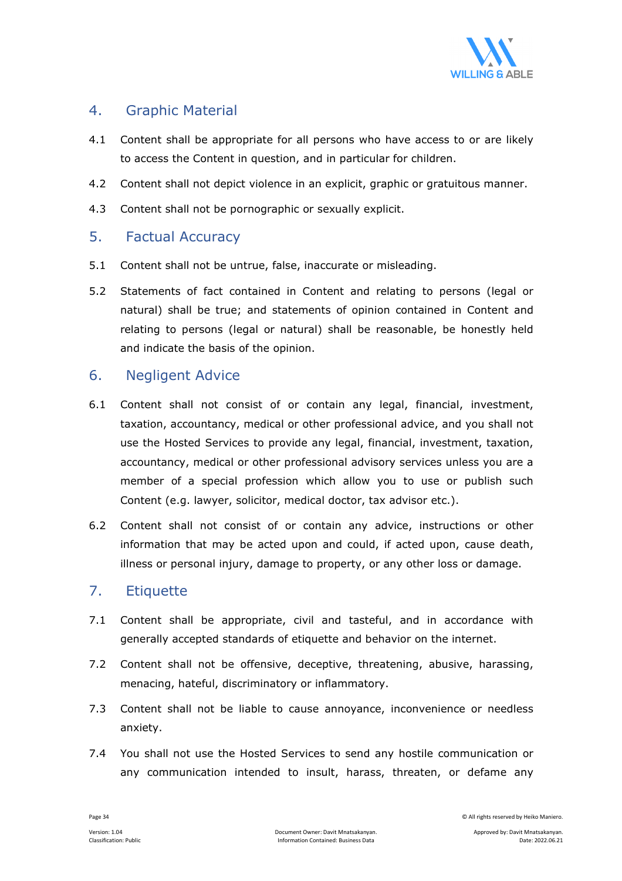## 4. Graphic Material

4.1 Content shall be appropriate for all persons who have access to or are likely to access the Content in question, and in particular for children.

4.2 Content shall not depict violence in an explicit, graphic or gratuitous manner.

4.3 Content shall not be pornographic or sexually explicit.

## 5. Factual Accuracy

5.1 Content shall not be untrue, false, inaccurate or misleading.

5.2 Statements of fact contained in Content and relating to persons (legal or natural) shall be true; and statements of opinion contained in Content and relating to persons (legal or natural) shall be reasonable, be honestly held and indicate the basis of the opinion.

## 6. Negligent Advice

6.1 Content shall not consist of or contain any legal, financial, investment, taxation, accountancy, medical or other professional advice, and you shall not use the Hosted Services to provide any legal, financial, investment, taxation, accountancy, medical or other professional advisory services unless you are a member of a special profession which allow you to use or publish such Content (e.g. lawyer, solicitor, medical doctor, tax advisor etc.).

6.2 Content shall not consist of or contain any advice, instructions or other information that may be acted upon and could, if acted upon, cause death, illness or personal injury, damage to property, or any other loss or damage.

## 7. Etiquette

7.1 Content shall be appropriate, civil and tasteful, and in accordance with generally accepted standards of etiquette and behavior on the internet.

7.2 Content shall not be offensive, deceptive, threatening, abusive, harassing, menacing, hateful, discriminatory or inflammatory.

7.3 Content shall not be liable to cause annoyance, inconvenience or needless anxiety.

7.4 You shall not use the Hosted Services to send any hostile communication or any communication intended to insult, harass, threaten, or defame any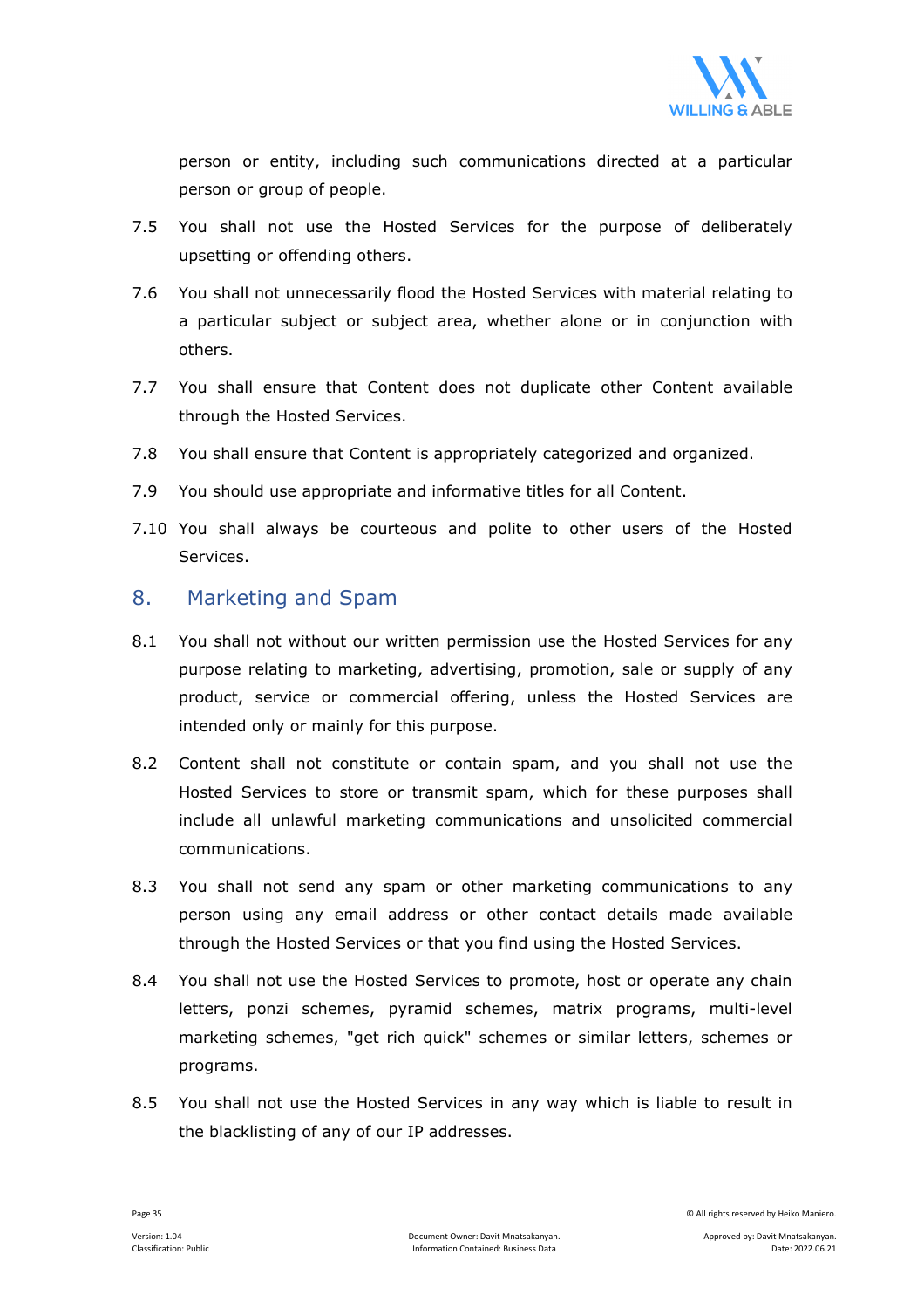person or entity, including such communications directed at a particular person or group of people.

7.5 You shall not use the Hosted Services for the purpose of deliberately upsetting or offending others.

7.6 You shall not unnecessarily flood the Hosted Services with material relating to a particular subject or subject area, whether alone or in conjunction with others.

7.7 You shall ensure that Content does not duplicate other Content available through the Hosted Services.

7.8 You shall ensure that Content is appropriately categorized and organized.

7.9 You should use appropriate and informative titles for all Content.

7.10 You shall always be courteous and polite to other users of the Hosted Services.

## 8. Marketing and Spam

8.1 You shall not without our written permission use the Hosted Services for any purpose relating to marketing, advertising, promotion, sale or supply of any product, service or commercial offering, unless the Hosted Services are intended only or mainly for this purpose.

8.2 Content shall not constitute or contain spam, and you shall not use the Hosted Services to store or transmit spam, which for these purposes shall include all unlawful marketing communications and unsolicited commercial communications.

8.3 You shall not send any spam or other marketing communications to any person using any email address or other contact details made available through the Hosted Services or that you find using the Hosted Services.

8.4 You shall not use the Hosted Services to promote, host or operate any chain letters, ponzi schemes, pyramid schemes, matrix programs, multi-level marketing schemes, "get rich quick" schemes or similar letters, schemes or programs.

8.5 You shall not use the Hosted Services in any way which is liable to result in the blacklisting of any of our IP addresses.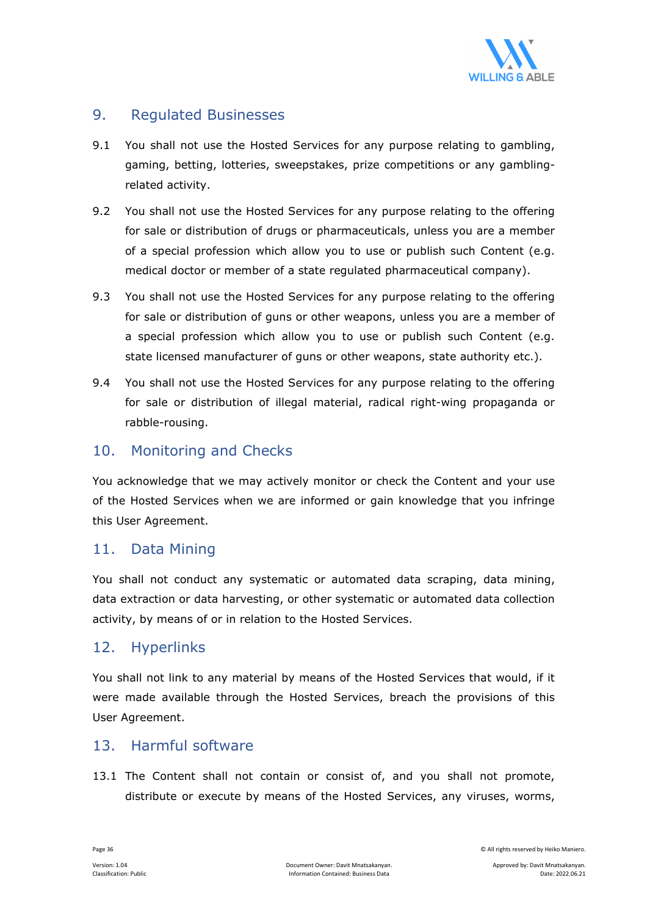## 9. Regulated Businesses

9.1 You shall not use the Hosted Services for any purpose relating to gambling, gaming, betting, lotteries, sweepstakes, prize competitions or any gambling-related activity.

9.2 You shall not use the Hosted Services for any purpose relating to the offering for sale or distribution of drugs or pharmaceuticals, unless you are a member of a special profession which allow you to use or publish such Content (e.g. medical doctor or member of a state regulated pharmaceutical company).

9.3 You shall not use the Hosted Services for any purpose relating to the offering for sale or distribution of guns or other weapons, unless you are a member of a special profession which allow you to use or publish such Content (e.g. state licensed manufacturer of guns or other weapons, state authority etc.).

9.4 You shall not use the Hosted Services for any purpose relating to the offering for sale or distribution of illegal material, radical right-wing propaganda or rabble-rousing.

## 10. Monitoring and Checks

You acknowledge that we may actively monitor or check the Content and your use of the Hosted Services when we are informed or gain knowledge that you infringe this User Agreement.

## 11. Data Mining

You shall not conduct any systematic or automated data scraping, data mining, data extraction or data harvesting, or other systematic or automated data collection activity, by means of or in relation to the Hosted Services.

## 12. Hyperlinks

You shall not link to any material by means of the Hosted Services that would, if it were made available through the Hosted Services, breach the provisions of this User Agreement.

## 13. Harmful software

13.1 The Content shall not contain or consist of, and you shall not promote, distribute or execute by means of the Hosted Services, any viruses, worms,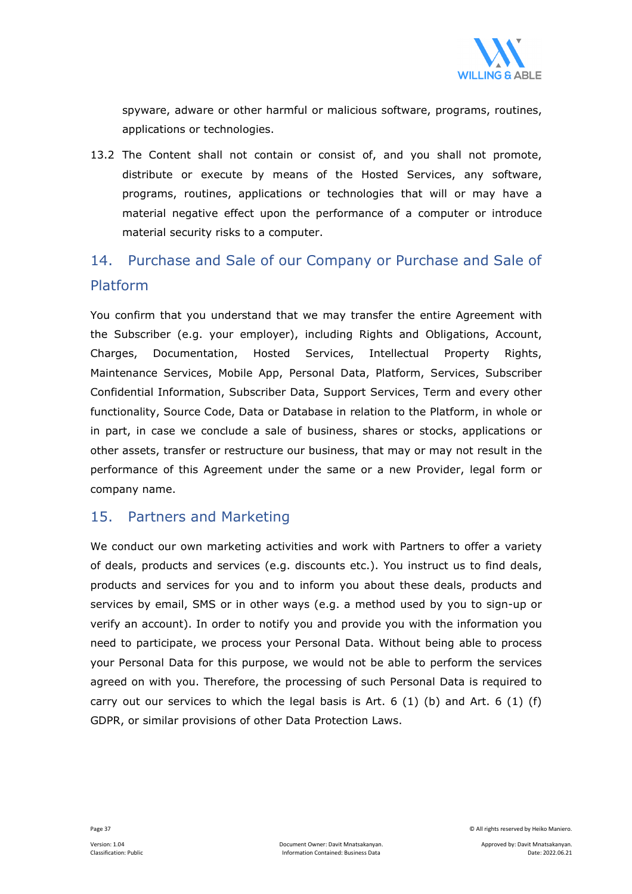spyware, adware or other harmful or malicious software, programs, routines, applications or technologies.

13.2 The Content shall not contain or consist of, and you shall not promote, distribute or execute by means of the Hosted Services, any software, programs, routines, applications or technologies that will or may have a material negative effect upon the performance of a computer or introduce material security risks to a computer.

## 14. Purchase and Sale of our Company or Purchase and Sale of Platform

You confirm that you understand that we may transfer the entire Agreement with the Subscriber (e.g. your employer), including Rights and Obligations, Account, Charges, Documentation, Hosted Services, Intellectual Property Rights, Maintenance Services, Mobile App, Personal Data, Platform, Services, Subscriber Confidential Information, Subscriber Data, Support Services, Term and every other functionality, Source Code, Data or Database in relation to the Platform, in whole or in part, in case we conclude a sale of business, shares or stocks, applications or other assets, transfer or restructure our business, that may or may not result in the performance of this Agreement under the same or a new Provider, legal form or company name.

## 15. Partners and Marketing

We conduct our own marketing activities and work with Partners to offer a variety of deals, products and services (e.g. discounts etc.). You instruct us to find deals, products and services for you and to inform you about these deals, products and services by email, SMS or in other ways (e.g. a method used by you to sign-up or verify an account). In order to notify you and provide you with the information you need to participate, we process your Personal Data. Without being able to process your Personal Data for this purpose, we would not be able to perform the services agreed on with you. Therefore, the processing of such Personal Data is required to carry out our services to which the legal basis is Art. 6 (1) (b) and Art. 6 (1) (f) GDPR, or similar provisions of other Data Protection Laws.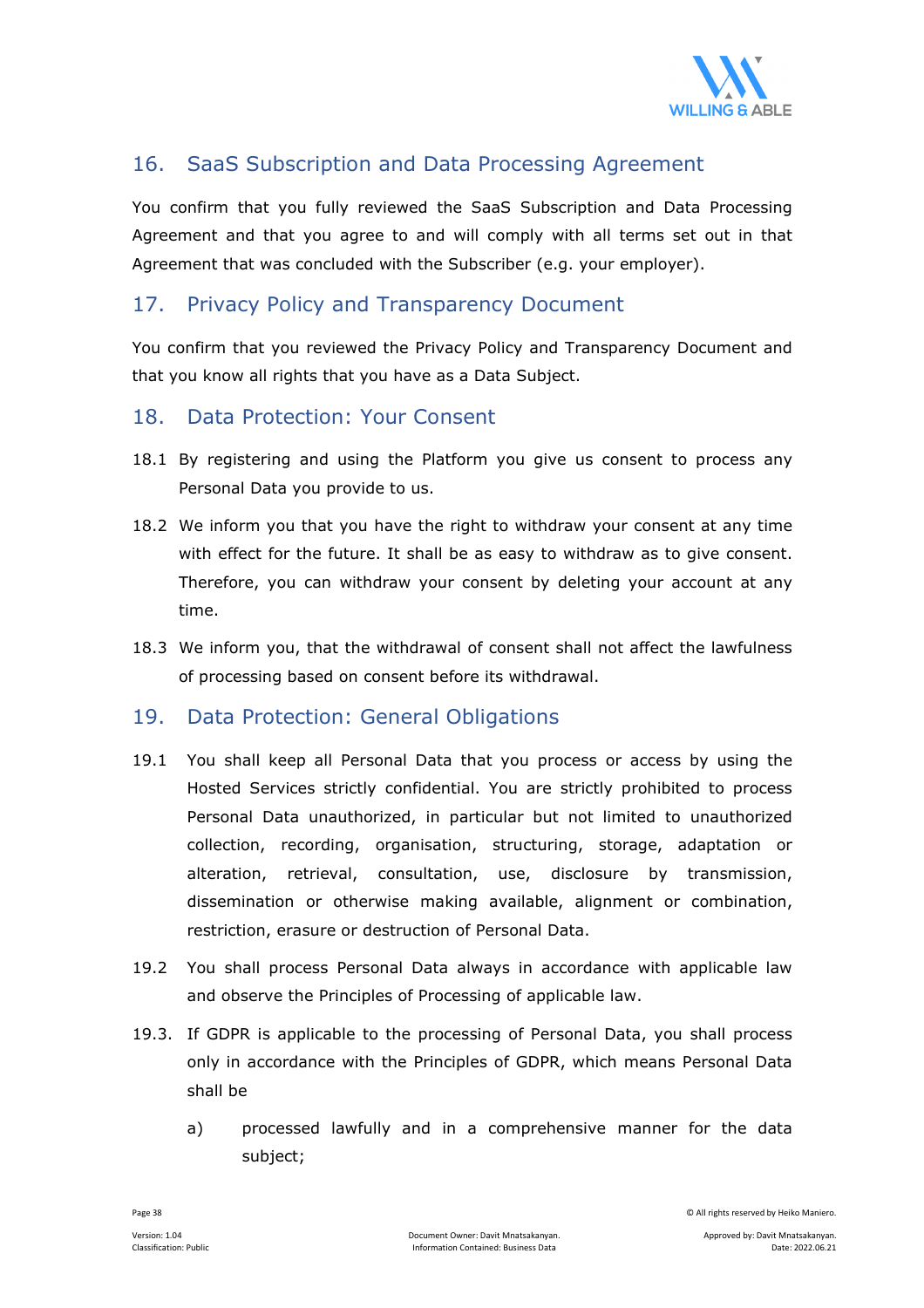## 16. SaaS Subscription and Data Processing Agreement

You confirm that you fully reviewed the SaaS Subscription and Data Processing Agreement and that you agree to and will comply with all terms set out in that Agreement that was concluded with the Subscriber (e.g. your employer).

## 17. Privacy Policy and Transparency Document

You confirm that you reviewed the Privacy Policy and Transparency Document and that you know all rights that you have as a Data Subject.

## 18. Data Protection: Your Consent

18.1 By registering and using the Platform you give us consent to process any Personal Data you provide to us.

18.2 We inform you that you have the right to withdraw your consent at any time with effect for the future. It shall be as easy to withdraw as to give consent. Therefore, you can withdraw your consent by deleting your account at any time.

18.3 We inform you, that the withdrawal of consent shall not affect the lawfulness of processing based on consent before its withdrawal.

## 19. Data Protection: General Obligations

19.1 You shall keep all Personal Data that you process or access by using the Hosted Services strictly confidential. You are strictly prohibited to process Personal Data unauthorized, in particular but not limited to unauthorized collection, recording, organisation, structuring, storage, adaptation or alteration, retrieval, consultation, use, disclosure by transmission, dissemination or otherwise making available, alignment or combination, restriction, erasure or destruction of Personal Data.

19.2 You shall process Personal Data always in accordance with applicable law and observe the Principles of Processing of applicable law.

19.3. If GDPR is applicable to the processing of Personal Data, you shall process only in accordance with the Principles of GDPR, which means Personal Data shall be

a) processed lawfully and in a comprehensive manner for the data subject;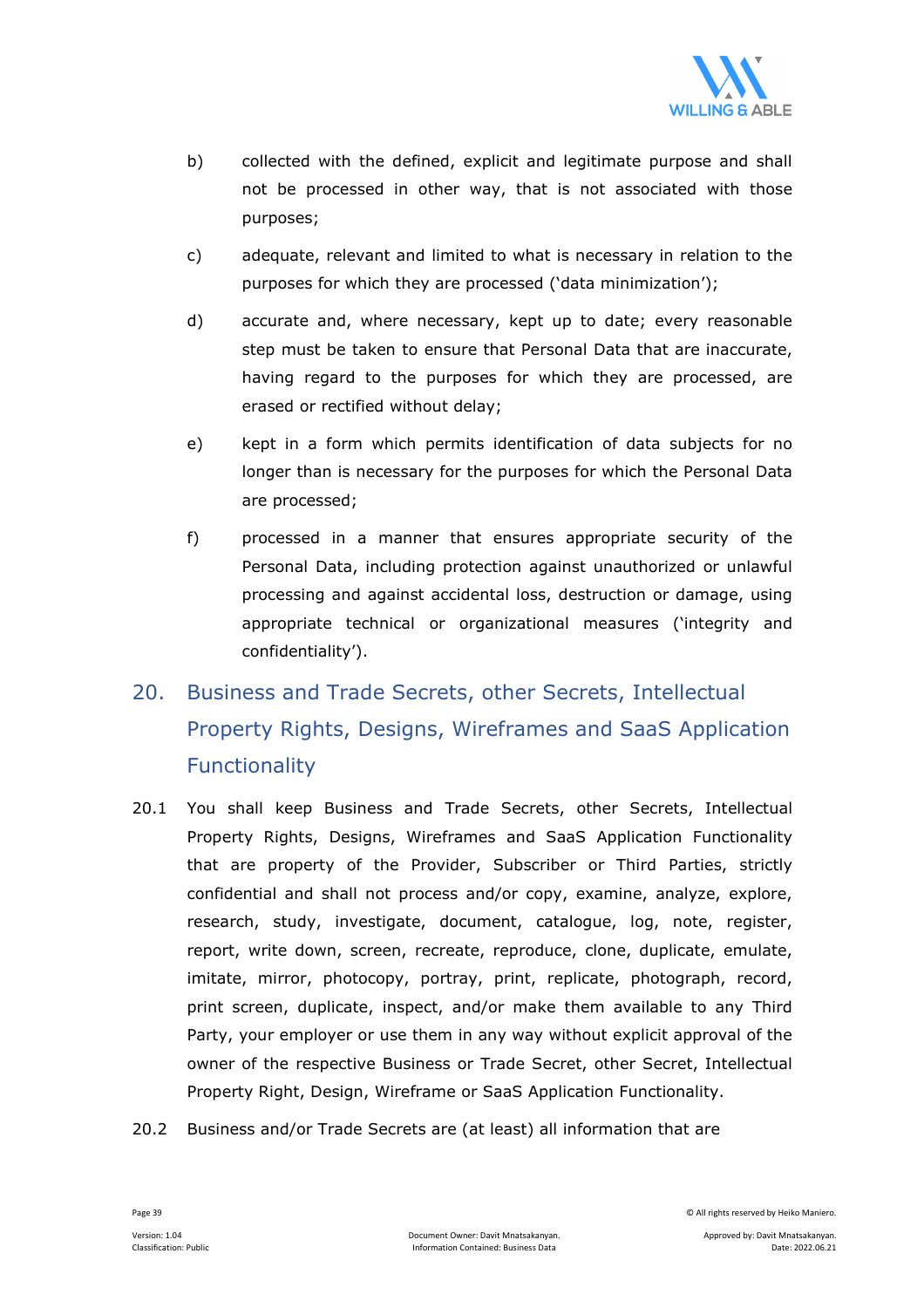b) collected with the defined, explicit and legitimate purpose and shall not be processed in other way, that is not associated with those purposes;

c) adequate, relevant and limited to what is necessary in relation to the purposes for which they are processed ('data minimization');

d) accurate and, where necessary, kept up to date; every reasonable step must be taken to ensure that Personal Data that are inaccurate, having regard to the purposes for which they are processed, are erased or rectified without delay;

e) kept in a form which permits identification of data subjects for no longer than is necessary for the purposes for which the Personal Data are processed;

f) processed in a manner that ensures appropriate security of the Personal Data, including protection against unauthorized or unlawful processing and against accidental loss, destruction or damage, using appropriate technical or organizational measures ('integrity and confidentiality').

## 20. Business and Trade Secrets, other Secrets, Intellectual Property Rights, Designs, Wireframes and SaaS Application Functionality

20.1 You shall keep Business and Trade Secrets, other Secrets, Intellectual Property Rights, Designs, Wireframes and SaaS Application Functionality that are property of the Provider, Subscriber or Third Parties, strictly confidential and shall not process and/or copy, examine, analyze, explore, research, study, investigate, document, catalogue, log, note, register, report, write down, screen, recreate, reproduce, clone, duplicate, emulate, imitate, mirror, photocopy, portray, print, replicate, photograph, record, print screen, duplicate, inspect, and/or make them available to any Third Party, your employer or use them in any way without explicit approval of the owner of the respective Business or Trade Secret, other Secret, Intellectual Property Right, Design, Wireframe or SaaS Application Functionality.

20.2 Business and/or Trade Secrets are (at least) all information that are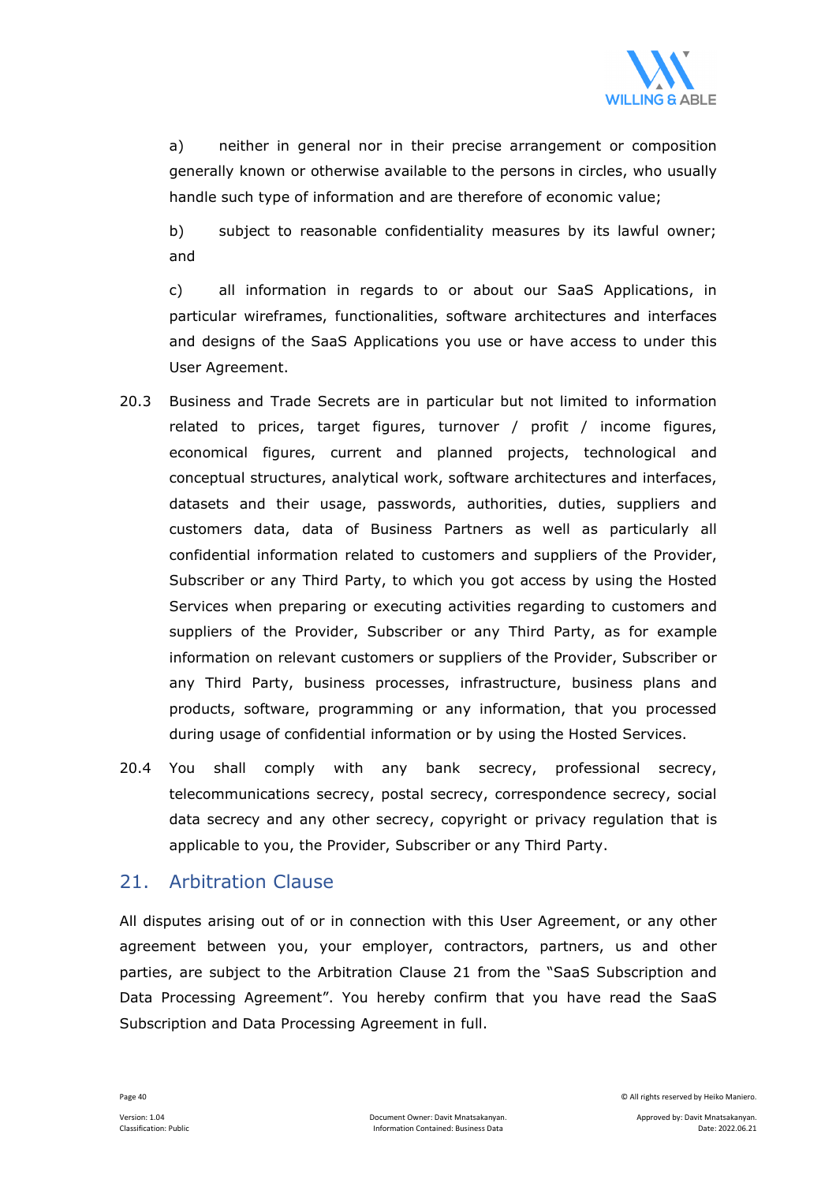a) neither in general nor in their precise arrangement or composition generally known or otherwise available to the persons in circles, who usually handle such type of information and are therefore of economic value;

b) subject to reasonable confidentiality measures by its lawful owner; and

c) all information in regards to or about our SaaS Applications, in particular wireframes, functionalities, software architectures and interfaces and designs of the SaaS Applications you use or have access to under this User Agreement.

20.3 Business and Trade Secrets are in particular but not limited to information related to prices, target figures, turnover / profit / income figures, economical figures, current and planned projects, technological and conceptual structures, analytical work, software architectures and interfaces, datasets and their usage, passwords, authorities, duties, suppliers and customers data, data of Business Partners as well as particularly all confidential information related to customers and suppliers of the Provider, Subscriber or any Third Party, to which you got access by using the Hosted Services when preparing or executing activities regarding to customers and suppliers of the Provider, Subscriber or any Third Party, as for example information on relevant customers or suppliers of the Provider, Subscriber or any Third Party, business processes, infrastructure, business plans and products, software, programming or any information, that you processed during usage of confidential information or by using the Hosted Services.

20.4 You shall comply with any bank secrecy, professional secrecy, telecommunications secrecy, postal secrecy, correspondence secrecy, social data secrecy and any other secrecy, copyright or privacy regulation that is applicable to you, the Provider, Subscriber or any Third Party.

## 21. Arbitration Clause

All disputes arising out of or in connection with this User Agreement, or any other agreement between you, your employer, contractors, partners, us and other parties, are subject to the Arbitration Clause 21 from the "SaaS Subscription and Data Processing Agreement". You hereby confirm that you have read the SaaS Subscription and Data Processing Agreement in full.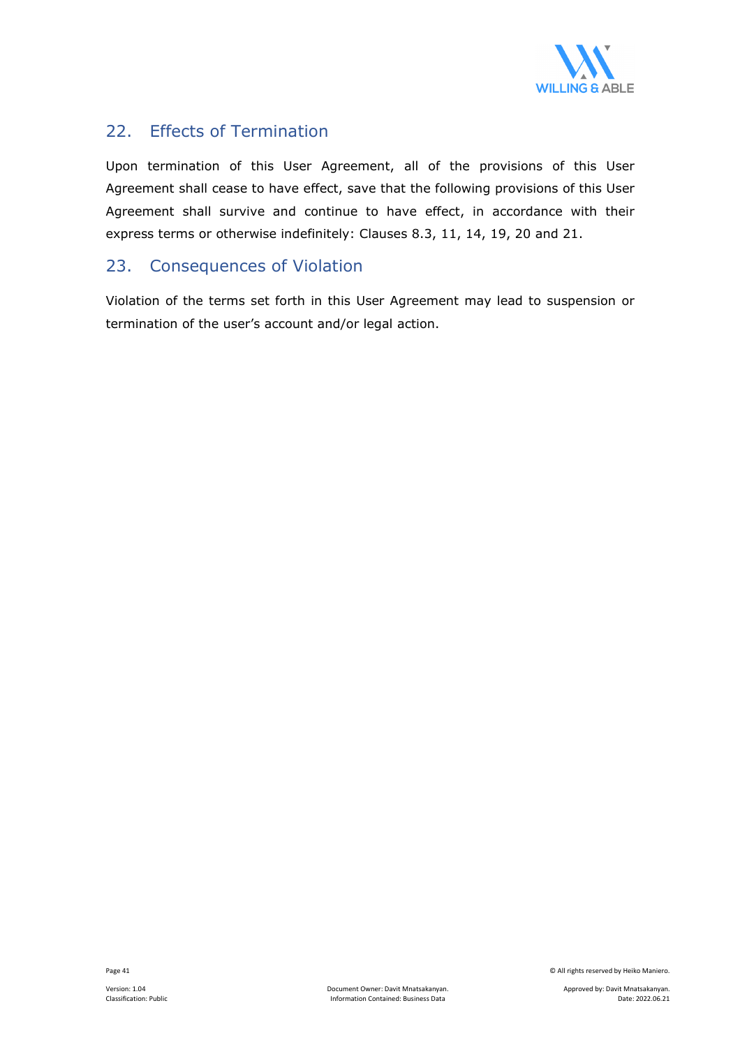## 22. Effects of Termination

Upon termination of this User Agreement, all of the provisions of this User Agreement shall cease to have effect, save that the following provisions of this User Agreement shall survive and continue to have effect, in accordance with their express terms or otherwise indefinitely: Clauses 8.3, 11, 14, 19, 20 and 21.

## 23. Consequences of Violation

Violation of the terms set forth in this User Agreement may lead to suspension or termination of the user's account and/or legal action.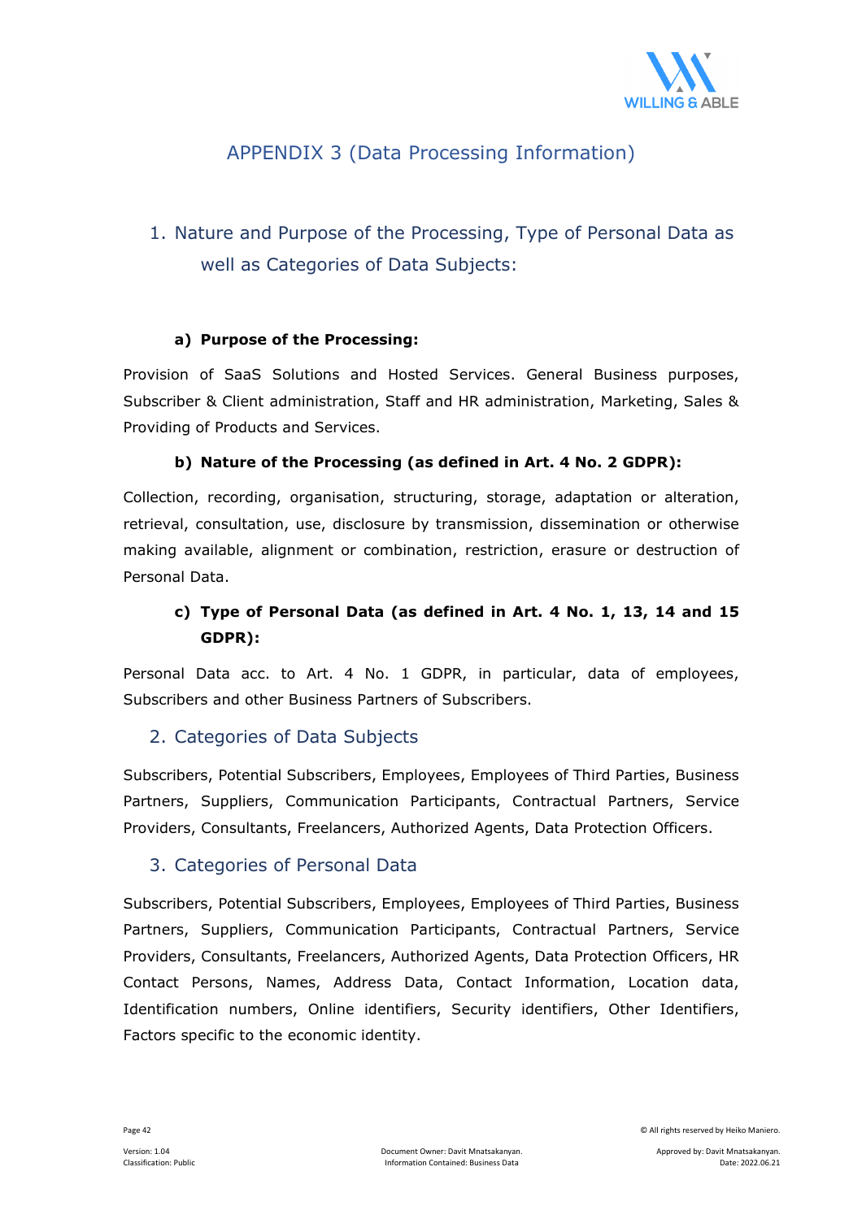# APPENDIX 3 (Data Processing Information)

## 1. Nature and Purpose of the Processing, Type of Personal Data as well as Categories of Data Subjects:

### a) Purpose of the Processing:

Provision of SaaS Solutions and Hosted Services. General Business purposes, Subscriber & Client administration, Staff and HR administration, Marketing, Sales & Providing of Products and Services.

### b) Nature of the Processing (as defined in Art. 4 No. 2 GDPR):

Collection, recording, organisation, structuring, storage, adaptation or alteration, retrieval, consultation, use, disclosure by transmission, dissemination or otherwise making available, alignment or combination, restriction, erasure or destruction of Personal Data.

### c) Type of Personal Data (as defined in Art. 4 No. 1, 13, 14 and 15 GDPR):

Personal Data acc. to Art. 4 No. 1 GDPR, in particular, data of employees, Subscribers and other Business Partners of Subscribers.

## 2. Categories of Data Subjects

Subscribers, Potential Subscribers, Employees, Employees of Third Parties, Business Partners, Suppliers, Communication Participants, Contractual Partners, Service Providers, Consultants, Freelancers, Authorized Agents, Data Protection Officers.

## 3. Categories of Personal Data

Subscribers, Potential Subscribers, Employees, Employees of Third Parties, Business Partners, Suppliers, Communication Participants, Contractual Partners, Service Providers, Consultants, Freelancers, Authorized Agents, Data Protection Officers, HR Contact Persons, Names, Address Data, Contact Information, Location data, Identification numbers, Online identifiers, Security identifiers, Other Identifiers, Factors specific to the economic identity.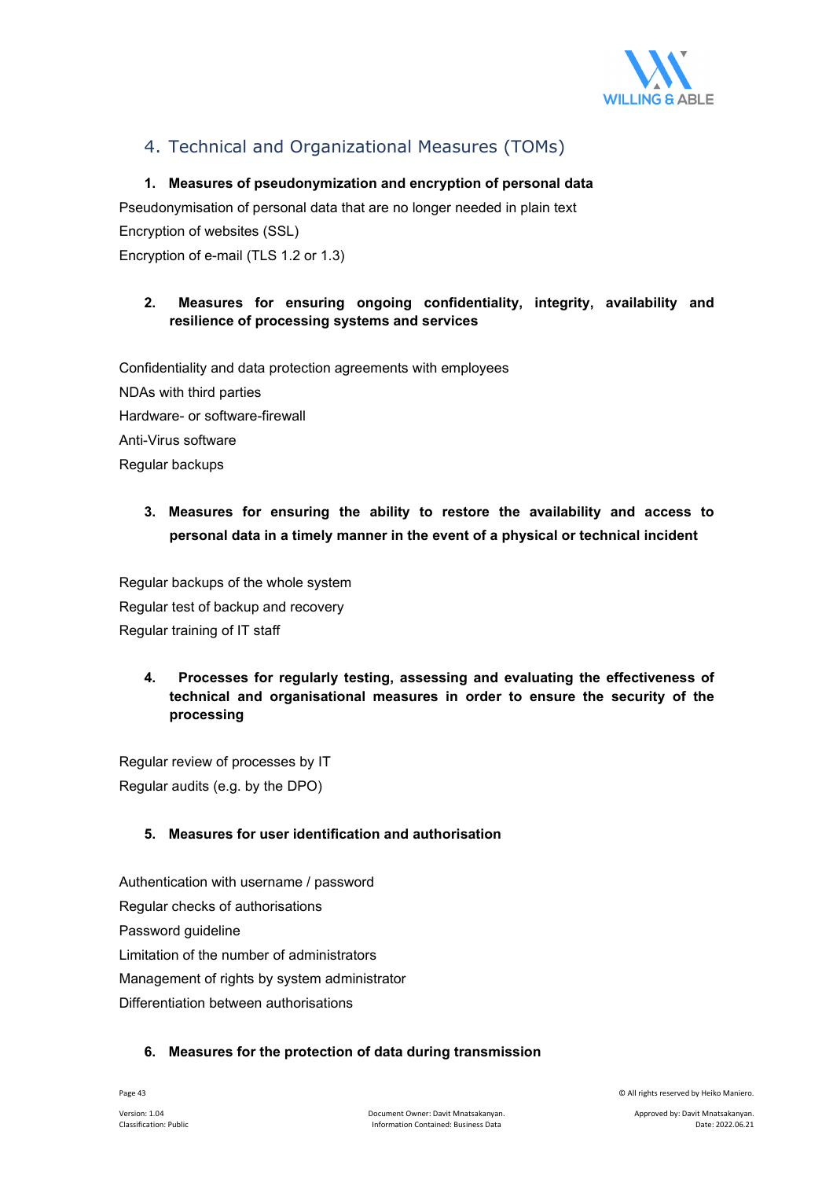## 4. Technical and Organizational Measures (TOMs)

### 1. Measures of pseudonymization and encryption of personal data

Pseudonymisation of personal data that are no longer needed in plain text

Encryption of websites (SSL)

Encryption of e-mail (TLS 1.2 or 1.3)

### 2. Measures for ensuring ongoing confidentiality, integrity, availability and resilience of processing systems and services

Confidentiality and data protection agreements with employees

NDAs with third parties

Hardware- or software-firewall

Anti-Virus software

Regular backups

### 3. Measures for ensuring the ability to restore the availability and access to personal data in a timely manner in the event of a physical or technical incident

Regular backups of the whole system

Regular test of backup and recovery

Regular training of IT staff

### 4. Processes for regularly testing, assessing and evaluating the effectiveness of technical and organisational measures in order to ensure the security of the processing

Regular review of processes by IT

Regular audits (e.g. by the DPO)

### 5. Measures for user identification and authorisation

Authentication with username / password

Regular checks of authorisations

Password guideline

Limitation of the number of administrators

Management of rights by system administrator

Differentiation between authorisations

### 6. Measures for the protection of data during transmission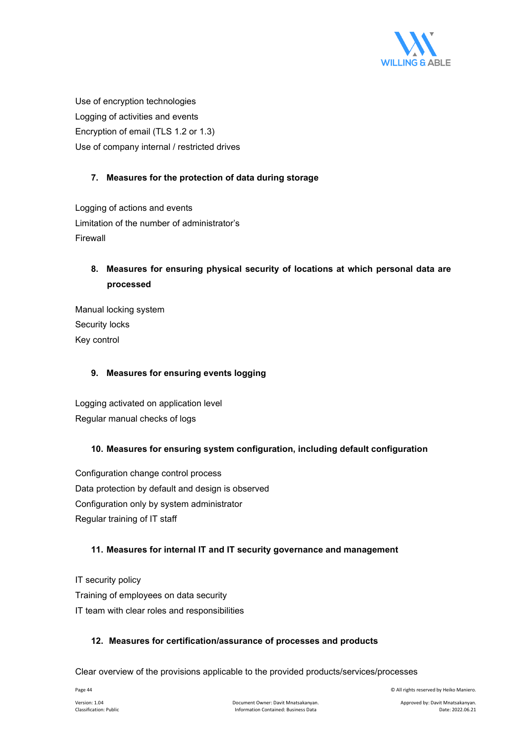Use of encryption technologies

Logging of activities and events

Encryption of email (TLS 1.2 or 1.3)

Use of company internal / restricted drives

### 7. Measures for the protection of data during storage

Logging of actions and events

Limitation of the number of administrator's

Firewall

### 8. Measures for ensuring physical security of locations at which personal data are processed

Manual locking system

Security locks

Key control

### 9. Measures for ensuring events logging

Logging activated on application level

Regular manual checks of logs

### 10. Measures for ensuring system configuration, including default configuration

Configuration change control process

Data protection by default and design is observed

Configuration only by system administrator

Regular training of IT staff

### 11. Measures for internal IT and IT security governance and management

IT security policy

Training of employees on data security

IT team with clear roles and responsibilities

### 12. Measures for certification/assurance of processes and products

Clear overview of the provisions applicable to the provided products/services/processes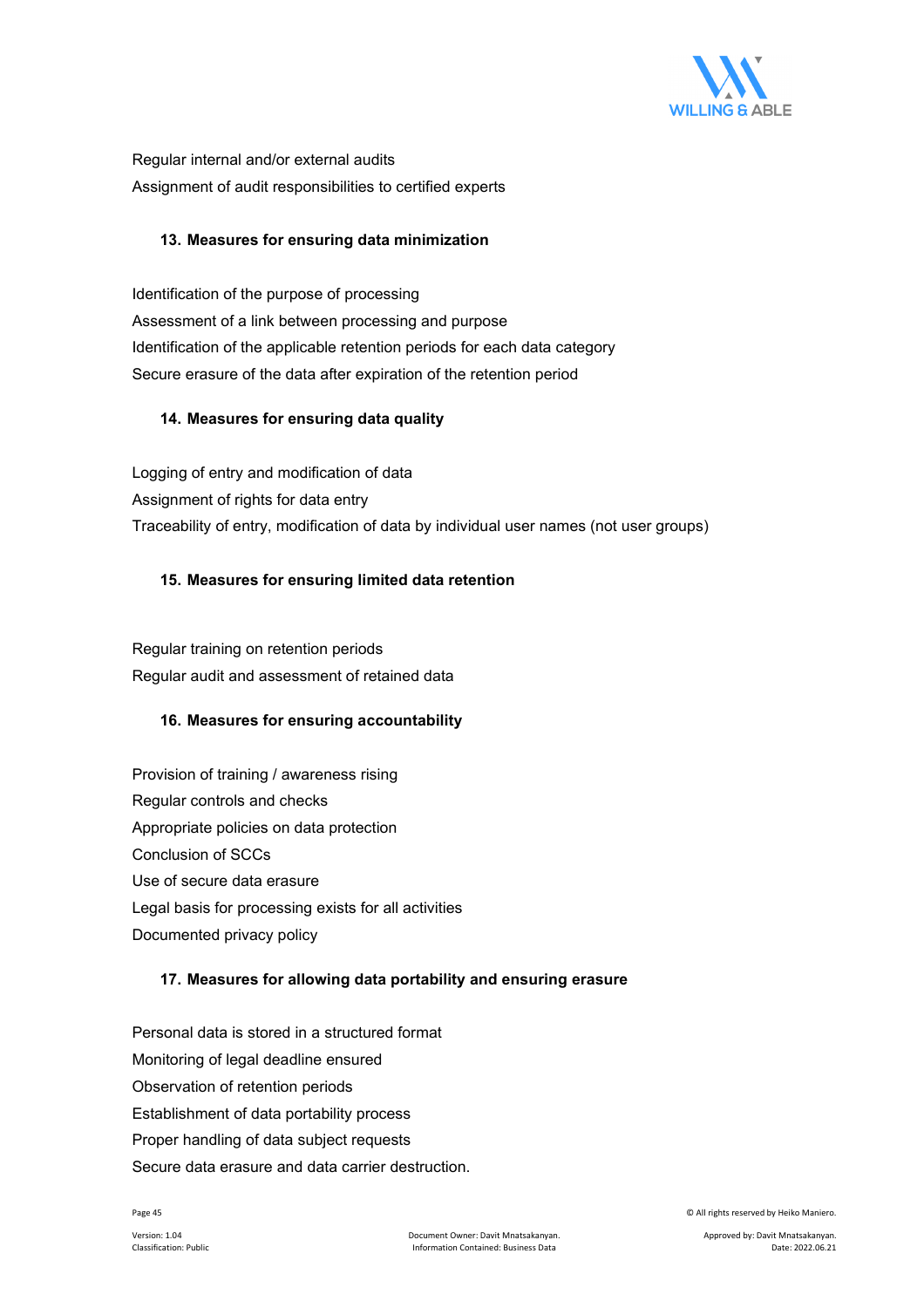Regular internal and/or external audits

Assignment of audit responsibilities to certified experts

### 13. Measures for ensuring data minimization

Identification of the purpose of processing

Assessment of a link between processing and purpose

Identification of the applicable retention periods for each data category

Secure erasure of the data after expiration of the retention period

### 14. Measures for ensuring data quality

Logging of entry and modification of data

Assignment of rights for data entry

Traceability of entry, modification of data by individual user names (not user groups)

### 15. Measures for ensuring limited data retention

Regular training on retention periods

Regular audit and assessment of retained data

### 16. Measures for ensuring accountability

Provision of training / awareness rising

Regular controls and checks

Appropriate policies on data protection

Conclusion of SCCs

Use of secure data erasure

Legal basis for processing exists for all activities

Documented privacy policy

### 17. Measures for allowing data portability and ensuring erasure

Personal data is stored in a structured format

Monitoring of legal deadline ensured

Observation of retention periods

Establishment of data portability process

Proper handling of data subject requests

Secure data erasure and data carrier destruction.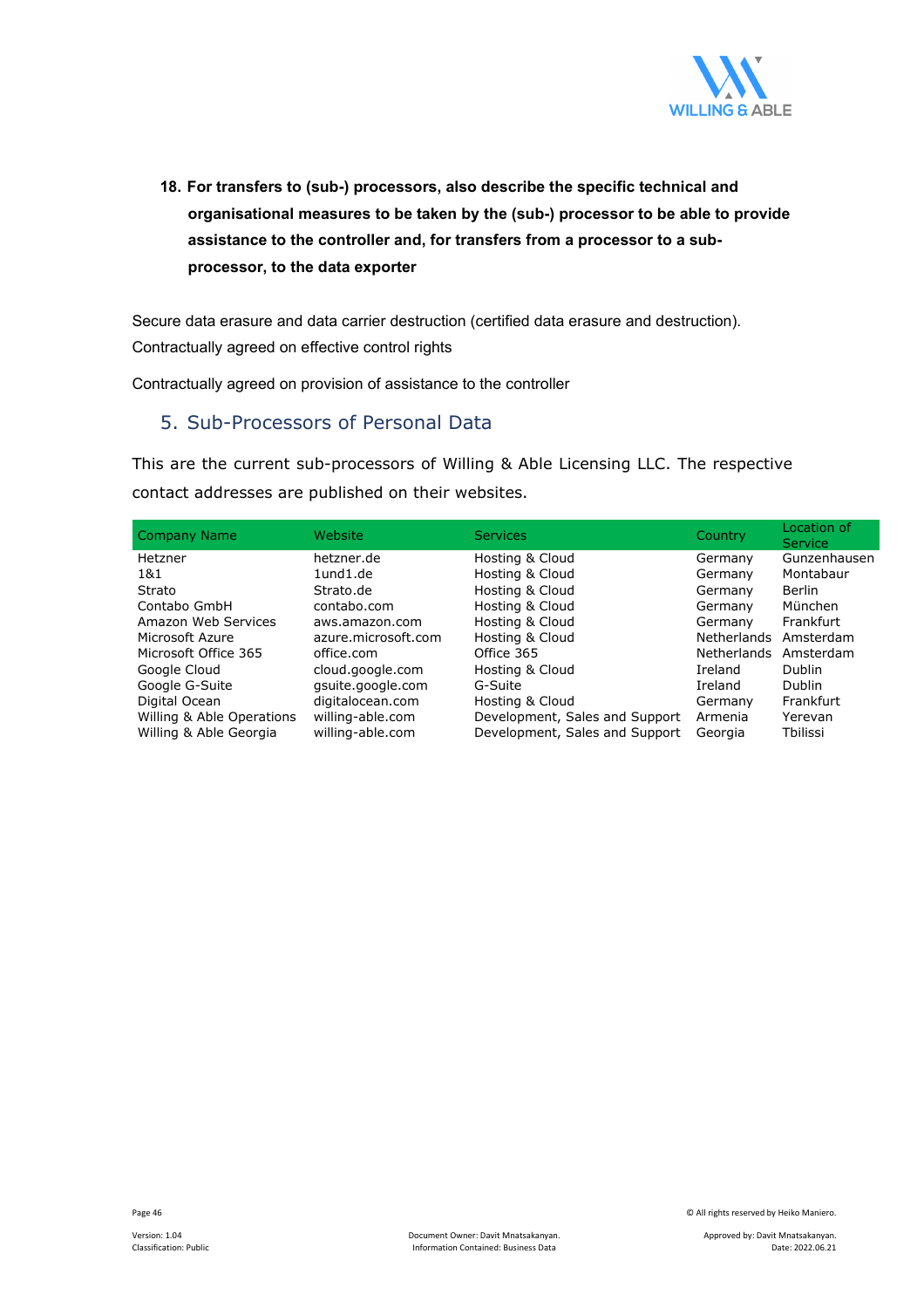**18. For transfers to (sub-) processors, also describe the specific technical and organisational measures to be taken by the (sub-) processor to be able to provide assistance to the controller and, for transfers from a processor to a sub-processor, to the data exporter**

Secure data erasure and data carrier destruction (certified data erasure and destruction). Contractually agreed on effective control rights

Contractually agreed on provision of assistance to the controller

## 5. Sub-Processors of Personal Data

This are the current sub-processors of Willing & Able Licensing LLC. The respective contact addresses are published on their websites.

| Company Name | Website | Services | Country | Location of Service |
|---|---|---|---|---|
| Hetzner | hetzner.de | Hosting & Cloud | Germany | Gunzenhausen |
| 1&1 | 1und1.de | Hosting & Cloud | Germany | Montabaur |
| Strato | Strato.de | Hosting & Cloud | Germany | Berlin |
| Contabo GmbH | contabo.com | Hosting & Cloud | Germany | München |
| Amazon Web Services | aws.amazon.com | Hosting & Cloud | Germany | Frankfurt |
| Microsoft Azure | azure.microsoft.com | Hosting & Cloud | Netherlands | Amsterdam |
| Microsoft Office 365 | office.com | Office 365 | Netherlands | Amsterdam |
| Google Cloud | cloud.google.com | Hosting & Cloud | Ireland | Dublin |
| Google G-Suite | gsuite.google.com | G-Suite | Ireland | Dublin |
| Digital Ocean | digitalocean.com | Hosting & Cloud | Germany | Frankfurt |
| Willing & Able Operations | willing-able.com | Development, Sales and Support | Armenia | Yerevan |
| Willing & Able Georgia | willing-able.com | Development, Sales and Support | Georgia | Tbilissi |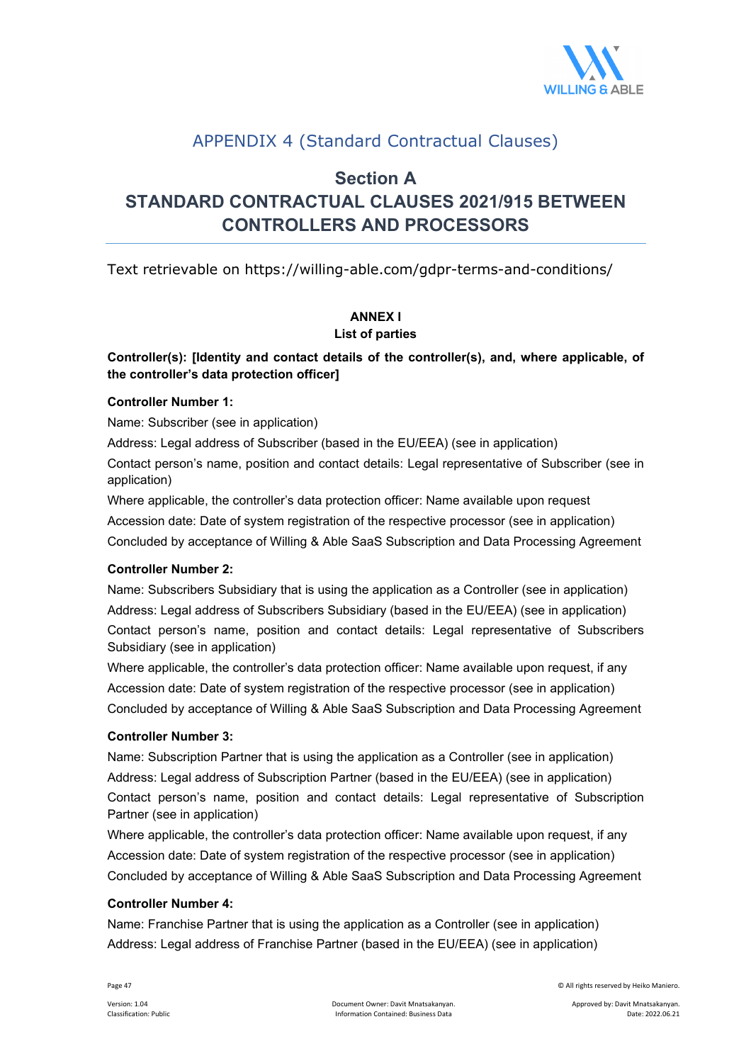## APPENDIX 4 (Standard Contractual Clauses)

# Section A
# STANDARD CONTRACTUAL CLAUSES 2021/915 BETWEEN CONTROLLERS AND PROCESSORS

Text retrievable on https://willing-able.com/gdpr-terms-and-conditions/

**ANNEX I**
**List of parties**

**Controller(s): [Identity and contact details of the controller(s), and, where applicable, of the controller's data protection officer]**

**Controller Number 1:**

Name: Subscriber (see in application)

Address: Legal address of Subscriber (based in the EU/EEA) (see in application)

Contact person's name, position and contact details: Legal representative of Subscriber (see in application)

Where applicable, the controller's data protection officer: Name available upon request

Accession date: Date of system registration of the respective processor (see in application)

Concluded by acceptance of Willing & Able SaaS Subscription and Data Processing Agreement

**Controller Number 2:**

Name: Subscribers Subsidiary that is using the application as a Controller (see in application)

Address: Legal address of Subscribers Subsidiary (based in the EU/EEA) (see in application)

Contact person's name, position and contact details: Legal representative of Subscribers Subsidiary (see in application)

Where applicable, the controller's data protection officer: Name available upon request, if any

Accession date: Date of system registration of the respective processor (see in application)

Concluded by acceptance of Willing & Able SaaS Subscription and Data Processing Agreement

**Controller Number 3:**

Name: Subscription Partner that is using the application as a Controller (see in application)

Address: Legal address of Subscription Partner (based in the EU/EEA) (see in application)

Contact person's name, position and contact details: Legal representative of Subscription Partner (see in application)

Where applicable, the controller's data protection officer: Name available upon request, if any

Accession date: Date of system registration of the respective processor (see in application)

Concluded by acceptance of Willing & Able SaaS Subscription and Data Processing Agreement

**Controller Number 4:**

Name: Franchise Partner that is using the application as a Controller (see in application)

Address: Legal address of Franchise Partner (based in the EU/EEA) (see in application)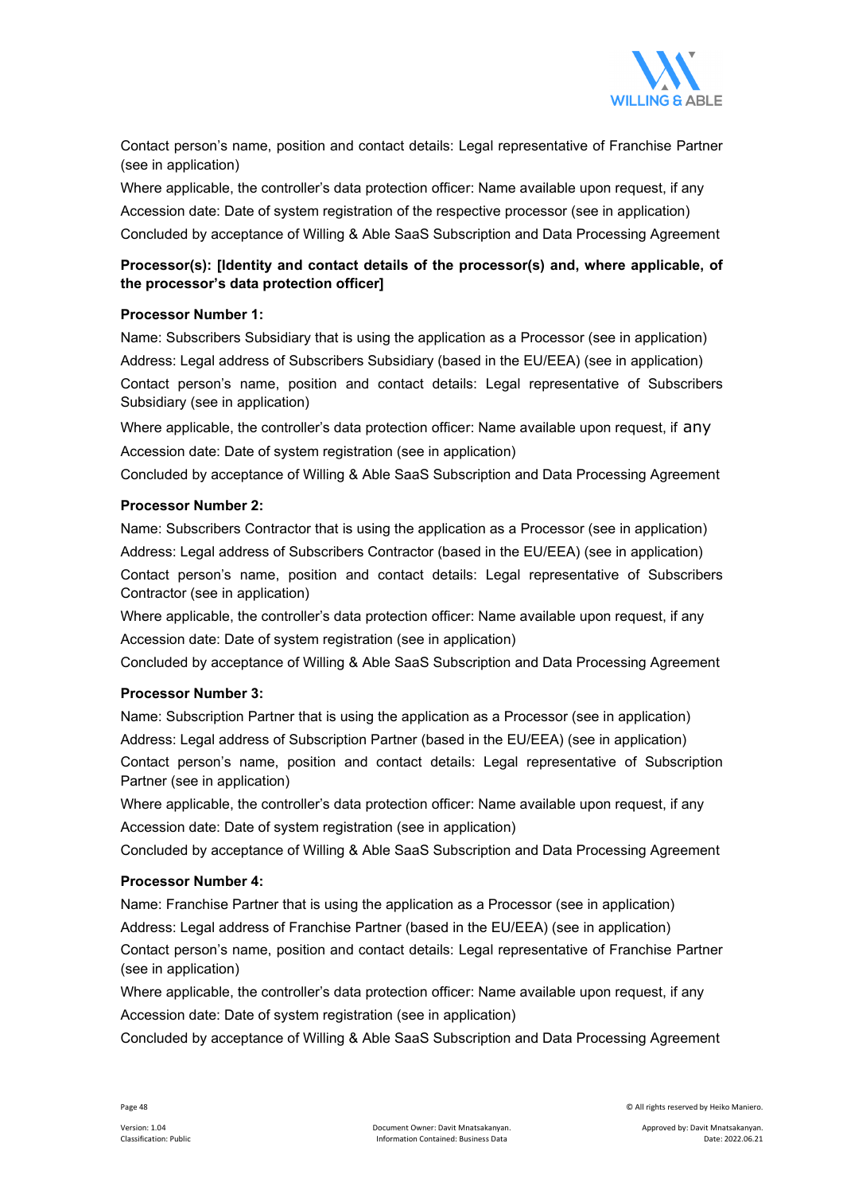Contact person's name, position and contact details: Legal representative of Franchise Partner (see in application)

Where applicable, the controller's data protection officer: Name available upon request, if any

Accession date: Date of system registration of the respective processor (see in application)

Concluded by acceptance of Willing & Able SaaS Subscription and Data Processing Agreement

**Processor(s): [Identity and contact details of the processor(s) and, where applicable, of the processor's data protection officer]**

**Processor Number 1:**

Name: Subscribers Subsidiary that is using the application as a Processor (see in application)

Address: Legal address of Subscribers Subsidiary (based in the EU/EEA) (see in application)

Contact person's name, position and contact details: Legal representative of Subscribers Subsidiary (see in application)

Where applicable, the controller's data protection officer: Name available upon request, if any

Accession date: Date of system registration (see in application)

Concluded by acceptance of Willing & Able SaaS Subscription and Data Processing Agreement

**Processor Number 2:**

Name: Subscribers Contractor that is using the application as a Processor (see in application)

Address: Legal address of Subscribers Contractor (based in the EU/EEA) (see in application)

Contact person's name, position and contact details: Legal representative of Subscribers Contractor (see in application)

Where applicable, the controller's data protection officer: Name available upon request, if any

Accession date: Date of system registration (see in application)

Concluded by acceptance of Willing & Able SaaS Subscription and Data Processing Agreement

**Processor Number 3:**

Name: Subscription Partner that is using the application as a Processor (see in application)

Address: Legal address of Subscription Partner (based in the EU/EEA) (see in application)

Contact person's name, position and contact details: Legal representative of Subscription Partner (see in application)

Where applicable, the controller's data protection officer: Name available upon request, if any

Accession date: Date of system registration (see in application)

Concluded by acceptance of Willing & Able SaaS Subscription and Data Processing Agreement

**Processor Number 4:**

Name: Franchise Partner that is using the application as a Processor (see in application)

Address: Legal address of Franchise Partner (based in the EU/EEA) (see in application)

Contact person's name, position and contact details: Legal representative of Franchise Partner (see in application)

Where applicable, the controller's data protection officer: Name available upon request, if any

Accession date: Date of system registration (see in application)

Concluded by acceptance of Willing & Able SaaS Subscription and Data Processing Agreement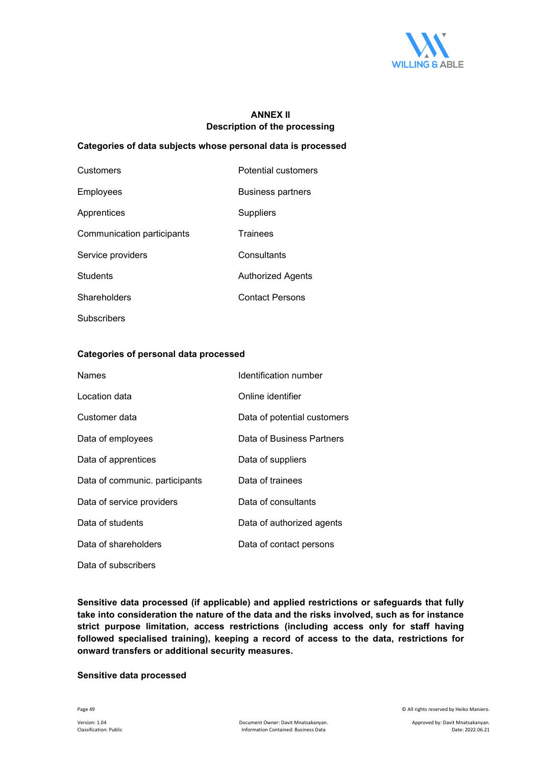**ANNEX II**
**Description of the processing**

**Categories of data subjects whose personal data is processed**

| | |
|---|---|
| Customers | Potential customers |
| Employees | Business partners |
| Apprentices | Suppliers |
| Communication participants | Trainees |
| Service providers | Consultants |
| Students | Authorized Agents |
| Shareholders | Contact Persons |
| Subscribers | |

**Categories of personal data processed**

| | |
|---|---|
| Names | Identification number |
| Location data | Online identifier |
| Customer data | Data of potential customers |
| Data of employees | Data of Business Partners |
| Data of apprentices | Data of suppliers |
| Data of communic. participants | Data of trainees |
| Data of service providers | Data of consultants |
| Data of students | Data of authorized agents |
| Data of shareholders | Data of contact persons |
| Data of subscribers | |

**Sensitive data processed (if applicable) and applied restrictions or safeguards that fully take into consideration the nature of the data and the risks involved, such as for instance strict purpose limitation, access restrictions (including access only for staff having followed specialised training), keeping a record of access to the data, restrictions for onward transfers or additional security measures.**

**Sensitive data processed**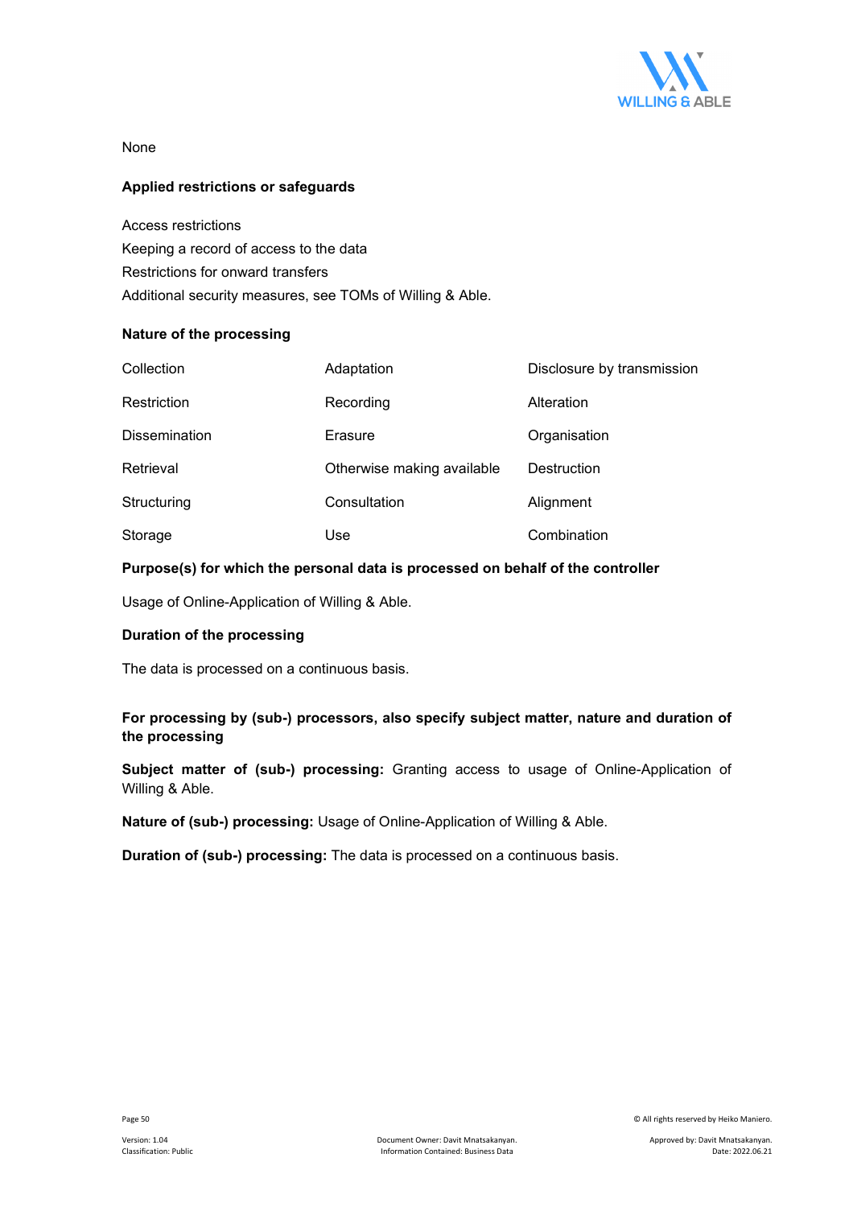None

**Applied restrictions or safeguards**

Access restrictions
Keeping a record of access to the data
Restrictions for onward transfers
Additional security measures, see TOMs of Willing & Able.

**Nature of the processing**

| Collection | Adaptation | Disclosure by transmission |
|---|---|---|
| Restriction | Recording | Alteration |
| Dissemination | Erasure | Organisation |
| Retrieval | Otherwise making available | Destruction |
| Structuring | Consultation | Alignment |
| Storage | Use | Combination |

**Purpose(s) for which the personal data is processed on behalf of the controller**

Usage of Online-Application of Willing & Able.

**Duration of the processing**

The data is processed on a continuous basis.

**For processing by (sub-) processors, also specify subject matter, nature and duration of the processing**

**Subject matter of (sub-) processing:** Granting access to usage of Online-Application of Willing & Able.

**Nature of (sub-) processing:** Usage of Online-Application of Willing & Able.

**Duration of (sub-) processing:** The data is processed on a continuous basis.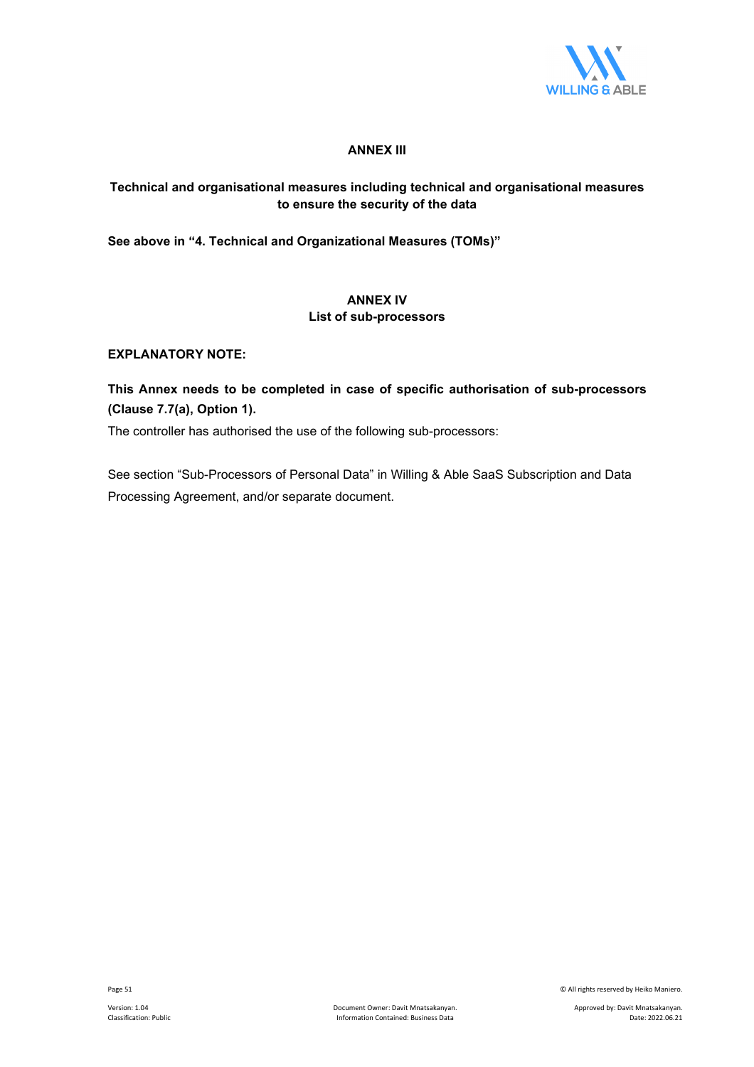## ANNEX III

**Technical and organisational measures including technical and organisational measures to ensure the security of the data**

**See above in "4. Technical and Organizational Measures (TOMs)"**

## ANNEX IV
## List of sub-processors

**EXPLANATORY NOTE:**

**This Annex needs to be completed in case of specific authorisation of sub-processors (Clause 7.7(a), Option 1).**

The controller has authorised the use of the following sub-processors:

See section "Sub-Processors of Personal Data" in Willing & Able SaaS Subscription and Data Processing Agreement, and/or separate document.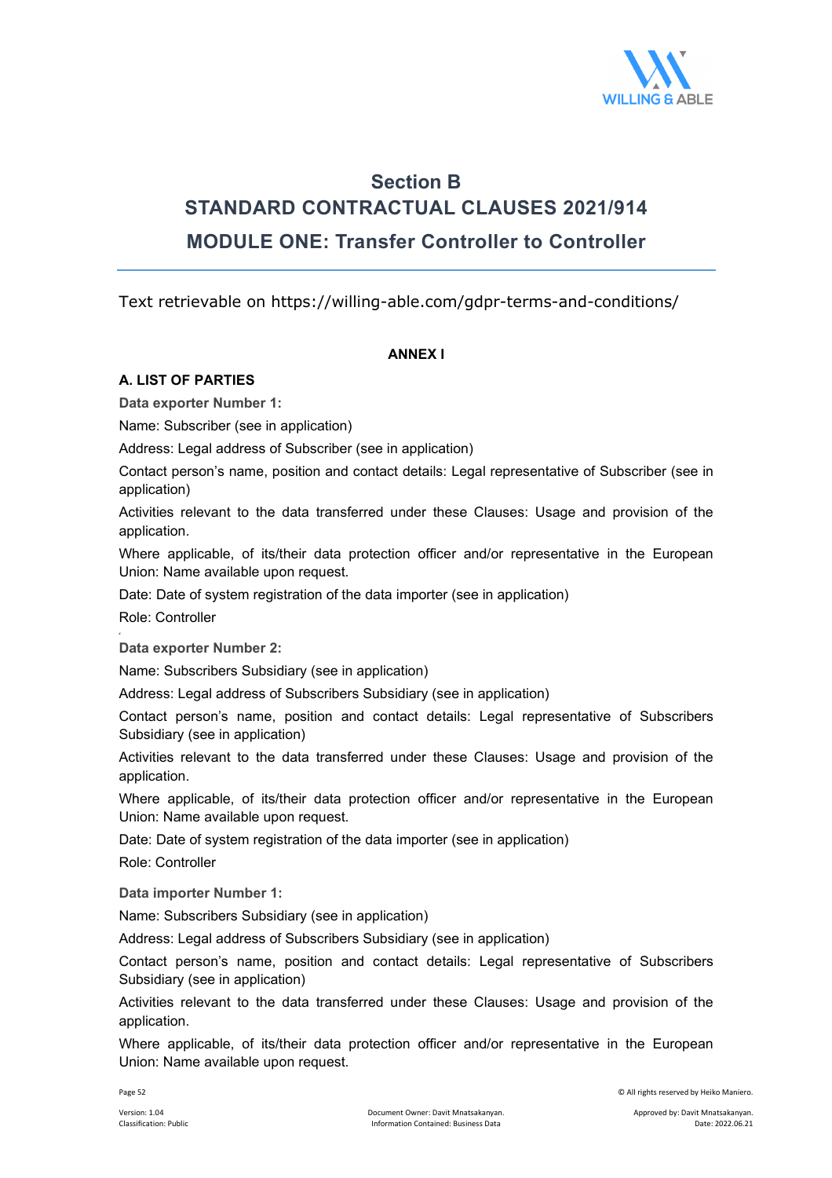# Section B
## STANDARD CONTRACTUAL CLAUSES 2021/914
## MODULE ONE: Transfer Controller to Controller

Text retrievable on https://willing-able.com/gdpr-terms-and-conditions/

**ANNEX I**

**A. LIST OF PARTIES**

**Data exporter Number 1:**

Name: Subscriber (see in application)

Address: Legal address of Subscriber (see in application)

Contact person's name, position and contact details: Legal representative of Subscriber (see in application)

Activities relevant to the data transferred under these Clauses: Usage and provision of the application.

Where applicable, of its/their data protection officer and/or representative in the European Union: Name available upon request.

Date: Date of system registration of the data importer (see in application)

Role: Controller

**Data exporter Number 2:**

Name: Subscribers Subsidiary (see in application)

Address: Legal address of Subscribers Subsidiary (see in application)

Contact person's name, position and contact details: Legal representative of Subscribers Subsidiary (see in application)

Activities relevant to the data transferred under these Clauses: Usage and provision of the application.

Where applicable, of its/their data protection officer and/or representative in the European Union: Name available upon request.

Date: Date of system registration of the data importer (see in application)

Role: Controller

**Data importer Number 1:**

Name: Subscribers Subsidiary (see in application)

Address: Legal address of Subscribers Subsidiary (see in application)

Contact person's name, position and contact details: Legal representative of Subscribers Subsidiary (see in application)

Activities relevant to the data transferred under these Clauses: Usage and provision of the application.

Where applicable, of its/their data protection officer and/or representative in the European Union: Name available upon request.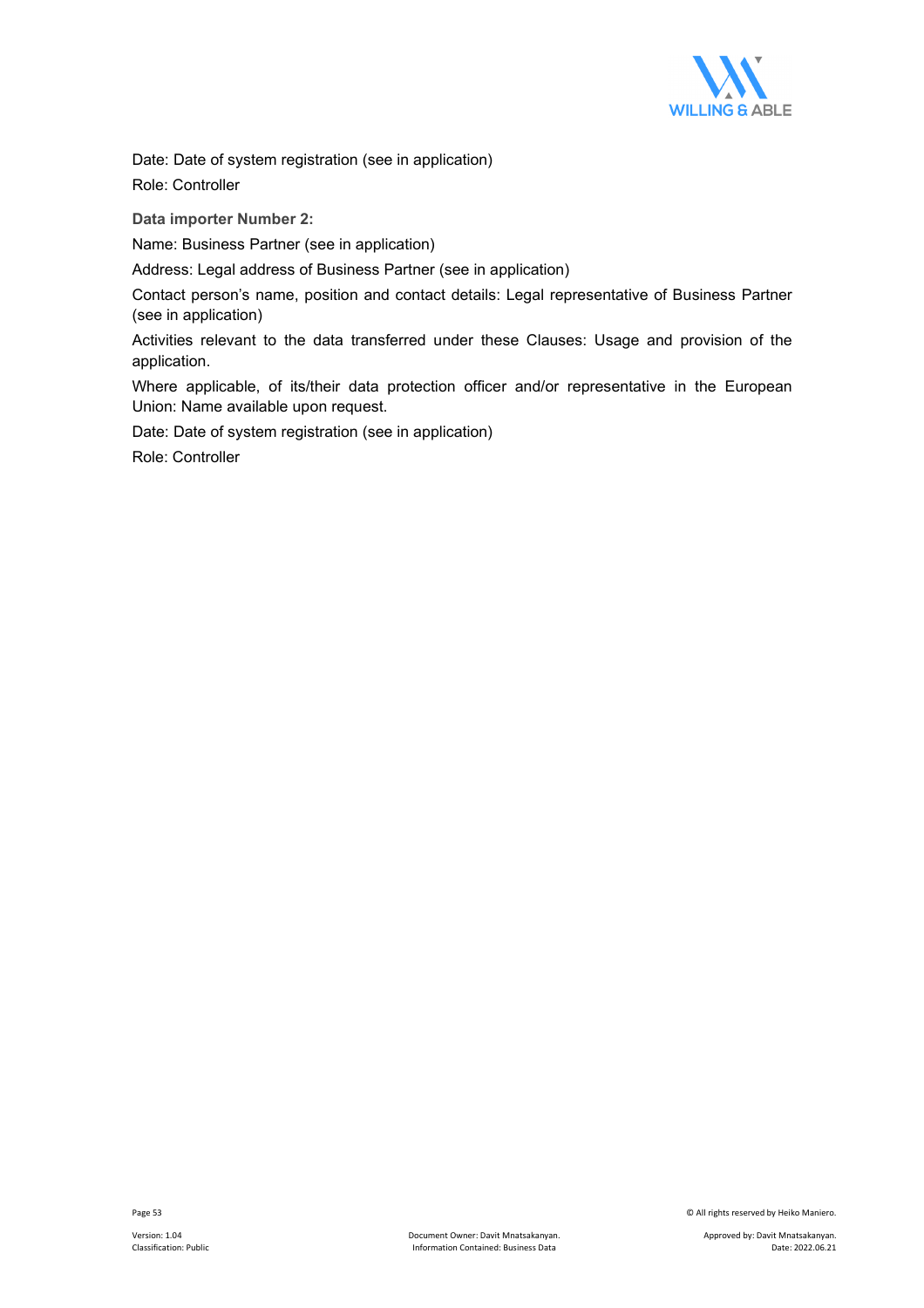Date: Date of system registration (see in application)

Role: Controller

**Data importer Number 2:**

Name: Business Partner (see in application)

Address: Legal address of Business Partner (see in application)

Contact person's name, position and contact details: Legal representative of Business Partner (see in application)

Activities relevant to the data transferred under these Clauses: Usage and provision of the application.

Where applicable, of its/their data protection officer and/or representative in the European Union: Name available upon request.

Date: Date of system registration (see in application)

Role: Controller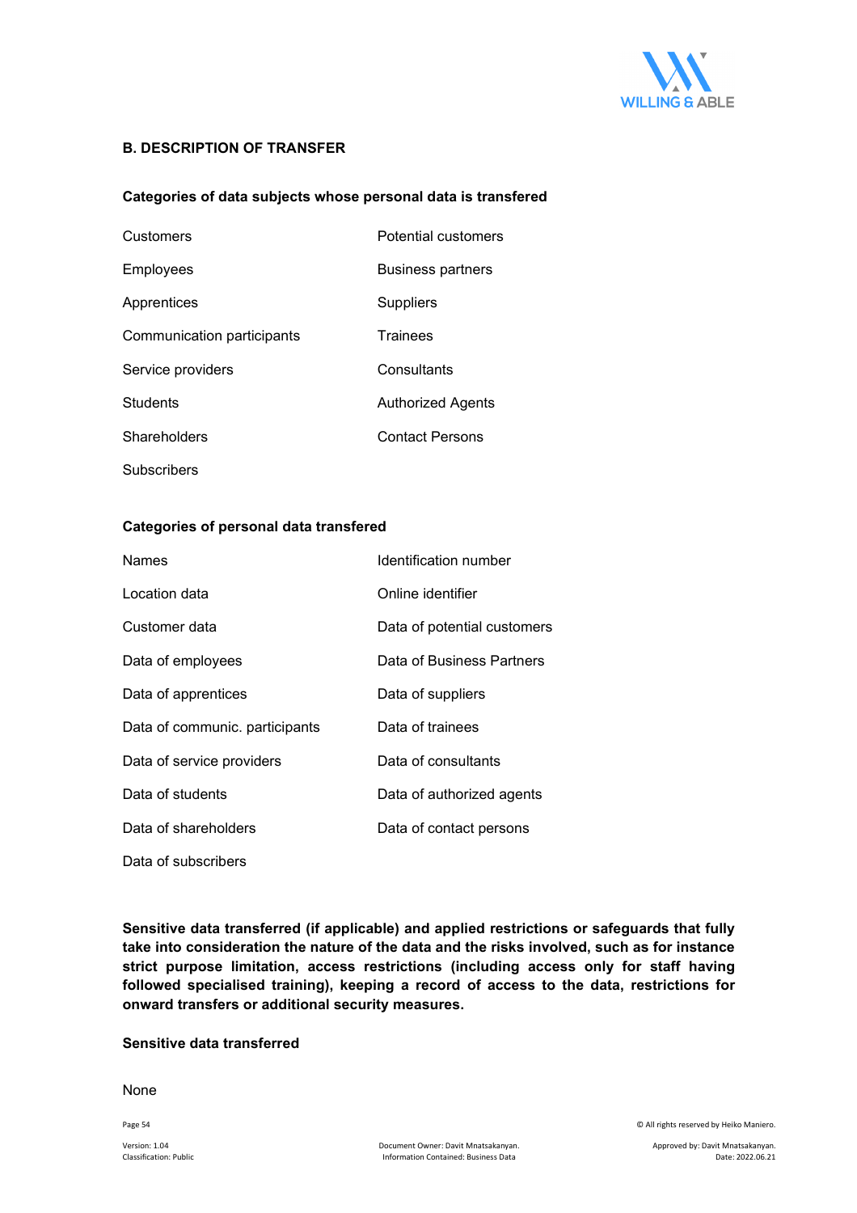## B. DESCRIPTION OF TRANSFER

### Categories of data subjects whose personal data is transfered

| | |
|---|---|
| Customers | Potential customers |
| Employees | Business partners |
| Apprentices | Suppliers |
| Communication participants | Trainees |
| Service providers | Consultants |
| Students | Authorized Agents |
| Shareholders | Contact Persons |
| Subscribers | |

### Categories of personal data transfered

| | |
|---|---|
| Names | Identification number |
| Location data | Online identifier |
| Customer data | Data of potential customers |
| Data of employees | Data of Business Partners |
| Data of apprentices | Data of suppliers |
| Data of communic. participants | Data of trainees |
| Data of service providers | Data of consultants |
| Data of students | Data of authorized agents |
| Data of shareholders | Data of contact persons |
| Data of subscribers | |

**Sensitive data transferred (if applicable) and applied restrictions or safeguards that fully take into consideration the nature of the data and the risks involved, such as for instance strict purpose limitation, access restrictions (including access only for staff having followed specialised training), keeping a record of access to the data, restrictions for onward transfers or additional security measures.**

### Sensitive data transferred

None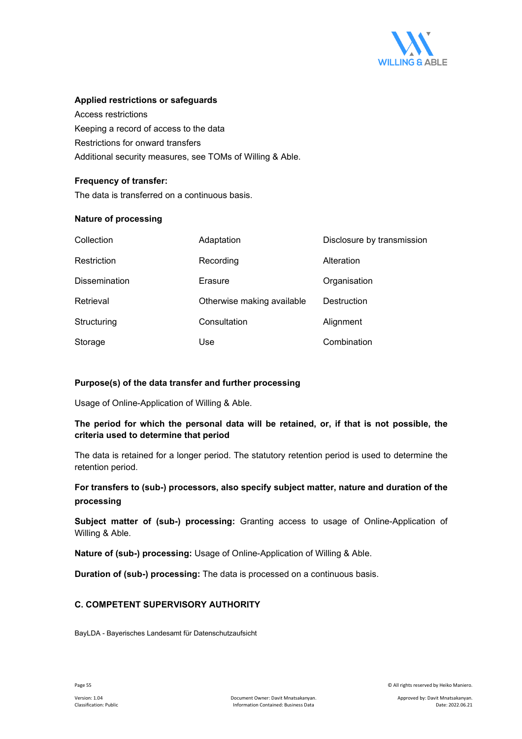**Applied restrictions or safeguards**

Access restrictions

Keeping a record of access to the data

Restrictions for onward transfers

Additional security measures, see TOMs of Willing & Able.

**Frequency of transfer:**

The data is transferred on a continuous basis.

**Nature of processing**

| | | |
|---|---|---|
| Collection | Adaptation | Disclosure by transmission |
| Restriction | Recording | Alteration |
| Dissemination | Erasure | Organisation |
| Retrieval | Otherwise making available | Destruction |
| Structuring | Consultation | Alignment |
| Storage | Use | Combination |

**Purpose(s) of the data transfer and further processing**

Usage of Online-Application of Willing & Able.

**The period for which the personal data will be retained, or, if that is not possible, the criteria used to determine that period**

The data is retained for a longer period. The statutory retention period is used to determine the retention period.

**For transfers to (sub-) processors, also specify subject matter, nature and duration of the processing**

**Subject matter of (sub-) processing:** Granting access to usage of Online-Application of Willing & Able.

**Nature of (sub-) processing:** Usage of Online-Application of Willing & Able.

**Duration of (sub-) processing:** The data is processed on a continuous basis.

## C. COMPETENT SUPERVISORY AUTHORITY

BayLDA - Bayerisches Landesamt für Datenschutzaufsicht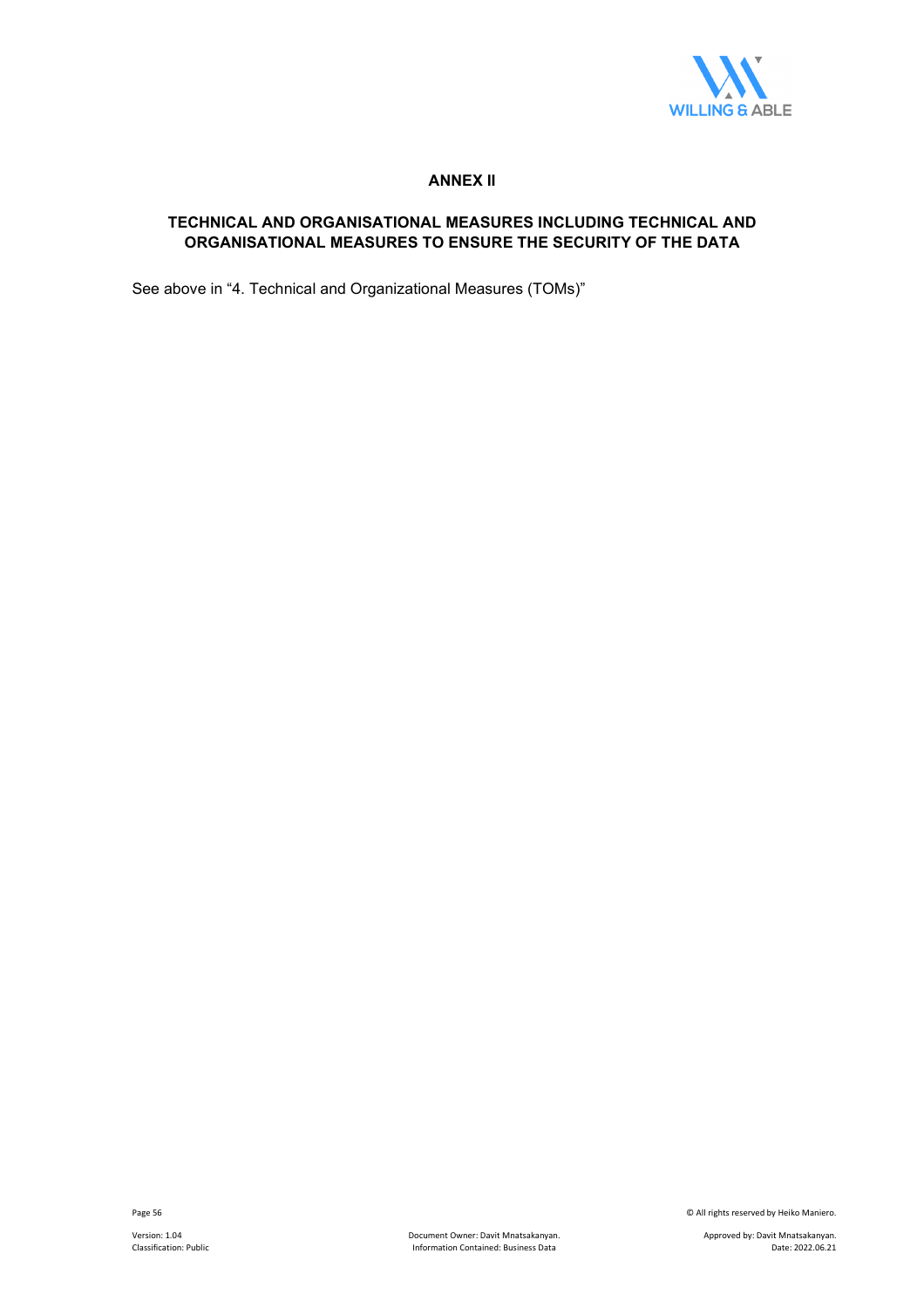# ANNEX II

## TECHNICAL AND ORGANISATIONAL MEASURES INCLUDING TECHNICAL AND ORGANISATIONAL MEASURES TO ENSURE THE SECURITY OF THE DATA

See above in "4. Technical and Organizational Measures (TOMs)"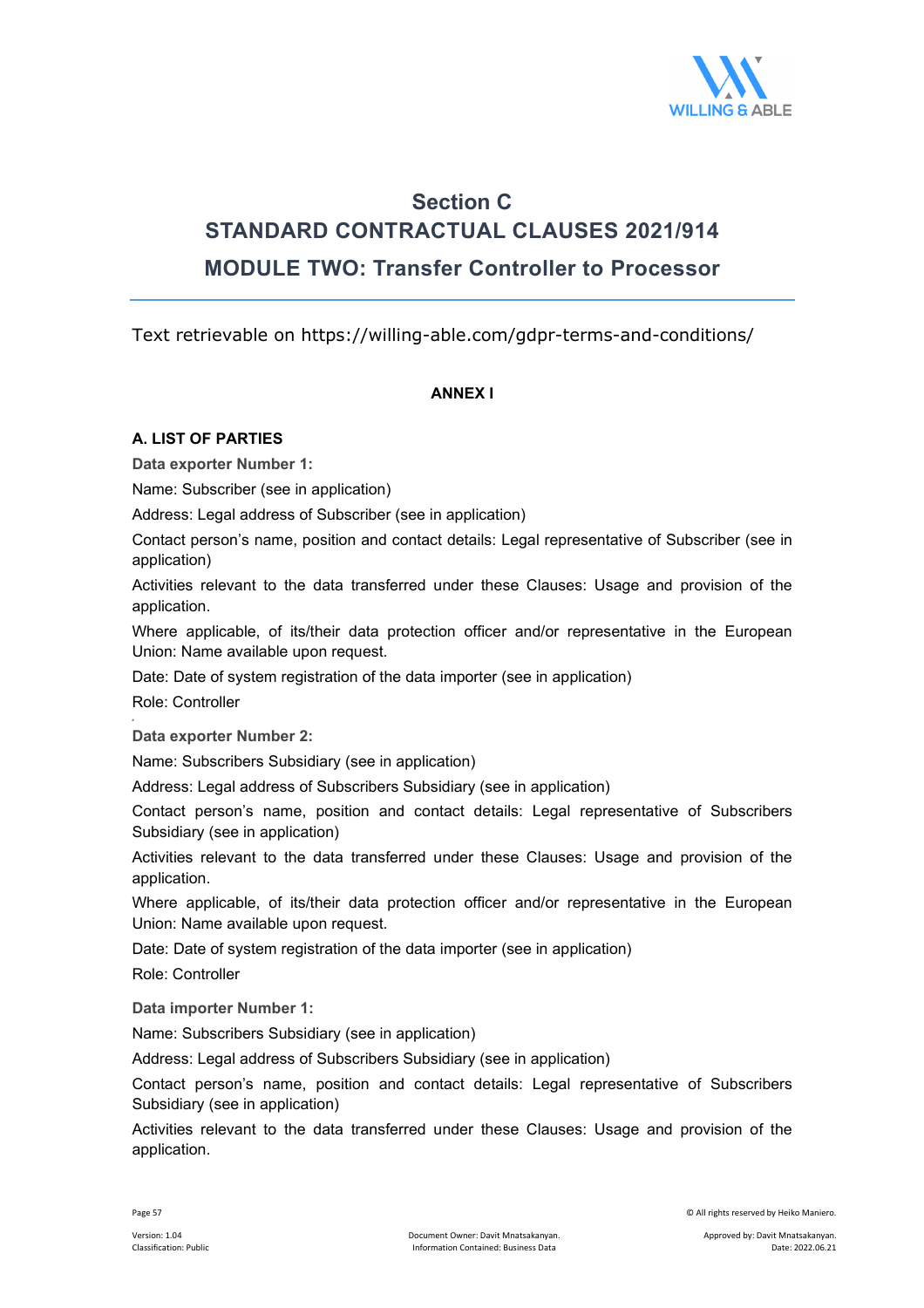# Section C
# STANDARD CONTRACTUAL CLAUSES 2021/914
## MODULE TWO: Transfer Controller to Processor

Text retrievable on https://willing-able.com/gdpr-terms-and-conditions/

**ANNEX I**

**A. LIST OF PARTIES**

**Data exporter Number 1:**

Name: Subscriber (see in application)

Address: Legal address of Subscriber (see in application)

Contact person's name, position and contact details: Legal representative of Subscriber (see in application)

Activities relevant to the data transferred under these Clauses: Usage and provision of the application.

Where applicable, of its/their data protection officer and/or representative in the European Union: Name available upon request.

Date: Date of system registration of the data importer (see in application)

Role: Controller

**Data exporter Number 2:**

Name: Subscribers Subsidiary (see in application)

Address: Legal address of Subscribers Subsidiary (see in application)

Contact person's name, position and contact details: Legal representative of Subscribers Subsidiary (see in application)

Activities relevant to the data transferred under these Clauses: Usage and provision of the application.

Where applicable, of its/their data protection officer and/or representative in the European Union: Name available upon request.

Date: Date of system registration of the data importer (see in application)

Role: Controller

**Data importer Number 1:**

Name: Subscribers Subsidiary (see in application)

Address: Legal address of Subscribers Subsidiary (see in application)

Contact person's name, position and contact details: Legal representative of Subscribers Subsidiary (see in application)

Activities relevant to the data transferred under these Clauses: Usage and provision of the application.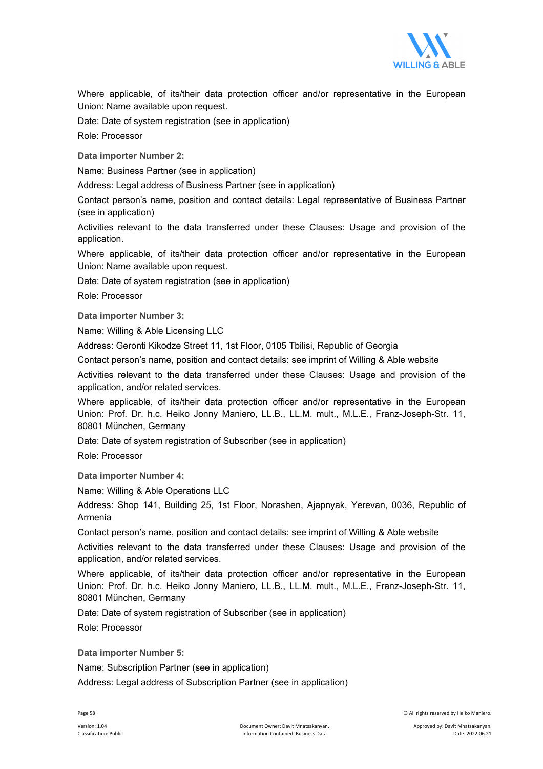Where applicable, of its/their data protection officer and/or representative in the European Union: Name available upon request.

Date: Date of system registration (see in application)

Role: Processor

**Data importer Number 2:**

Name: Business Partner (see in application)

Address: Legal address of Business Partner (see in application)

Contact person's name, position and contact details: Legal representative of Business Partner (see in application)

Activities relevant to the data transferred under these Clauses: Usage and provision of the application.

Where applicable, of its/their data protection officer and/or representative in the European Union: Name available upon request.

Date: Date of system registration (see in application)

Role: Processor

**Data importer Number 3:**

Name: Willing & Able Licensing LLC

Address: Geronti Kikodze Street 11, 1st Floor, 0105 Tbilisi, Republic of Georgia

Contact person's name, position and contact details: see imprint of Willing & Able website

Activities relevant to the data transferred under these Clauses: Usage and provision of the application, and/or related services.

Where applicable, of its/their data protection officer and/or representative in the European Union: Prof. Dr. h.c. Heiko Jonny Maniero, LL.B., LL.M. mult., M.L.E., Franz-Joseph-Str. 11, 80801 München, Germany

Date: Date of system registration of Subscriber (see in application)

Role: Processor

**Data importer Number 4:**

Name: Willing & Able Operations LLC

Address: Shop 141, Building 25, 1st Floor, Norashen, Ajapnyak, Yerevan, 0036, Republic of Armenia

Contact person's name, position and contact details: see imprint of Willing & Able website

Activities relevant to the data transferred under these Clauses: Usage and provision of the application, and/or related services.

Where applicable, of its/their data protection officer and/or representative in the European Union: Prof. Dr. h.c. Heiko Jonny Maniero, LL.B., LL.M. mult., M.L.E., Franz-Joseph-Str. 11, 80801 München, Germany

Date: Date of system registration of Subscriber (see in application)

Role: Processor

**Data importer Number 5:**

Name: Subscription Partner (see in application)

Address: Legal address of Subscription Partner (see in application)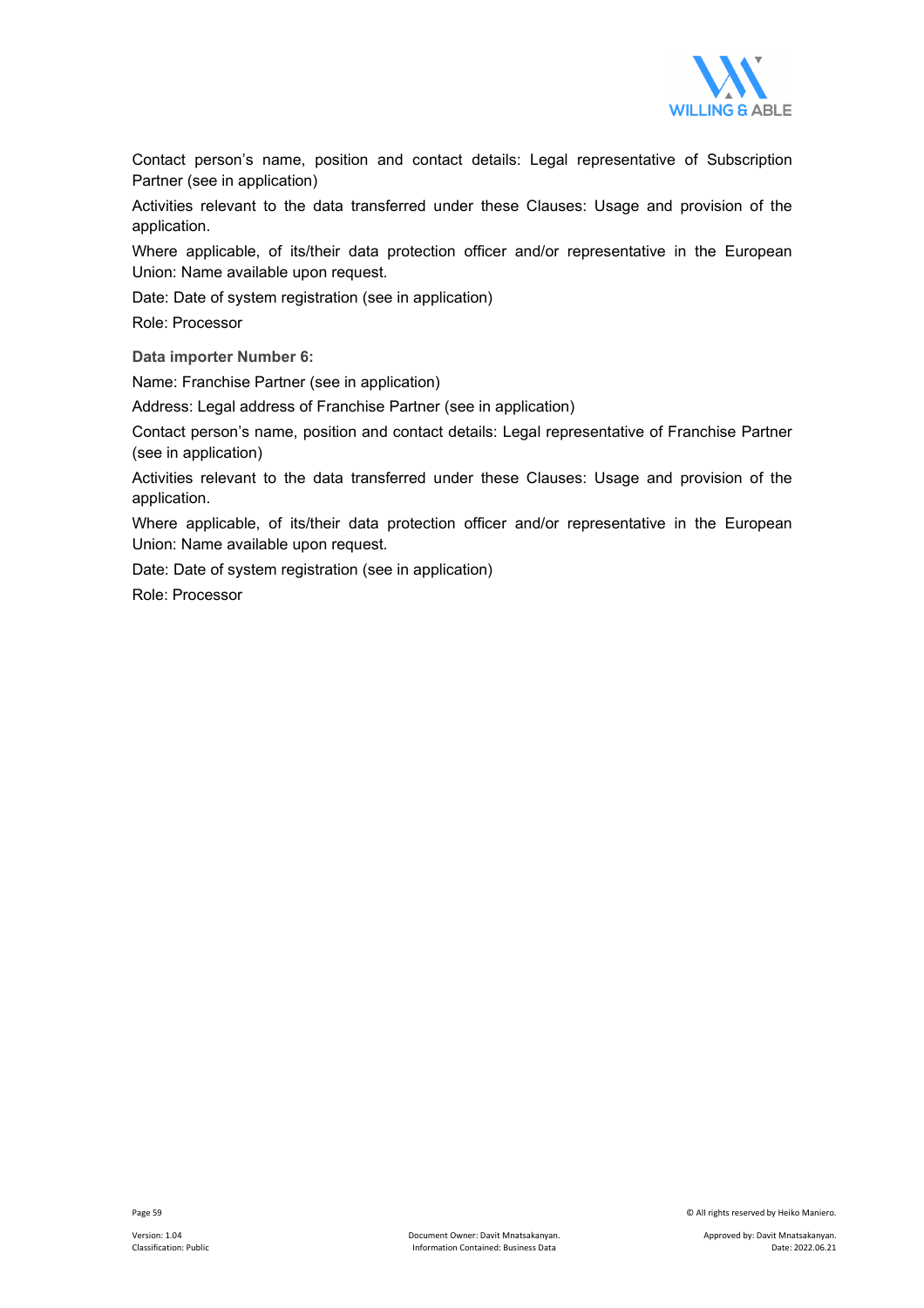Contact person's name, position and contact details: Legal representative of Subscription Partner (see in application)

Activities relevant to the data transferred under these Clauses: Usage and provision of the application.

Where applicable, of its/their data protection officer and/or representative in the European Union: Name available upon request.

Date: Date of system registration (see in application)

Role: Processor

**Data importer Number 6:**

Name: Franchise Partner (see in application)

Address: Legal address of Franchise Partner (see in application)

Contact person's name, position and contact details: Legal representative of Franchise Partner (see in application)

Activities relevant to the data transferred under these Clauses: Usage and provision of the application.

Where applicable, of its/their data protection officer and/or representative in the European Union: Name available upon request.

Date: Date of system registration (see in application)

Role: Processor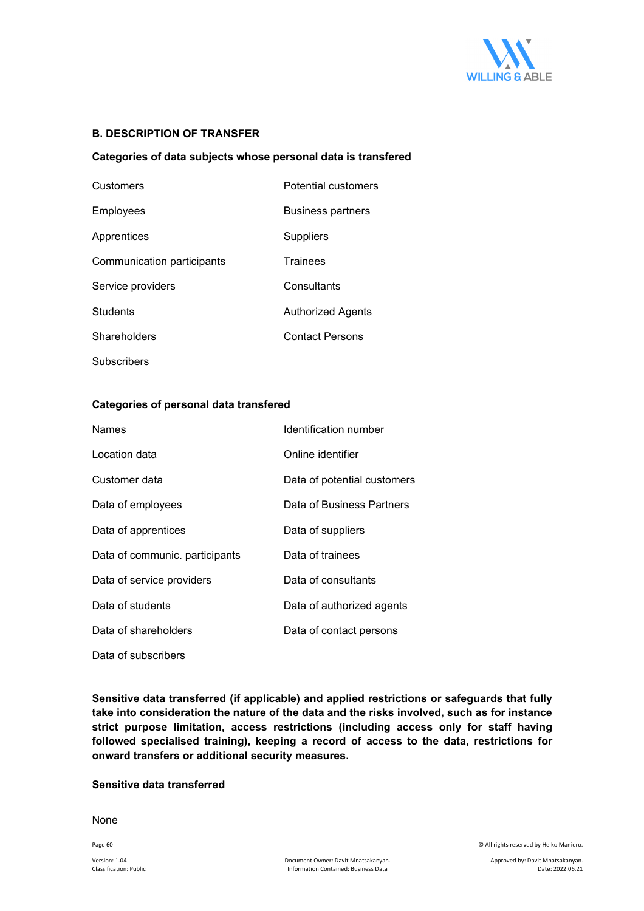**B. DESCRIPTION OF TRANSFER**

**Categories of data subjects whose personal data is transfered**

| | |
|---|---|
| Customers | Potential customers |
| Employees | Business partners |
| Apprentices | Suppliers |
| Communication participants | Trainees |
| Service providers | Consultants |
| Students | Authorized Agents |
| Shareholders | Contact Persons |
| Subscribers | |

**Categories of personal data transfered**

| | |
|---|---|
| Names | Identification number |
| Location data | Online identifier |
| Customer data | Data of potential customers |
| Data of employees | Data of Business Partners |
| Data of apprentices | Data of suppliers |
| Data of communic. participants | Data of trainees |
| Data of service providers | Data of consultants |
| Data of students | Data of authorized agents |
| Data of shareholders | Data of contact persons |
| Data of subscribers | |

**Sensitive data transferred (if applicable) and applied restrictions or safeguards that fully take into consideration the nature of the data and the risks involved, such as for instance strict purpose limitation, access restrictions (including access only for staff having followed specialised training), keeping a record of access to the data, restrictions for onward transfers or additional security measures.**

**Sensitive data transferred**

None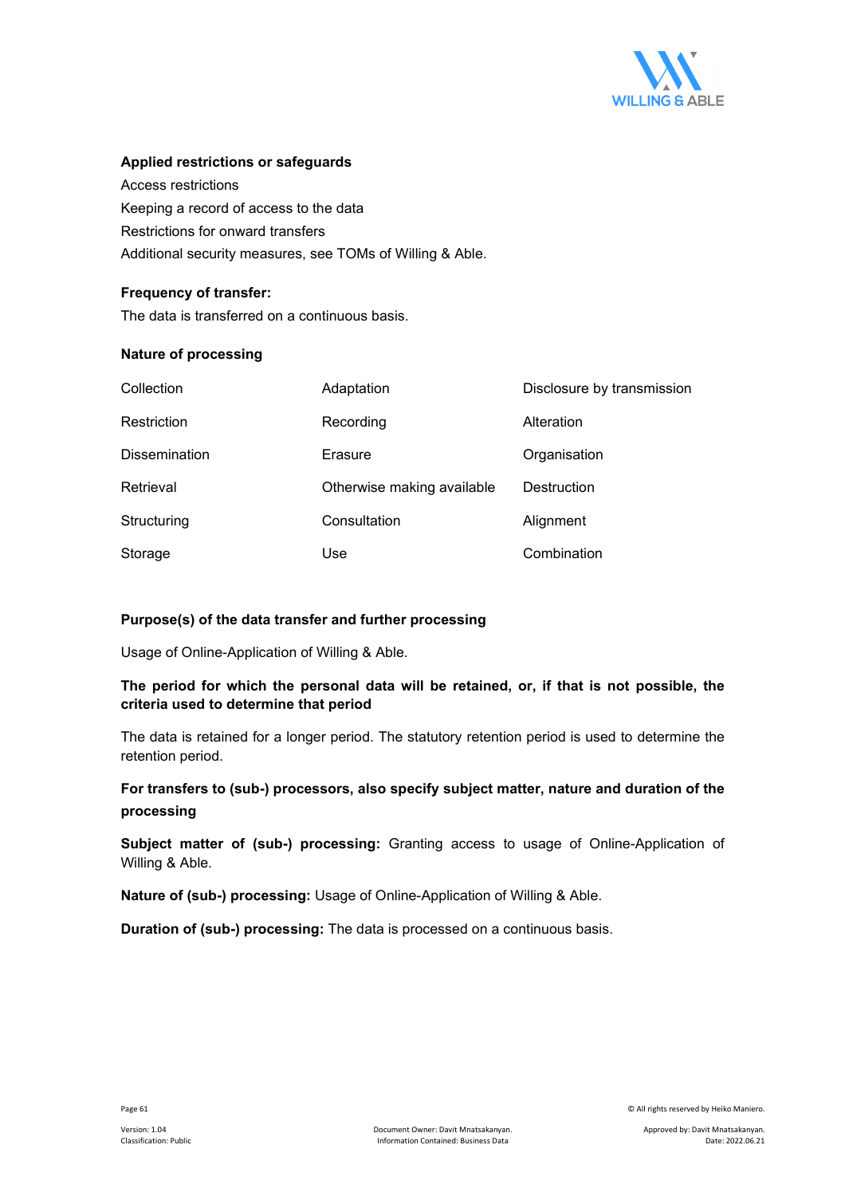**Applied restrictions or safeguards**

Access restrictions

Keeping a record of access to the data

Restrictions for onward transfers

Additional security measures, see TOMs of Willing & Able.

**Frequency of transfer:**

The data is transferred on a continuous basis.

**Nature of processing**

| | | |
|---|---|---|
| Collection | Adaptation | Disclosure by transmission |
| Restriction | Recording | Alteration |
| Dissemination | Erasure | Organisation |
| Retrieval | Otherwise making available | Destruction |
| Structuring | Consultation | Alignment |
| Storage | Use | Combination |

**Purpose(s) of the data transfer and further processing**

Usage of Online-Application of Willing & Able.

**The period for which the personal data will be retained, or, if that is not possible, the criteria used to determine that period**

The data is retained for a longer period. The statutory retention period is used to determine the retention period.

**For transfers to (sub-) processors, also specify subject matter, nature and duration of the processing**

**Subject matter of (sub-) processing:** Granting access to usage of Online-Application of Willing & Able.

**Nature of (sub-) processing:** Usage of Online-Application of Willing & Able.

**Duration of (sub-) processing:** The data is processed on a continuous basis.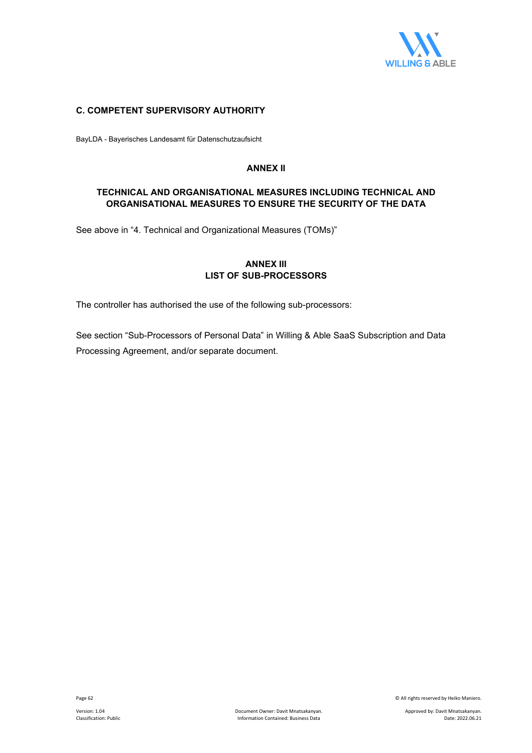### C. COMPETENT SUPERVISORY AUTHORITY

BayLDA - Bayerisches Landesamt für Datenschutzaufsicht

## ANNEX II

## TECHNICAL AND ORGANISATIONAL MEASURES INCLUDING TECHNICAL AND ORGANISATIONAL MEASURES TO ENSURE THE SECURITY OF THE DATA

See above in “4. Technical and Organizational Measures (TOMs)”

## ANNEX III
## LIST OF SUB-PROCESSORS

The controller has authorised the use of the following sub-processors:

See section “Sub-Processors of Personal Data” in Willing & Able SaaS Subscription and Data Processing Agreement, and/or separate document.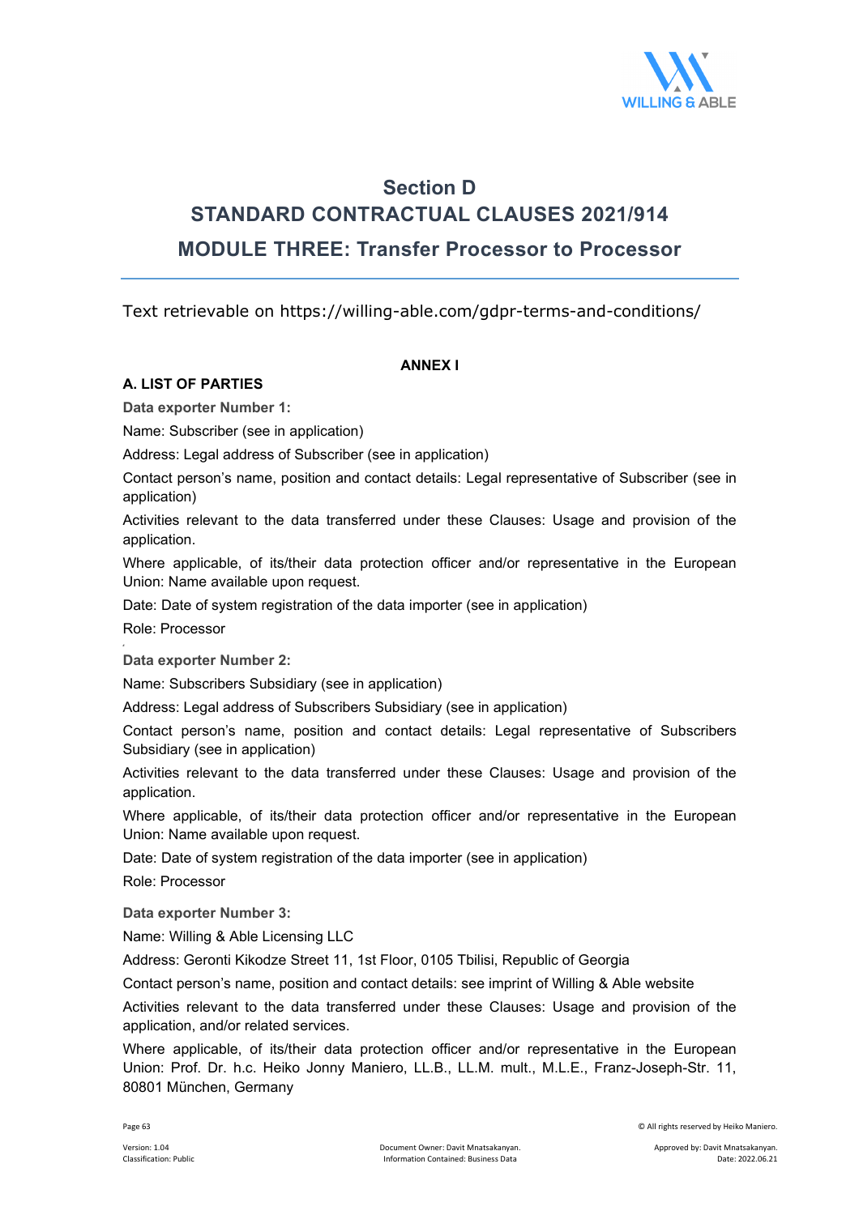# Section D
# STANDARD CONTRACTUAL CLAUSES 2021/914
## MODULE THREE: Transfer Processor to Processor

Text retrievable on https://willing-able.com/gdpr-terms-and-conditions/

**ANNEX I**

**A. LIST OF PARTIES**

**Data exporter Number 1:**

Name: Subscriber (see in application)

Address: Legal address of Subscriber (see in application)

Contact person's name, position and contact details: Legal representative of Subscriber (see in application)

Activities relevant to the data transferred under these Clauses: Usage and provision of the application.

Where applicable, of its/their data protection officer and/or representative in the European Union: Name available upon request.

Date: Date of system registration of the data importer (see in application)

Role: Processor

**Data exporter Number 2:**

Name: Subscribers Subsidiary (see in application)

Address: Legal address of Subscribers Subsidiary (see in application)

Contact person's name, position and contact details: Legal representative of Subscribers Subsidiary (see in application)

Activities relevant to the data transferred under these Clauses: Usage and provision of the application.

Where applicable, of its/their data protection officer and/or representative in the European Union: Name available upon request.

Date: Date of system registration of the data importer (see in application)

Role: Processor

**Data exporter Number 3:**

Name: Willing & Able Licensing LLC

Address: Geronti Kikodze Street 11, 1st Floor, 0105 Tbilisi, Republic of Georgia

Contact person's name, position and contact details: see imprint of Willing & Able website

Activities relevant to the data transferred under these Clauses: Usage and provision of the application, and/or related services.

Where applicable, of its/their data protection officer and/or representative in the European Union: Prof. Dr. h.c. Heiko Jonny Maniero, LL.B., LL.M. mult., M.L.E., Franz-Joseph-Str. 11, 80801 München, Germany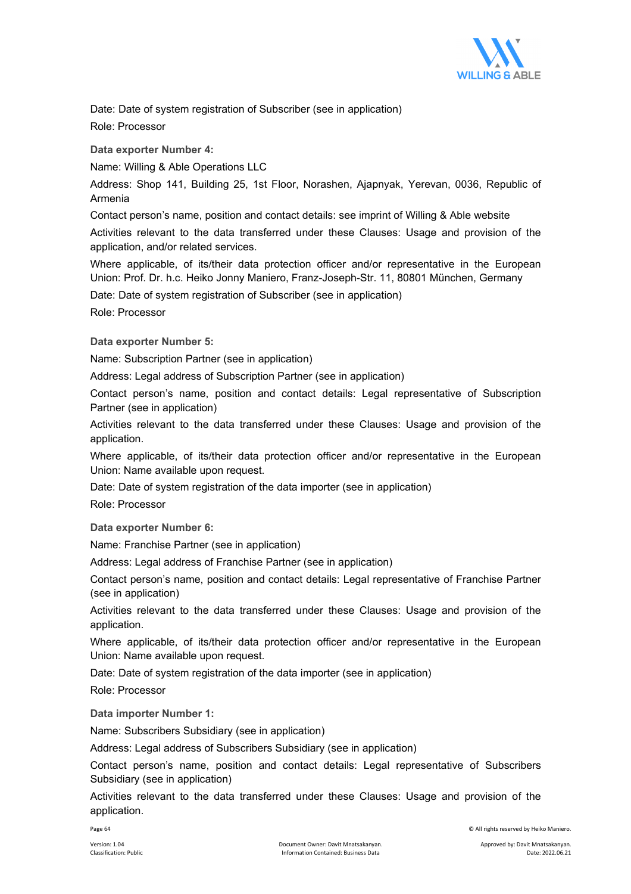Date: Date of system registration of Subscriber (see in application)

Role: Processor

**Data exporter Number 4:**

Name: Willing & Able Operations LLC

Address: Shop 141, Building 25, 1st Floor, Norashen, Ajapnyak, Yerevan, 0036, Republic of Armenia

Contact person's name, position and contact details: see imprint of Willing & Able website

Activities relevant to the data transferred under these Clauses: Usage and provision of the application, and/or related services.

Where applicable, of its/their data protection officer and/or representative in the European Union: Prof. Dr. h.c. Heiko Jonny Maniero, Franz-Joseph-Str. 11, 80801 München, Germany

Date: Date of system registration of Subscriber (see in application)

Role: Processor

**Data exporter Number 5:**

Name: Subscription Partner (see in application)

Address: Legal address of Subscription Partner (see in application)

Contact person's name, position and contact details: Legal representative of Subscription Partner (see in application)

Activities relevant to the data transferred under these Clauses: Usage and provision of the application.

Where applicable, of its/their data protection officer and/or representative in the European Union: Name available upon request.

Date: Date of system registration of the data importer (see in application)

Role: Processor

**Data exporter Number 6:**

Name: Franchise Partner (see in application)

Address: Legal address of Franchise Partner (see in application)

Contact person's name, position and contact details: Legal representative of Franchise Partner (see in application)

Activities relevant to the data transferred under these Clauses: Usage and provision of the application.

Where applicable, of its/their data protection officer and/or representative in the European Union: Name available upon request.

Date: Date of system registration of the data importer (see in application)

Role: Processor

**Data importer Number 1:**

Name: Subscribers Subsidiary (see in application)

Address: Legal address of Subscribers Subsidiary (see in application)

Contact person's name, position and contact details: Legal representative of Subscribers Subsidiary (see in application)

Activities relevant to the data transferred under these Clauses: Usage and provision of the application.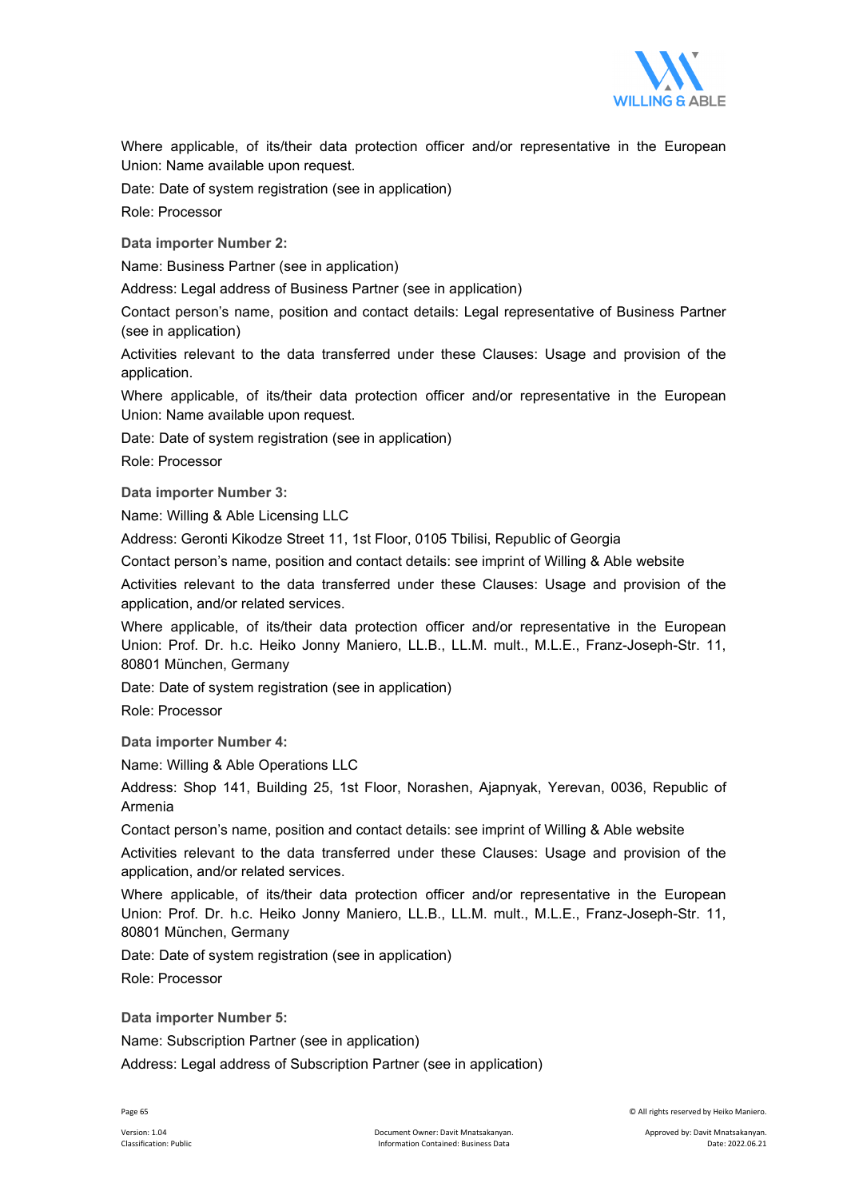Where applicable, of its/their data protection officer and/or representative in the European Union: Name available upon request.

Date: Date of system registration (see in application)

Role: Processor

**Data importer Number 2:**

Name: Business Partner (see in application)

Address: Legal address of Business Partner (see in application)

Contact person's name, position and contact details: Legal representative of Business Partner (see in application)

Activities relevant to the data transferred under these Clauses: Usage and provision of the application.

Where applicable, of its/their data protection officer and/or representative in the European Union: Name available upon request.

Date: Date of system registration (see in application)

Role: Processor

**Data importer Number 3:**

Name: Willing & Able Licensing LLC

Address: Geronti Kikodze Street 11, 1st Floor, 0105 Tbilisi, Republic of Georgia

Contact person's name, position and contact details: see imprint of Willing & Able website

Activities relevant to the data transferred under these Clauses: Usage and provision of the application, and/or related services.

Where applicable, of its/their data protection officer and/or representative in the European Union: Prof. Dr. h.c. Heiko Jonny Maniero, LL.B., LL.M. mult., M.L.E., Franz-Joseph-Str. 11, 80801 München, Germany

Date: Date of system registration (see in application)

Role: Processor

**Data importer Number 4:**

Name: Willing & Able Operations LLC

Address: Shop 141, Building 25, 1st Floor, Norashen, Ajapnyak, Yerevan, 0036, Republic of Armenia

Contact person's name, position and contact details: see imprint of Willing & Able website

Activities relevant to the data transferred under these Clauses: Usage and provision of the application, and/or related services.

Where applicable, of its/their data protection officer and/or representative in the European Union: Prof. Dr. h.c. Heiko Jonny Maniero, LL.B., LL.M. mult., M.L.E., Franz-Joseph-Str. 11, 80801 München, Germany

Date: Date of system registration (see in application)

Role: Processor

**Data importer Number 5:**

Name: Subscription Partner (see in application)

Address: Legal address of Subscription Partner (see in application)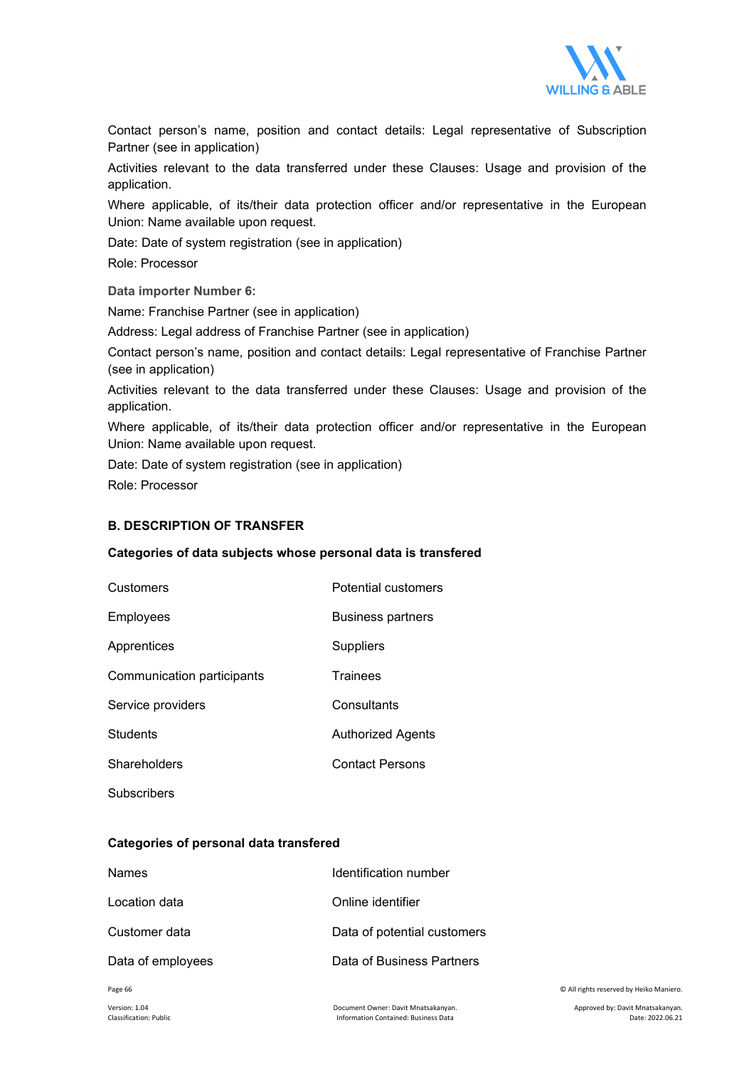Contact person's name, position and contact details: Legal representative of Subscription Partner (see in application)

Activities relevant to the data transferred under these Clauses: Usage and provision of the application.

Where applicable, of its/their data protection officer and/or representative in the European Union: Name available upon request.

Date: Date of system registration (see in application)

Role: Processor

**Data importer Number 6:**

Name: Franchise Partner (see in application)

Address: Legal address of Franchise Partner (see in application)

Contact person's name, position and contact details: Legal representative of Franchise Partner (see in application)

Activities relevant to the data transferred under these Clauses: Usage and provision of the application.

Where applicable, of its/their data protection officer and/or representative in the European Union: Name available upon request.

Date: Date of system registration (see in application)

Role: Processor

### B. DESCRIPTION OF TRANSFER

#### Categories of data subjects whose personal data is transfered

| | |
|---|---|
| Customers | Potential customers |
| Employees | Business partners |
| Apprentices | Suppliers |
| Communication participants | Trainees |
| Service providers | Consultants |
| Students | Authorized Agents |
| Shareholders | Contact Persons |
| Subscribers | |

#### Categories of personal data transfered

| | |
|---|---|
| Names | Identification number |
| Location data | Online identifier |
| Customer data | Data of potential customers |
| Data of employees | Data of Business Partners |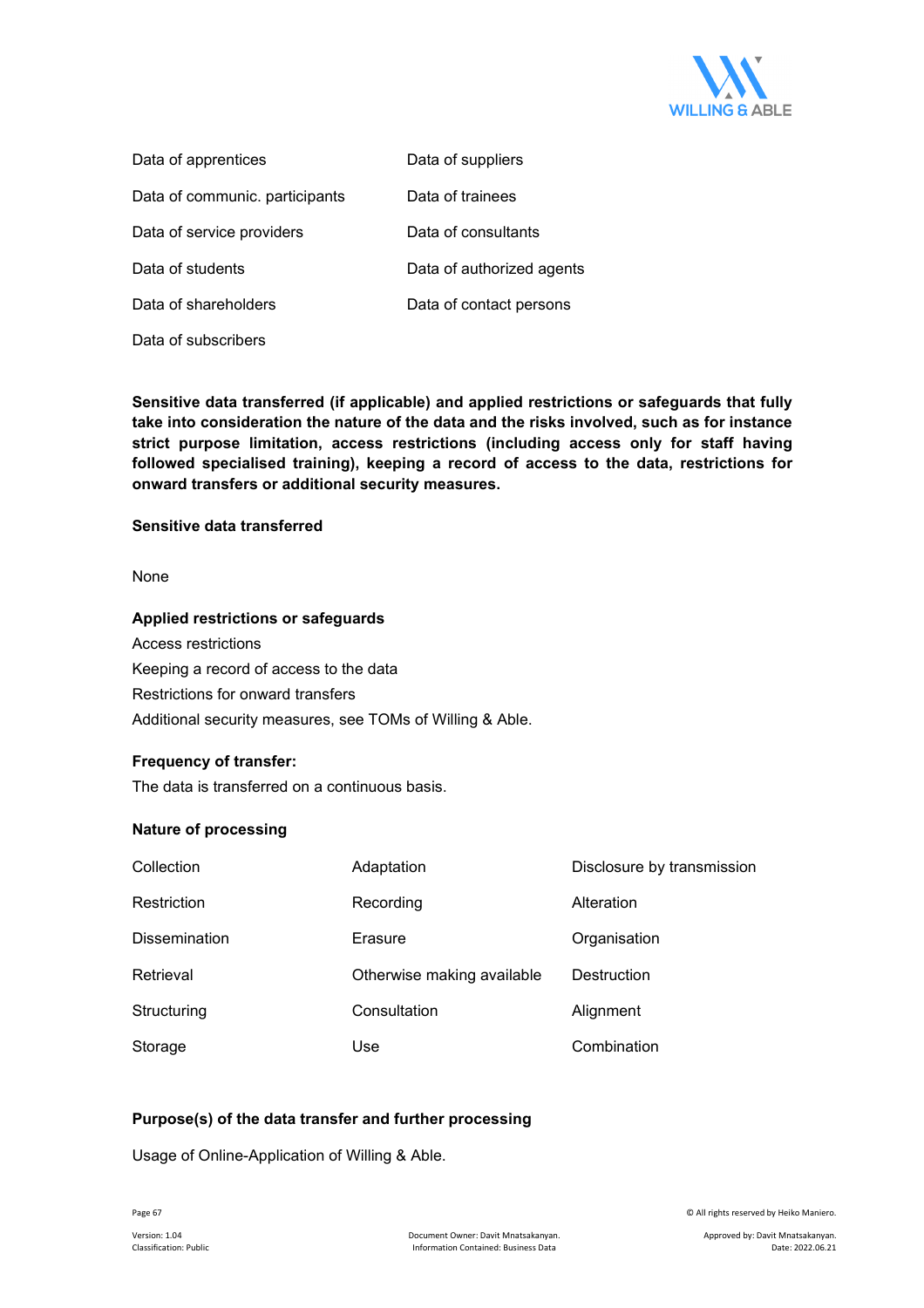| | |
|---|---|
| Data of apprentices | Data of suppliers |
| Data of communic. participants | Data of trainees |
| Data of service providers | Data of consultants |
| Data of students | Data of authorized agents |
| Data of shareholders | Data of contact persons |
| Data of subscribers | |

**Sensitive data transferred (if applicable) and applied restrictions or safeguards that fully take into consideration the nature of the data and the risks involved, such as for instance strict purpose limitation, access restrictions (including access only for staff having followed specialised training), keeping a record of access to the data, restrictions for onward transfers or additional security measures.**

**Sensitive data transferred**

None

**Applied restrictions or safeguards**

Access restrictions
Keeping a record of access to the data
Restrictions for onward transfers
Additional security measures, see TOMs of Willing & Able.

**Frequency of transfer:**

The data is transferred on a continuous basis.

**Nature of processing**

| | | |
|---|---|---|
| Collection | Adaptation | Disclosure by transmission |
| Restriction | Recording | Alteration |
| Dissemination | Erasure | Organisation |
| Retrieval | Otherwise making available | Destruction |
| Structuring | Consultation | Alignment |
| Storage | Use | Combination |

**Purpose(s) of the data transfer and further processing**

Usage of Online-Application of Willing & Able.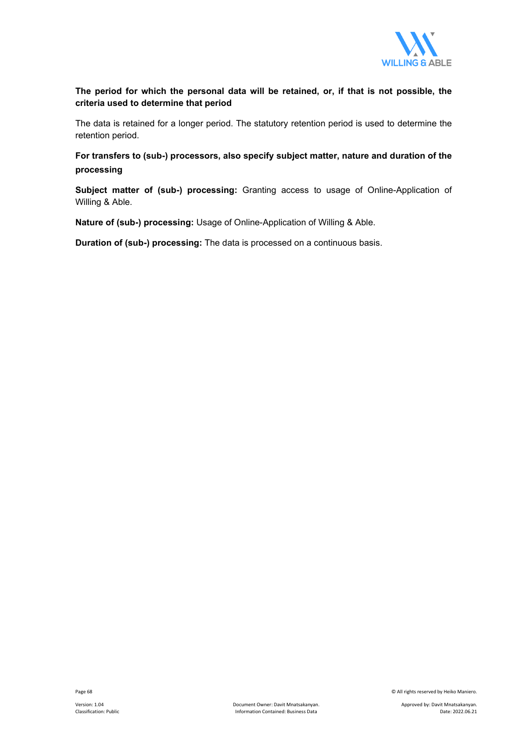**The period for which the personal data will be retained, or, if that is not possible, the criteria used to determine that period**

The data is retained for a longer period. The statutory retention period is used to determine the retention period.

**For transfers to (sub-) processors, also specify subject matter, nature and duration of the processing**

**Subject matter of (sub-) processing:** Granting access to usage of Online-Application of Willing & Able.

**Nature of (sub-) processing:** Usage of Online-Application of Willing & Able.

**Duration of (sub-) processing:** The data is processed on a continuous basis.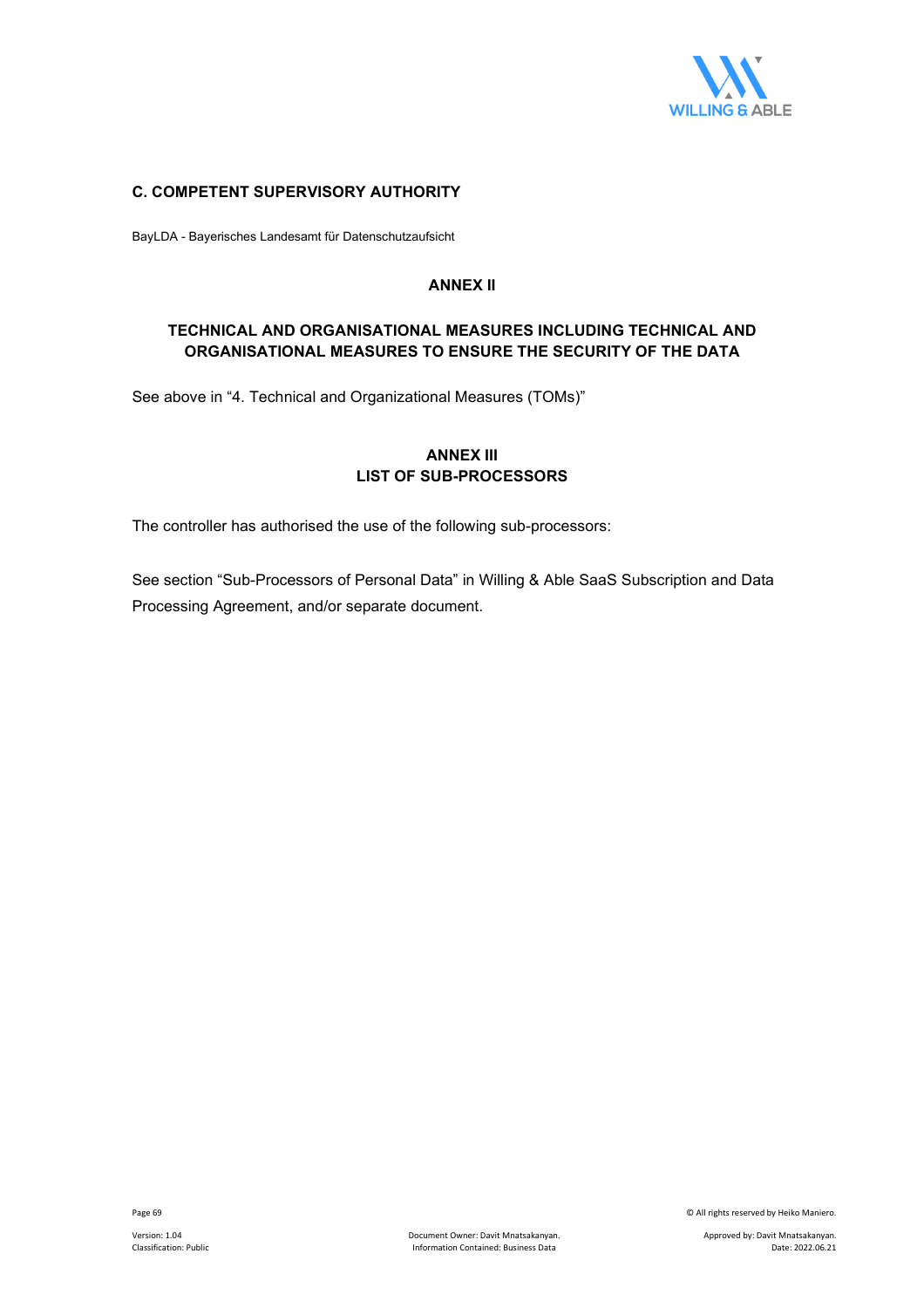### C. COMPETENT SUPERVISORY AUTHORITY

BayLDA - Bayerisches Landesamt für Datenschutzaufsicht

## ANNEX II

## TECHNICAL AND ORGANISATIONAL MEASURES INCLUDING TECHNICAL AND ORGANISATIONAL MEASURES TO ENSURE THE SECURITY OF THE DATA

See above in "4. Technical and Organizational Measures (TOMs)"

## ANNEX III
## LIST OF SUB-PROCESSORS

The controller has authorised the use of the following sub-processors:

See section "Sub-Processors of Personal Data" in Willing & Able SaaS Subscription and Data Processing Agreement, and/or separate document.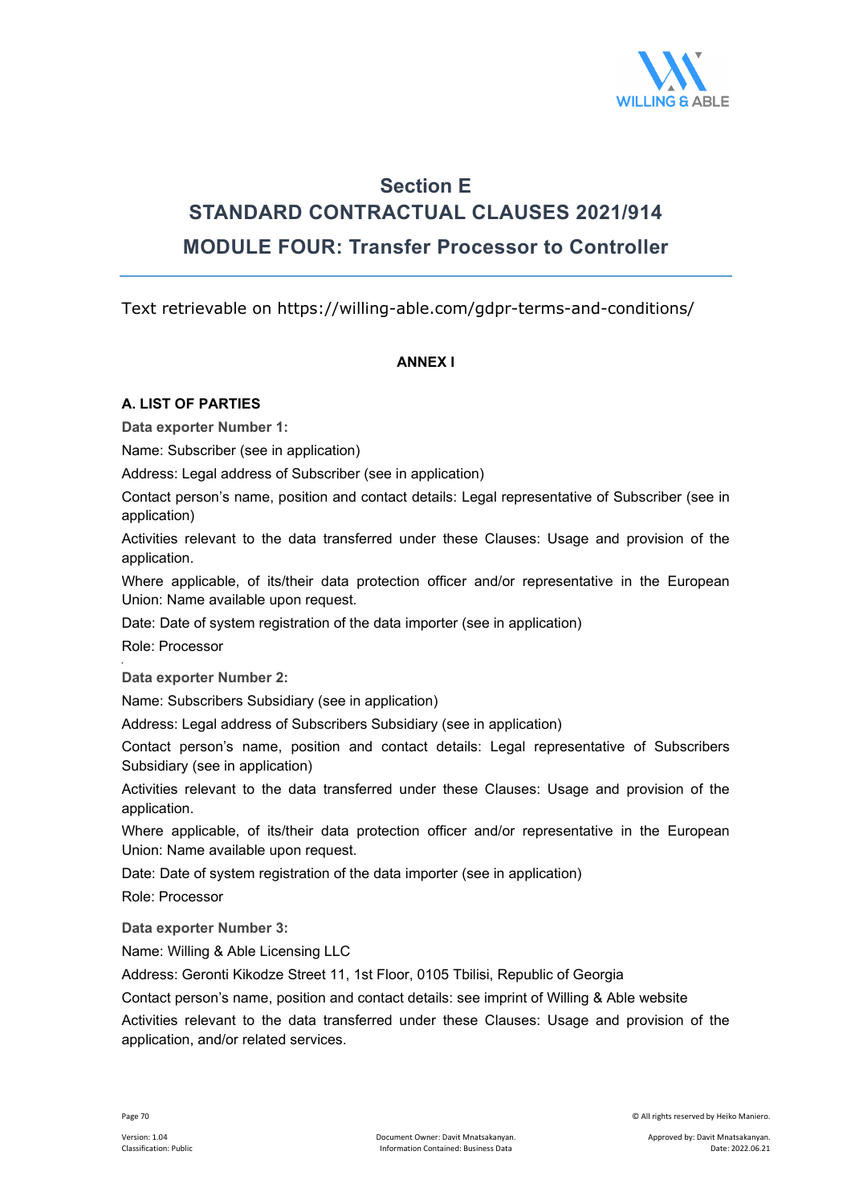# Section E
# STANDARD CONTRACTUAL CLAUSES 2021/914
## MODULE FOUR: Transfer Processor to Controller

Text retrievable on https://willing-able.com/gdpr-terms-and-conditions/

### ANNEX I

#### A. LIST OF PARTIES

**Data exporter Number 1:**

Name: Subscriber (see in application)

Address: Legal address of Subscriber (see in application)

Contact person's name, position and contact details: Legal representative of Subscriber (see in application)

Activities relevant to the data transferred under these Clauses: Usage and provision of the application.

Where applicable, of its/their data protection officer and/or representative in the European Union: Name available upon request.

Date: Date of system registration of the data importer (see in application)

Role: Processor

**Data exporter Number 2:**

Name: Subscribers Subsidiary (see in application)

Address: Legal address of Subscribers Subsidiary (see in application)

Contact person's name, position and contact details: Legal representative of Subscribers Subsidiary (see in application)

Activities relevant to the data transferred under these Clauses: Usage and provision of the application.

Where applicable, of its/their data protection officer and/or representative in the European Union: Name available upon request.

Date: Date of system registration of the data importer (see in application)

Role: Processor

**Data exporter Number 3:**

Name: Willing & Able Licensing LLC

Address: Geronti Kikodze Street 11, 1st Floor, 0105 Tbilisi, Republic of Georgia

Contact person's name, position and contact details: see imprint of Willing & Able website

Activities relevant to the data transferred under these Clauses: Usage and provision of the application, and/or related services.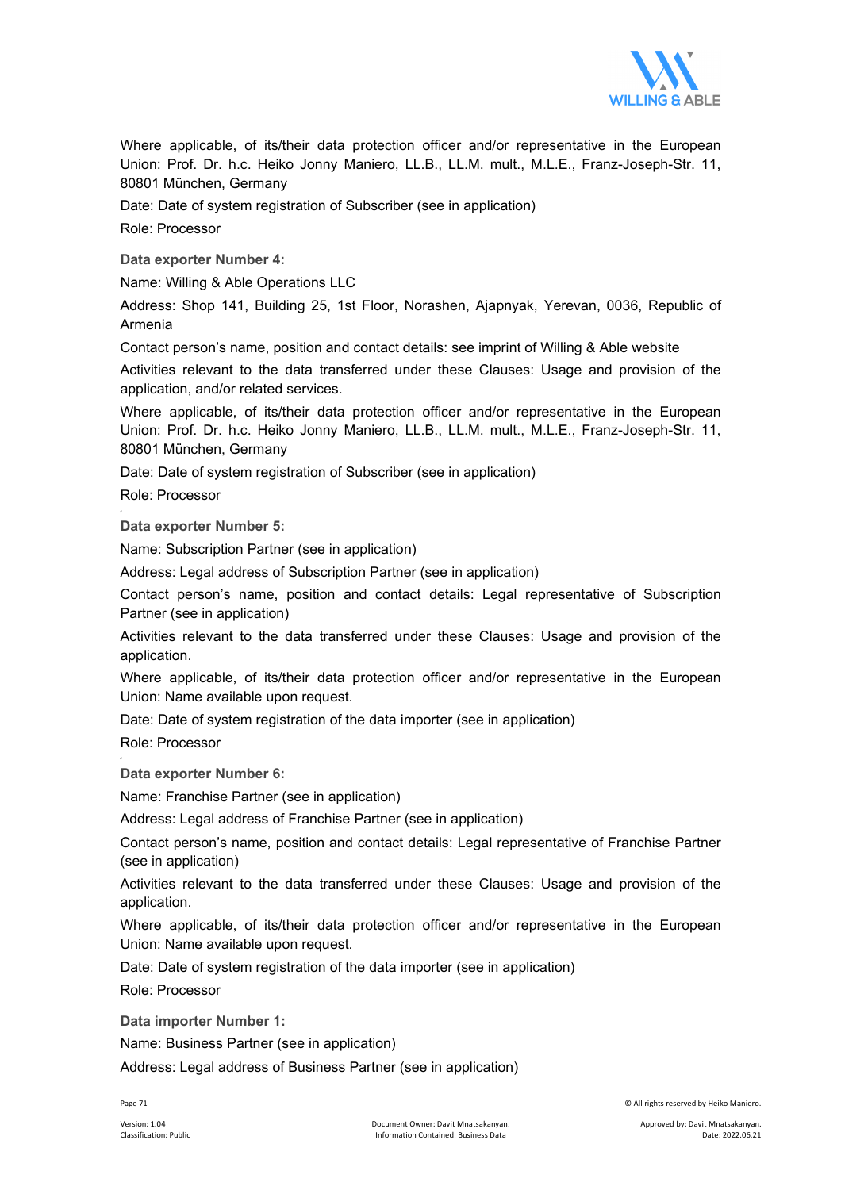Where applicable, of its/their data protection officer and/or representative in the European Union: Prof. Dr. h.c. Heiko Jonny Maniero, LL.B., LL.M. mult., M.L.E., Franz-Joseph-Str. 11, 80801 München, Germany

Date: Date of system registration of Subscriber (see in application)

Role: Processor

**Data exporter Number 4:**

Name: Willing & Able Operations LLC

Address: Shop 141, Building 25, 1st Floor, Norashen, Ajapnyak, Yerevan, 0036, Republic of Armenia

Contact person's name, position and contact details: see imprint of Willing & Able website

Activities relevant to the data transferred under these Clauses: Usage and provision of the application, and/or related services.

Where applicable, of its/their data protection officer and/or representative in the European Union: Prof. Dr. h.c. Heiko Jonny Maniero, LL.B., LL.M. mult., M.L.E., Franz-Joseph-Str. 11, 80801 München, Germany

Date: Date of system registration of Subscriber (see in application)

Role: Processor

**Data exporter Number 5:**

Name: Subscription Partner (see in application)

Address: Legal address of Subscription Partner (see in application)

Contact person's name, position and contact details: Legal representative of Subscription Partner (see in application)

Activities relevant to the data transferred under these Clauses: Usage and provision of the application.

Where applicable, of its/their data protection officer and/or representative in the European Union: Name available upon request.

Date: Date of system registration of the data importer (see in application)

Role: Processor

**Data exporter Number 6:**

Name: Franchise Partner (see in application)

Address: Legal address of Franchise Partner (see in application)

Contact person's name, position and contact details: Legal representative of Franchise Partner (see in application)

Activities relevant to the data transferred under these Clauses: Usage and provision of the application.

Where applicable, of its/their data protection officer and/or representative in the European Union: Name available upon request.

Date: Date of system registration of the data importer (see in application)

Role: Processor

**Data importer Number 1:**

Name: Business Partner (see in application)

Address: Legal address of Business Partner (see in application)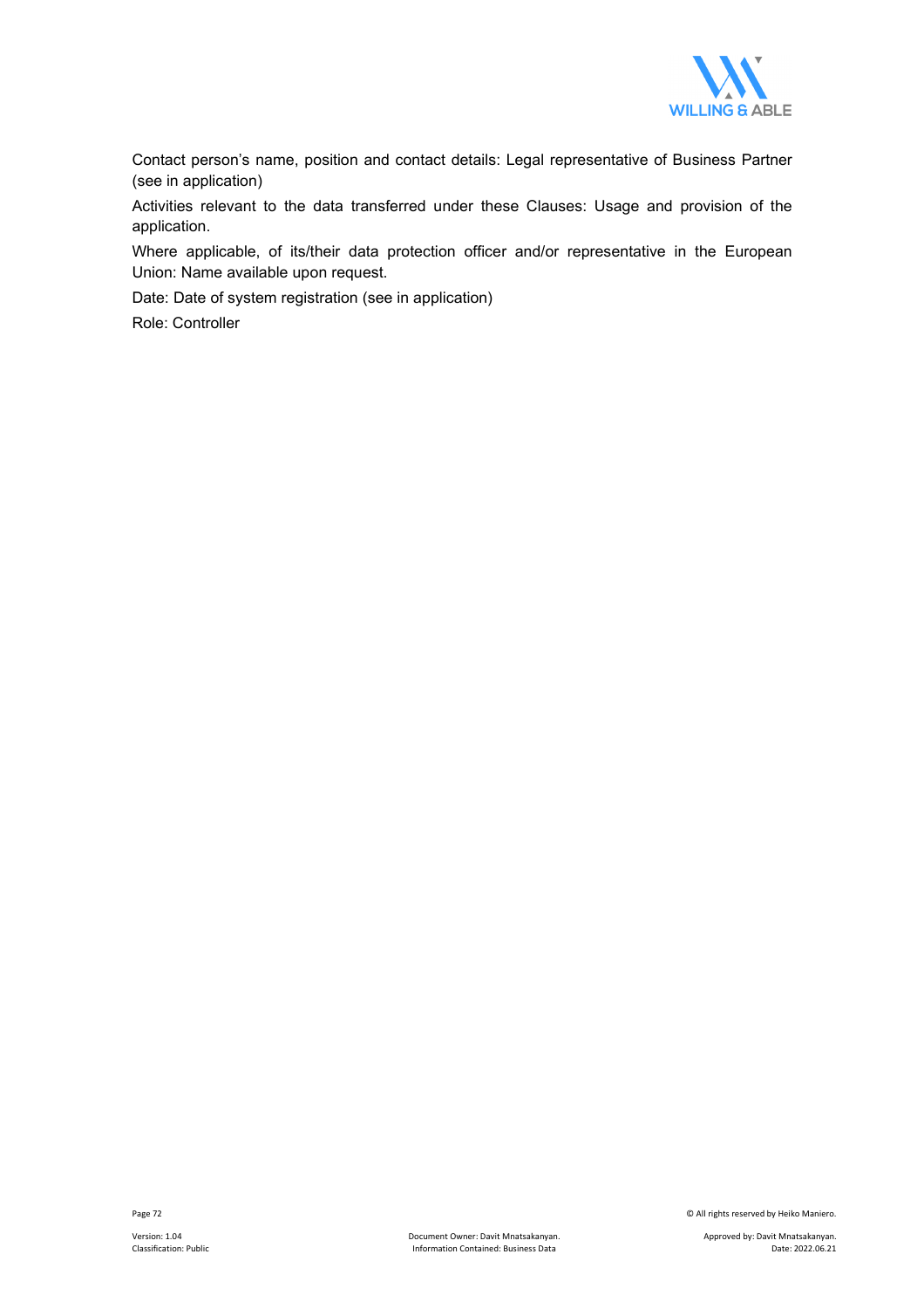Contact person's name, position and contact details: Legal representative of Business Partner (see in application)

Activities relevant to the data transferred under these Clauses: Usage and provision of the application.

Where applicable, of its/their data protection officer and/or representative in the European Union: Name available upon request.

Date: Date of system registration (see in application)

Role: Controller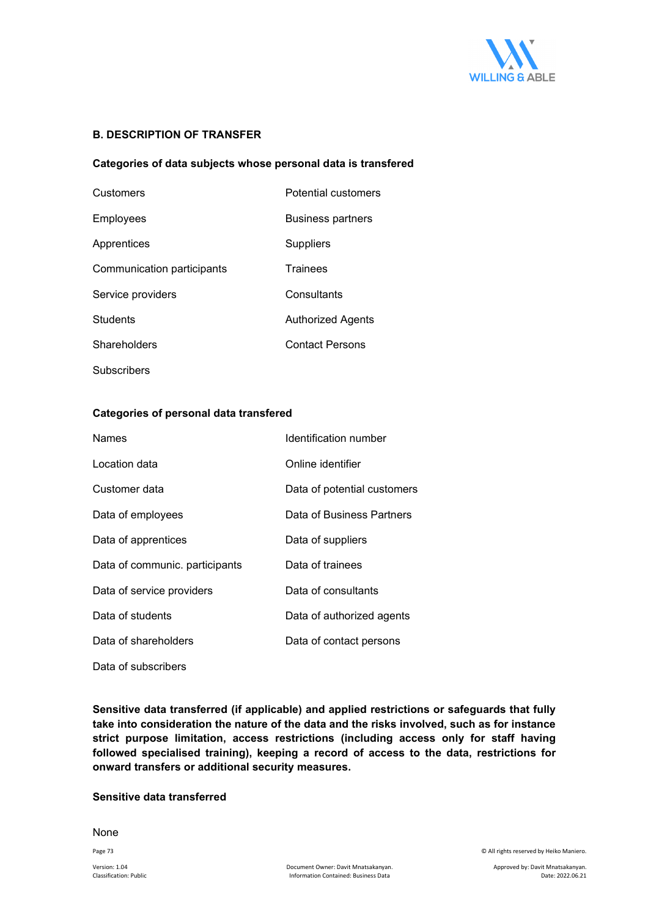## B. DESCRIPTION OF TRANSFER

### Categories of data subjects whose personal data is transfered

| | |
|---|---|
| Customers | Potential customers |
| Employees | Business partners |
| Apprentices | Suppliers |
| Communication participants | Trainees |
| Service providers | Consultants |
| Students | Authorized Agents |
| Shareholders | Contact Persons |
| Subscribers | |

### Categories of personal data transfered

| | |
|---|---|
| Names | Identification number |
| Location data | Online identifier |
| Customer data | Data of potential customers |
| Data of employees | Data of Business Partners |
| Data of apprentices | Data of suppliers |
| Data of communic. participants | Data of trainees |
| Data of service providers | Data of consultants |
| Data of students | Data of authorized agents |
| Data of shareholders | Data of contact persons |
| Data of subscribers | |

**Sensitive data transferred (if applicable) and applied restrictions or safeguards that fully take into consideration the nature of the data and the risks involved, such as for instance strict purpose limitation, access restrictions (including access only for staff having followed specialised training), keeping a record of access to the data, restrictions for onward transfers or additional security measures.**

### Sensitive data transferred

None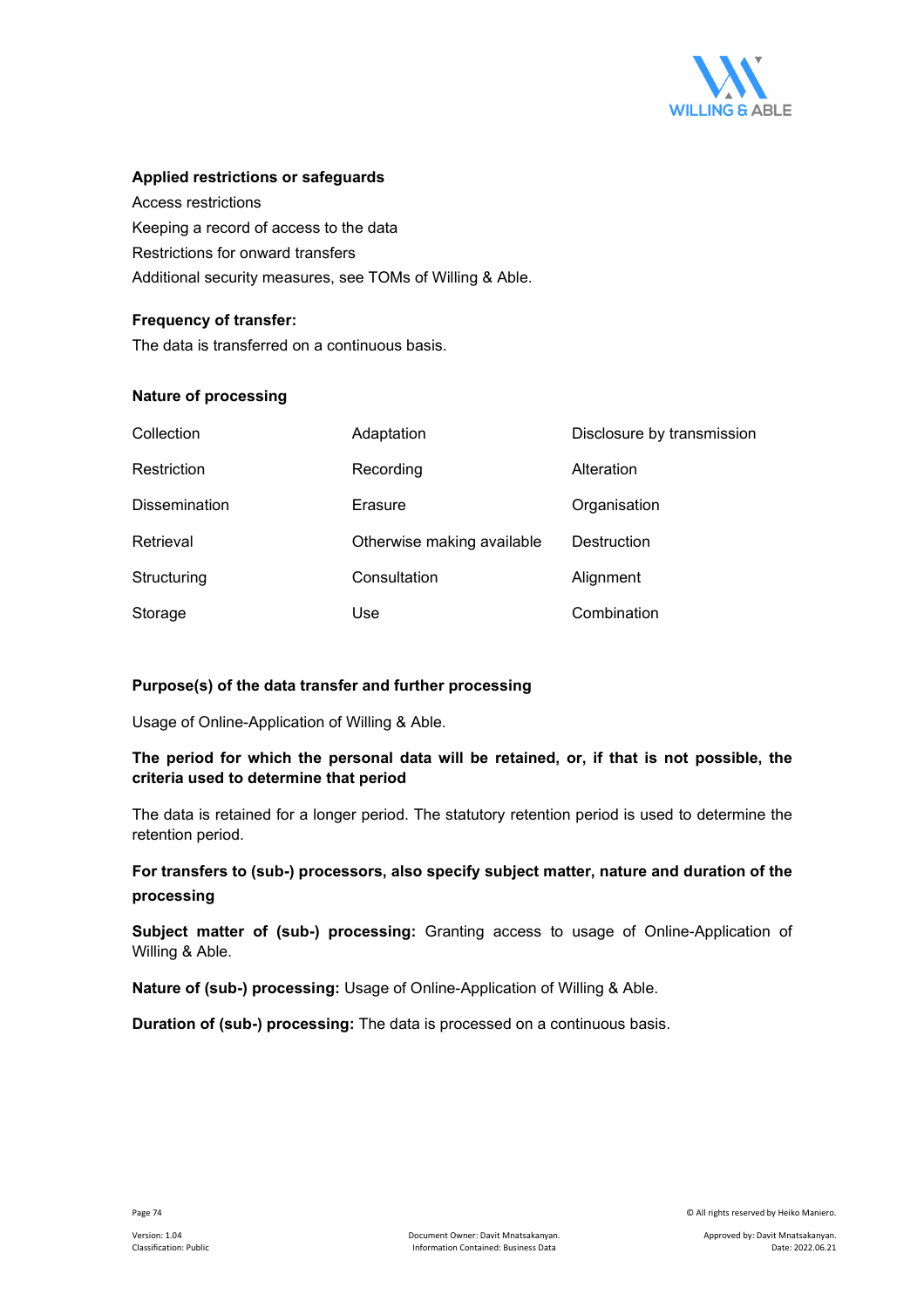**Applied restrictions or safeguards**

Access restrictions

Keeping a record of access to the data

Restrictions for onward transfers

Additional security measures, see TOMs of Willing & Able.

**Frequency of transfer:**

The data is transferred on a continuous basis.

**Nature of processing**

| | | |
|---|---|---|
| Collection | Adaptation | Disclosure by transmission |
| Restriction | Recording | Alteration |
| Dissemination | Erasure | Organisation |
| Retrieval | Otherwise making available | Destruction |
| Structuring | Consultation | Alignment |
| Storage | Use | Combination |

**Purpose(s) of the data transfer and further processing**

Usage of Online-Application of Willing & Able.

**The period for which the personal data will be retained, or, if that is not possible, the criteria used to determine that period**

The data is retained for a longer period. The statutory retention period is used to determine the retention period.

**For transfers to (sub-) processors, also specify subject matter, nature and duration of the processing**

**Subject matter of (sub-) processing:** Granting access to usage of Online-Application of Willing & Able.

**Nature of (sub-) processing:** Usage of Online-Application of Willing & Able.

**Duration of (sub-) processing:** The data is processed on a continuous basis.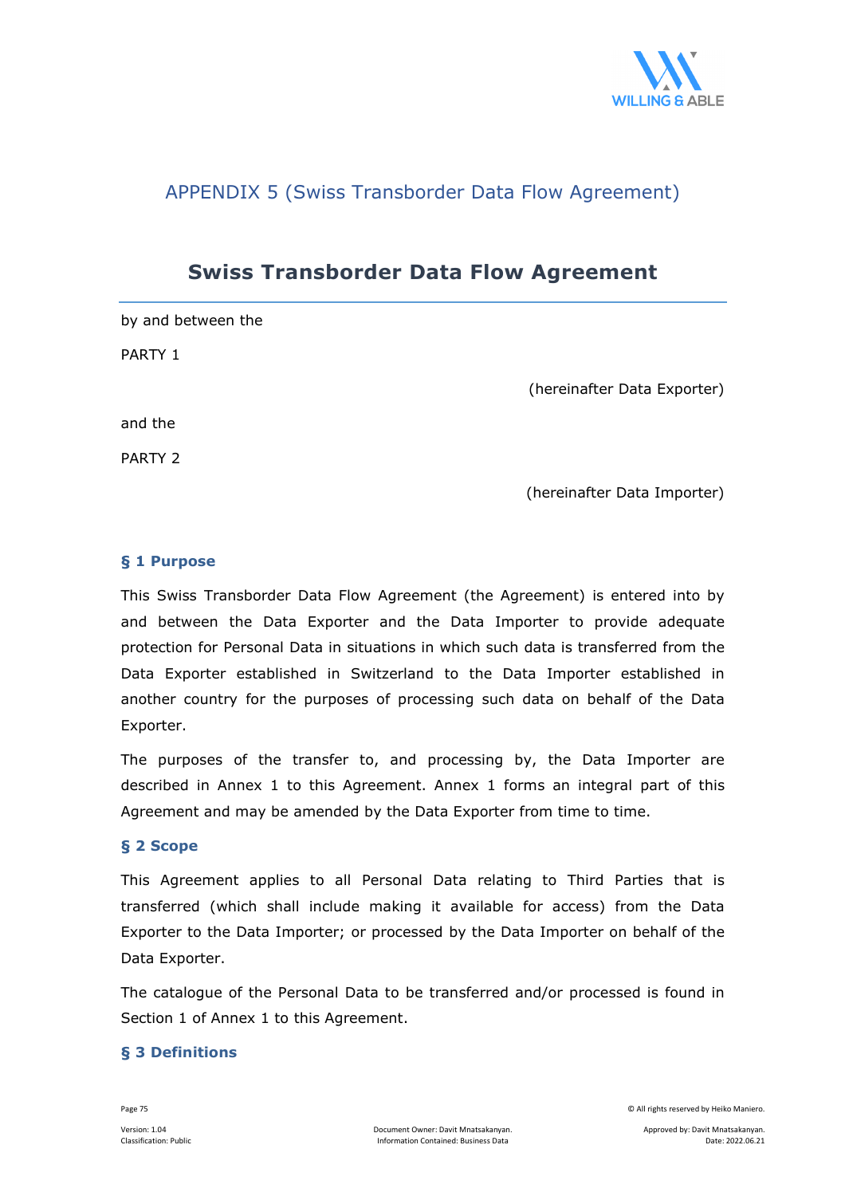APPENDIX 5 (Swiss Transborder Data Flow Agreement)

# Swiss Transborder Data Flow Agreement

by and between the

PARTY 1

(hereinafter Data Exporter)

and the

PARTY 2

(hereinafter Data Importer)

## § 1 Purpose

This Swiss Transborder Data Flow Agreement (the Agreement) is entered into by and between the Data Exporter and the Data Importer to provide adequate protection for Personal Data in situations in which such data is transferred from the Data Exporter established in Switzerland to the Data Importer established in another country for the purposes of processing such data on behalf of the Data Exporter.

The purposes of the transfer to, and processing by, the Data Importer are described in Annex 1 to this Agreement. Annex 1 forms an integral part of this Agreement and may be amended by the Data Exporter from time to time.

## § 2 Scope

This Agreement applies to all Personal Data relating to Third Parties that is transferred (which shall include making it available for access) from the Data Exporter to the Data Importer; or processed by the Data Importer on behalf of the Data Exporter.

The catalogue of the Personal Data to be transferred and/or processed is found in Section 1 of Annex 1 to this Agreement.

## § 3 Definitions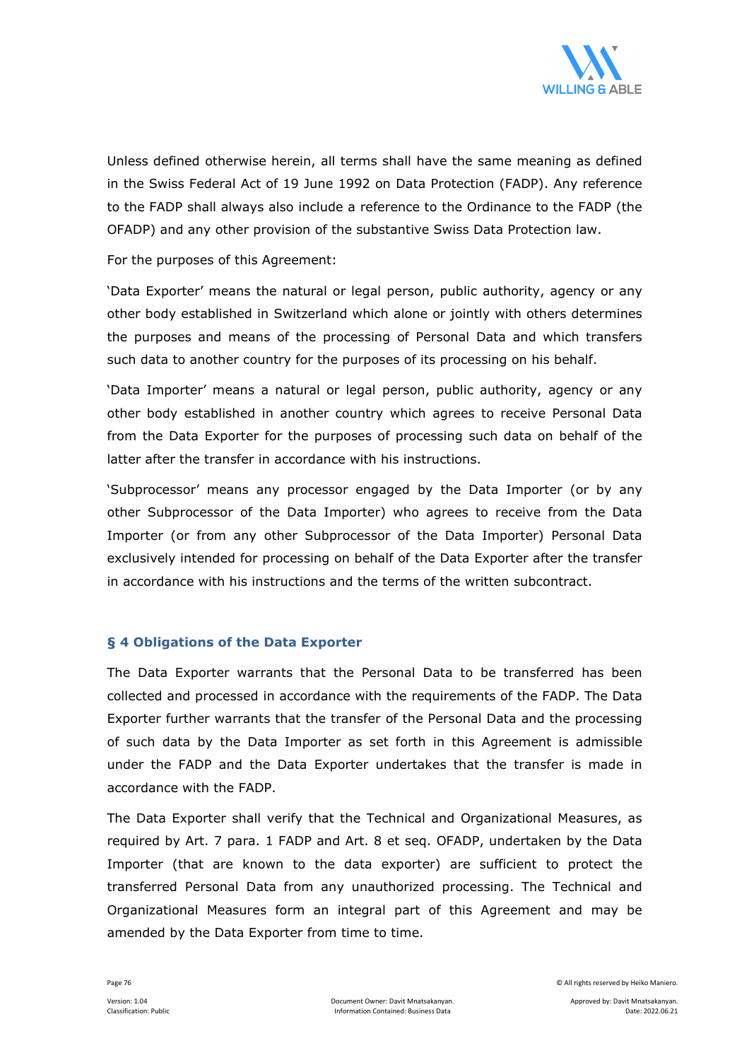Unless defined otherwise herein, all terms shall have the same meaning as defined in the Swiss Federal Act of 19 June 1992 on Data Protection (FADP). Any reference to the FADP shall always also include a reference to the Ordinance to the FADP (the OFADP) and any other provision of the substantive Swiss Data Protection law.

For the purposes of this Agreement:

'Data Exporter' means the natural or legal person, public authority, agency or any other body established in Switzerland which alone or jointly with others determines the purposes and means of the processing of Personal Data and which transfers such data to another country for the purposes of its processing on his behalf.

'Data Importer' means a natural or legal person, public authority, agency or any other body established in another country which agrees to receive Personal Data from the Data Exporter for the purposes of processing such data on behalf of the latter after the transfer in accordance with his instructions.

'Subprocessor' means any processor engaged by the Data Importer (or by any other Subprocessor of the Data Importer) who agrees to receive from the Data Importer (or from any other Subprocessor of the Data Importer) Personal Data exclusively intended for processing on behalf of the Data Exporter after the transfer in accordance with his instructions and the terms of the written subcontract.

## § 4 Obligations of the Data Exporter

The Data Exporter warrants that the Personal Data to be transferred has been collected and processed in accordance with the requirements of the FADP. The Data Exporter further warrants that the transfer of the Personal Data and the processing of such data by the Data Importer as set forth in this Agreement is admissible under the FADP and the Data Exporter undertakes that the transfer is made in accordance with the FADP.

The Data Exporter shall verify that the Technical and Organizational Measures, as required by Art. 7 para. 1 FADP and Art. 8 et seq. OFADP, undertaken by the Data Importer (that are known to the data exporter) are sufficient to protect the transferred Personal Data from any unauthorized processing. The Technical and Organizational Measures form an integral part of this Agreement and may be amended by the Data Exporter from time to time.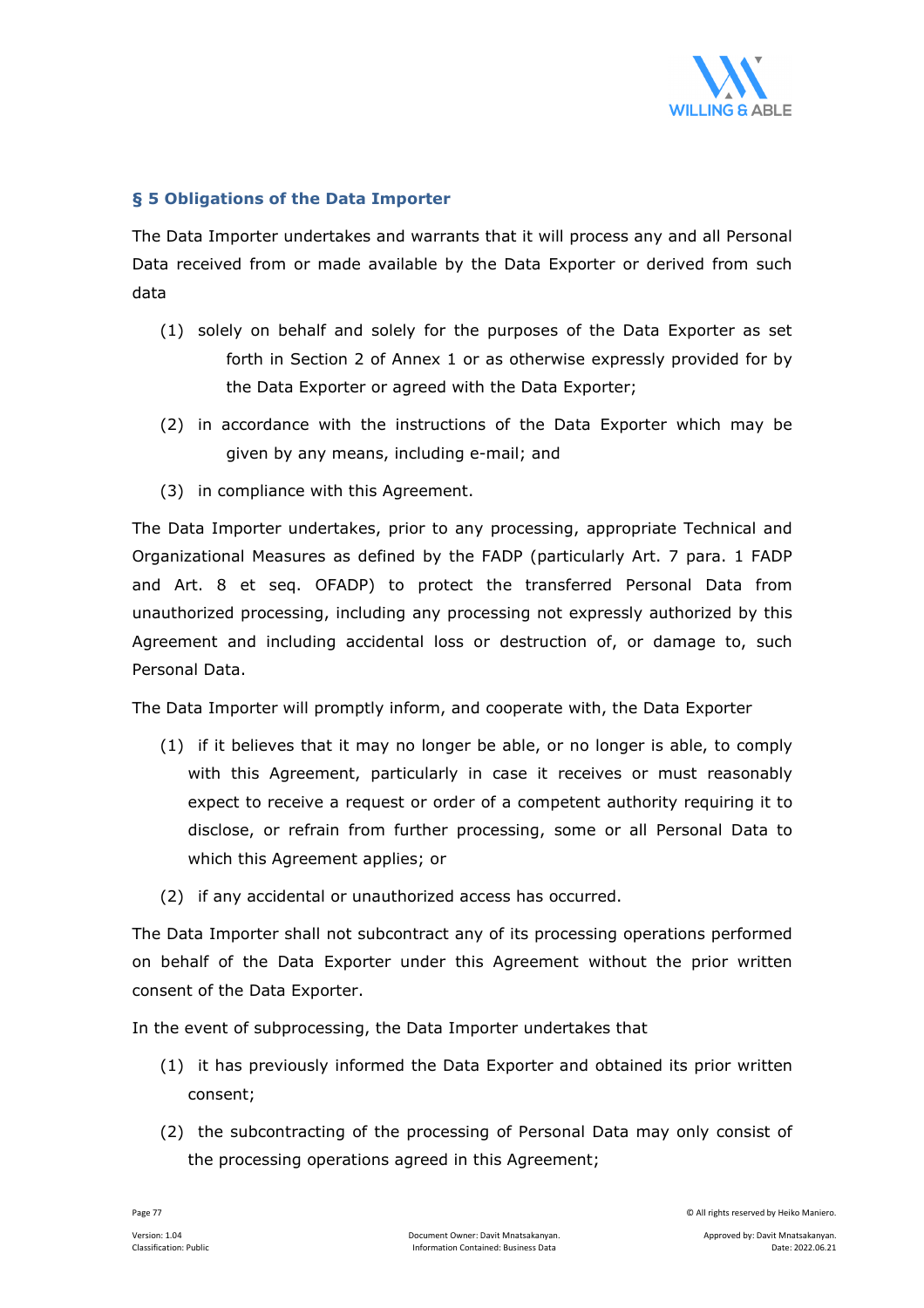### § 5 Obligations of the Data Importer

The Data Importer undertakes and warrants that it will process any and all Personal Data received from or made available by the Data Exporter or derived from such data

(1) solely on behalf and solely for the purposes of the Data Exporter as set forth in Section 2 of Annex 1 or as otherwise expressly provided for by the Data Exporter or agreed with the Data Exporter;

(2) in accordance with the instructions of the Data Exporter which may be given by any means, including e-mail; and

(3) in compliance with this Agreement.

The Data Importer undertakes, prior to any processing, appropriate Technical and Organizational Measures as defined by the FADP (particularly Art. 7 para. 1 FADP and Art. 8 et seq. OFADP) to protect the transferred Personal Data from unauthorized processing, including any processing not expressly authorized by this Agreement and including accidental loss or destruction of, or damage to, such Personal Data.

The Data Importer will promptly inform, and cooperate with, the Data Exporter

(1) if it believes that it may no longer be able, or no longer is able, to comply with this Agreement, particularly in case it receives or must reasonably expect to receive a request or order of a competent authority requiring it to disclose, or refrain from further processing, some or all Personal Data to which this Agreement applies; or

(2) if any accidental or unauthorized access has occurred.

The Data Importer shall not subcontract any of its processing operations performed on behalf of the Data Exporter under this Agreement without the prior written consent of the Data Exporter.

In the event of subprocessing, the Data Importer undertakes that

(1) it has previously informed the Data Exporter and obtained its prior written consent;

(2) the subcontracting of the processing of Personal Data may only consist of the processing operations agreed in this Agreement;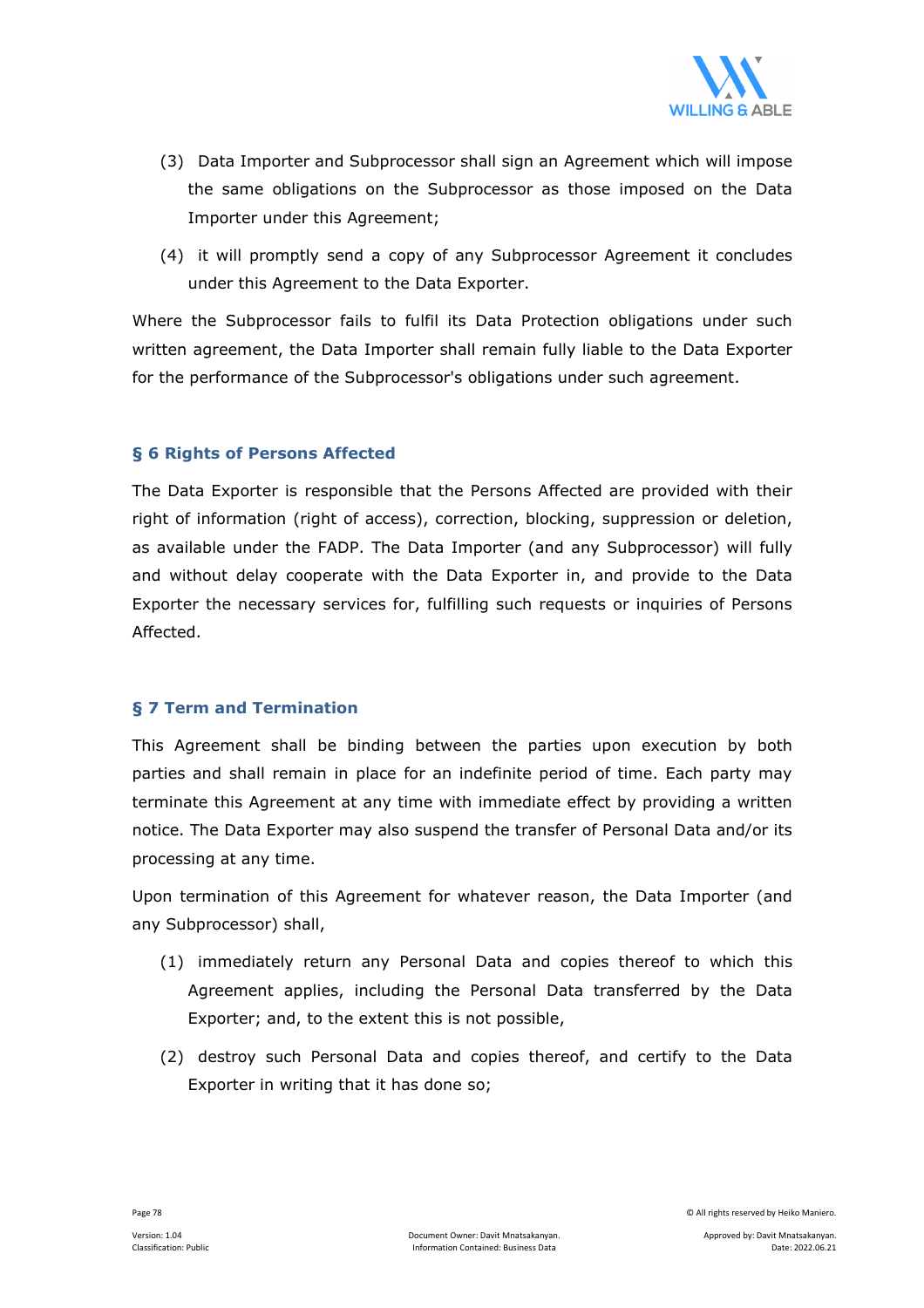(3) Data Importer and Subprocessor shall sign an Agreement which will impose the same obligations on the Subprocessor as those imposed on the Data Importer under this Agreement;

(4) it will promptly send a copy of any Subprocessor Agreement it concludes under this Agreement to the Data Exporter.

Where the Subprocessor fails to fulfil its Data Protection obligations under such written agreement, the Data Importer shall remain fully liable to the Data Exporter for the performance of the Subprocessor's obligations under such agreement.

### § 6 Rights of Persons Affected

The Data Exporter is responsible that the Persons Affected are provided with their right of information (right of access), correction, blocking, suppression or deletion, as available under the FADP. The Data Importer (and any Subprocessor) will fully and without delay cooperate with the Data Exporter in, and provide to the Data Exporter the necessary services for, fulfilling such requests or inquiries of Persons Affected.

### § 7 Term and Termination

This Agreement shall be binding between the parties upon execution by both parties and shall remain in place for an indefinite period of time. Each party may terminate this Agreement at any time with immediate effect by providing a written notice. The Data Exporter may also suspend the transfer of Personal Data and/or its processing at any time.

Upon termination of this Agreement for whatever reason, the Data Importer (and any Subprocessor) shall,

(1) immediately return any Personal Data and copies thereof to which this Agreement applies, including the Personal Data transferred by the Data Exporter; and, to the extent this is not possible,

(2) destroy such Personal Data and copies thereof, and certify to the Data Exporter in writing that it has done so;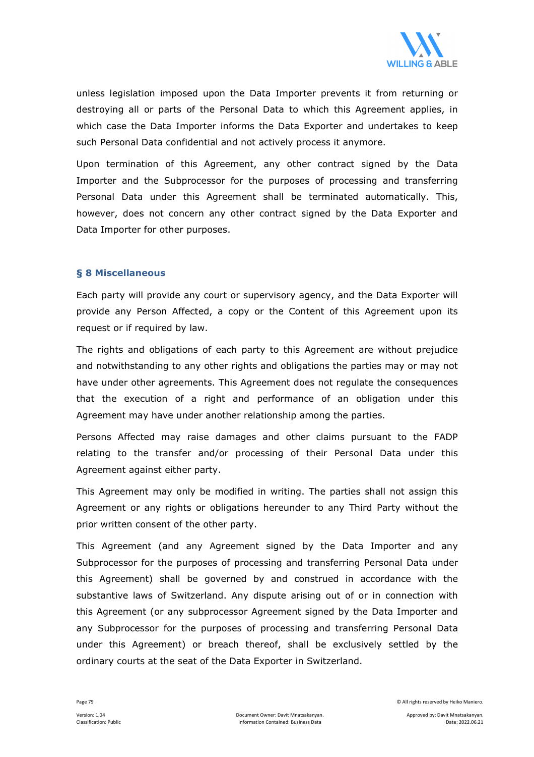unless legislation imposed upon the Data Importer prevents it from returning or destroying all or parts of the Personal Data to which this Agreement applies, in which case the Data Importer informs the Data Exporter and undertakes to keep such Personal Data confidential and not actively process it anymore.

Upon termination of this Agreement, any other contract signed by the Data Importer and the Subprocessor for the purposes of processing and transferring Personal Data under this Agreement shall be terminated automatically. This, however, does not concern any other contract signed by the Data Exporter and Data Importer for other purposes.

### § 8 Miscellaneous

Each party will provide any court or supervisory agency, and the Data Exporter will provide any Person Affected, a copy or the Content of this Agreement upon its request or if required by law.

The rights and obligations of each party to this Agreement are without prejudice and notwithstanding to any other rights and obligations the parties may or may not have under other agreements. This Agreement does not regulate the consequences that the execution of a right and performance of an obligation under this Agreement may have under another relationship among the parties.

Persons Affected may raise damages and other claims pursuant to the FADP relating to the transfer and/or processing of their Personal Data under this Agreement against either party.

This Agreement may only be modified in writing. The parties shall not assign this Agreement or any rights or obligations hereunder to any Third Party without the prior written consent of the other party.

This Agreement (and any Agreement signed by the Data Importer and any Subprocessor for the purposes of processing and transferring Personal Data under this Agreement) shall be governed by and construed in accordance with the substantive laws of Switzerland. Any dispute arising out of or in connection with this Agreement (or any subprocessor Agreement signed by the Data Importer and any Subprocessor for the purposes of processing and transferring Personal Data under this Agreement) or breach thereof, shall be exclusively settled by the ordinary courts at the seat of the Data Exporter in Switzerland.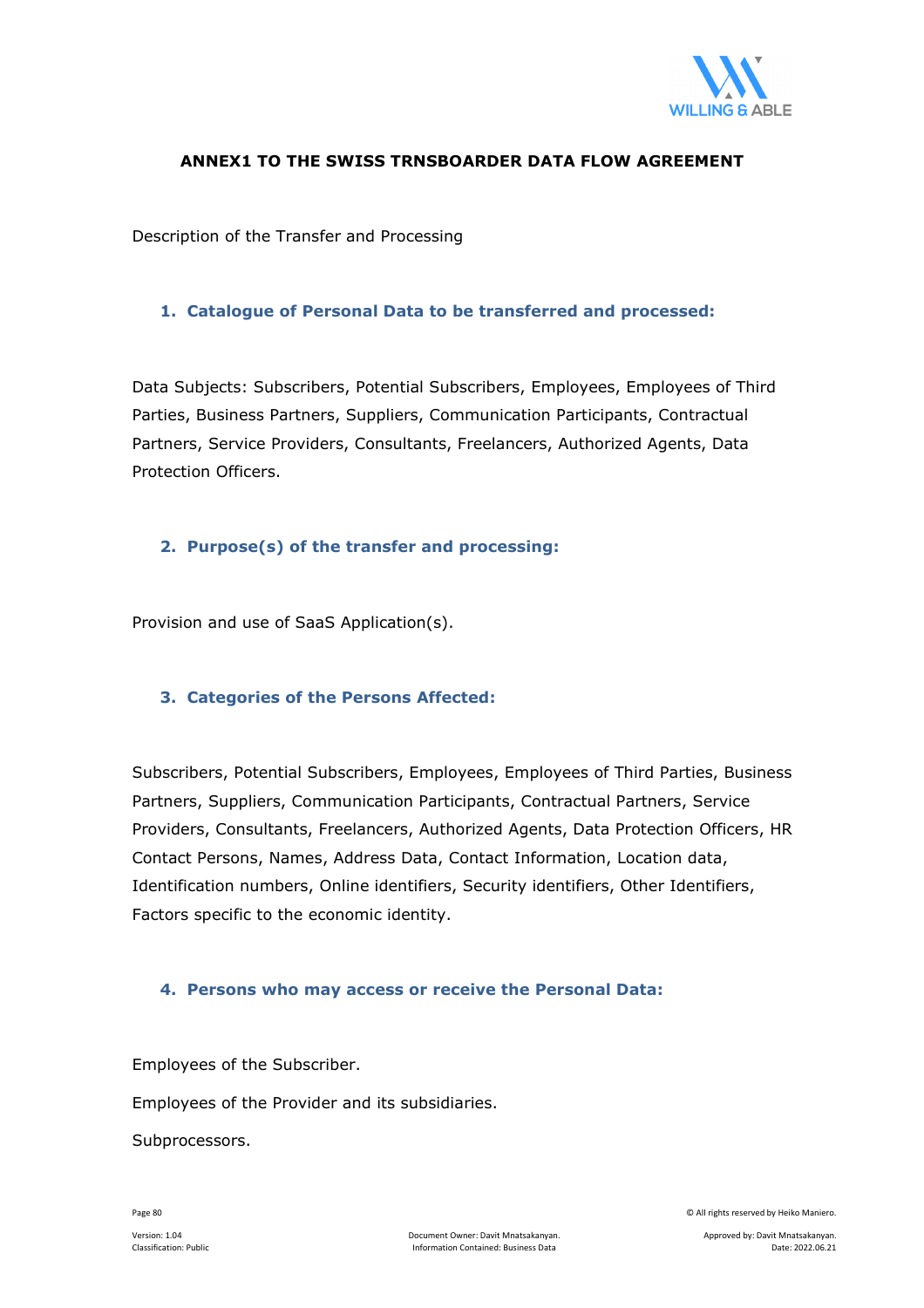## ANNEX1 TO THE SWISS TRNSBOARDER DATA FLOW AGREEMENT

Description of the Transfer and Processing

### 1. Catalogue of Personal Data to be transferred and processed:

Data Subjects: Subscribers, Potential Subscribers, Employees, Employees of Third Parties, Business Partners, Suppliers, Communication Participants, Contractual Partners, Service Providers, Consultants, Freelancers, Authorized Agents, Data Protection Officers.

### 2. Purpose(s) of the transfer and processing:

Provision and use of SaaS Application(s).

### 3. Categories of the Persons Affected:

Subscribers, Potential Subscribers, Employees, Employees of Third Parties, Business Partners, Suppliers, Communication Participants, Contractual Partners, Service Providers, Consultants, Freelancers, Authorized Agents, Data Protection Officers, HR Contact Persons, Names, Address Data, Contact Information, Location data, Identification numbers, Online identifiers, Security identifiers, Other Identifiers, Factors specific to the economic identity.

### 4. Persons who may access or receive the Personal Data:

Employees of the Subscriber.

Employees of the Provider and its subsidiaries.

Subprocessors.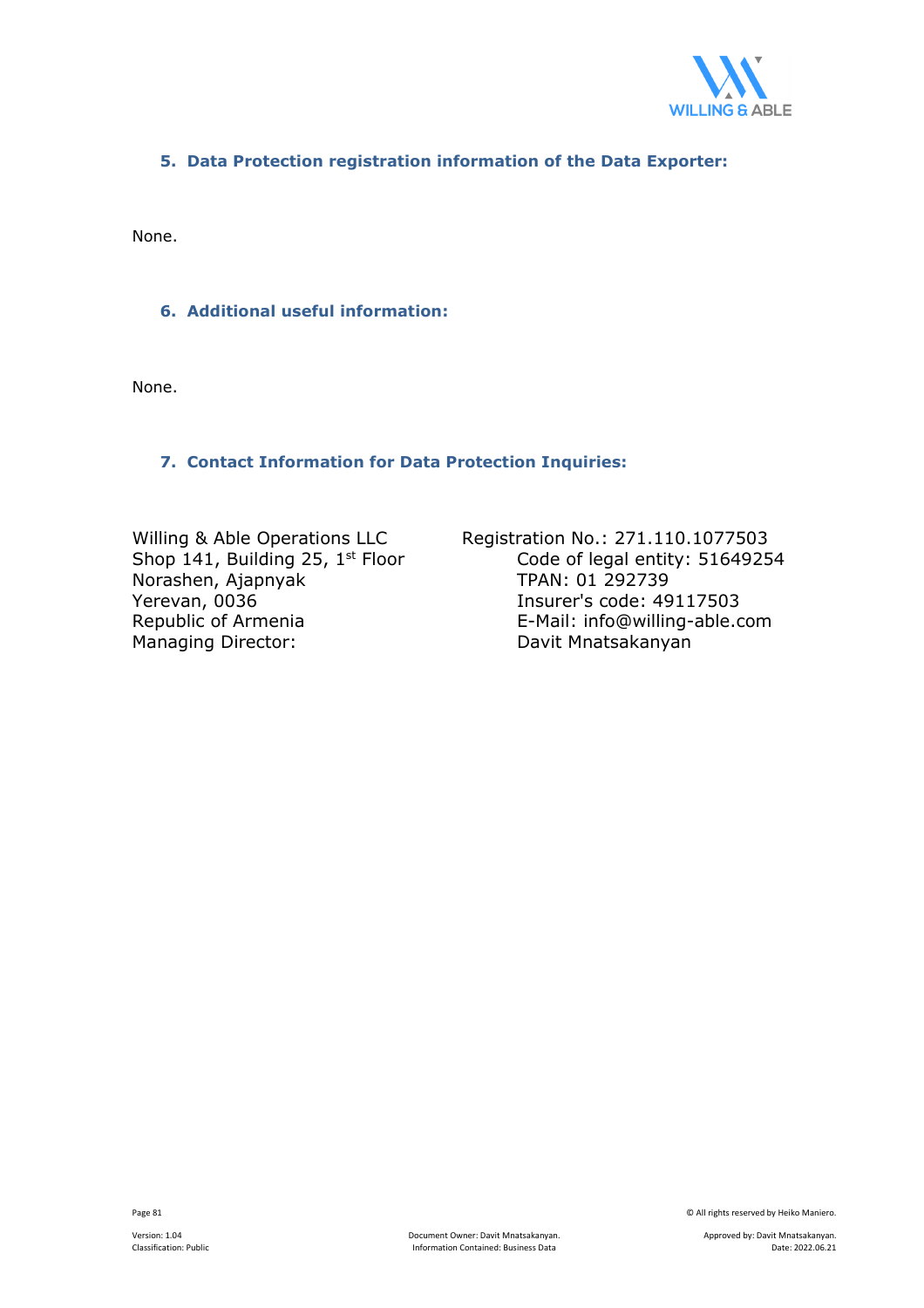## 5. Data Protection registration information of the Data Exporter:

None.

## 6. Additional useful information:

None.

## 7. Contact Information for Data Protection Inquiries:

Willing & Able Operations LLC
Shop 141, Building 25, 1st Floor
Norashen, Ajapnyak
Yerevan, 0036
Republic of Armenia
Managing Director: Davit Mnatsakanyan

Registration No.: 271.110.1077503
Code of legal entity: 51649254
TPAN: 01 292739
Insurer's code: 49117503
E-Mail: info@willing-able.com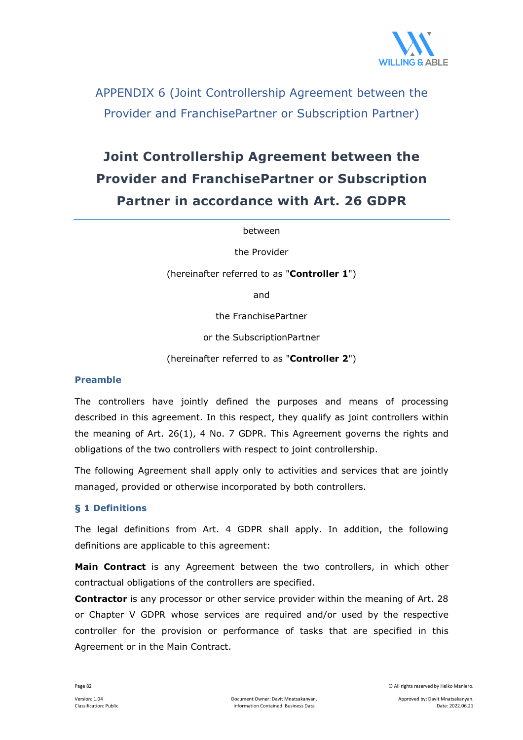APPENDIX 6 (Joint Controllership Agreement between the Provider and FranchisePartner or Subscription Partner)

# Joint Controllership Agreement between the Provider and FranchisePartner or Subscription Partner in accordance with Art. 26 GDPR

between

the Provider

(hereinafter referred to as "**Controller 1**")

and

the FranchisePartner

or the SubscriptionPartner

(hereinafter referred to as "**Controller 2**")

### Preamble

The controllers have jointly defined the purposes and means of processing described in this agreement. In this respect, they qualify as joint controllers within the meaning of Art. 26(1), 4 No. 7 GDPR. This Agreement governs the rights and obligations of the two controllers with respect to joint controllership.

The following Agreement shall apply only to activities and services that are jointly managed, provided or otherwise incorporated by both controllers.

### § 1 Definitions

The legal definitions from Art. 4 GDPR shall apply. In addition, the following definitions are applicable to this agreement:

**Main Contract** is any Agreement between the two controllers, in which other contractual obligations of the controllers are specified.

**Contractor** is any processor or other service provider within the meaning of Art. 28 or Chapter V GDPR whose services are required and/or used by the respective controller for the provision or performance of tasks that are specified in this Agreement or in the Main Contract.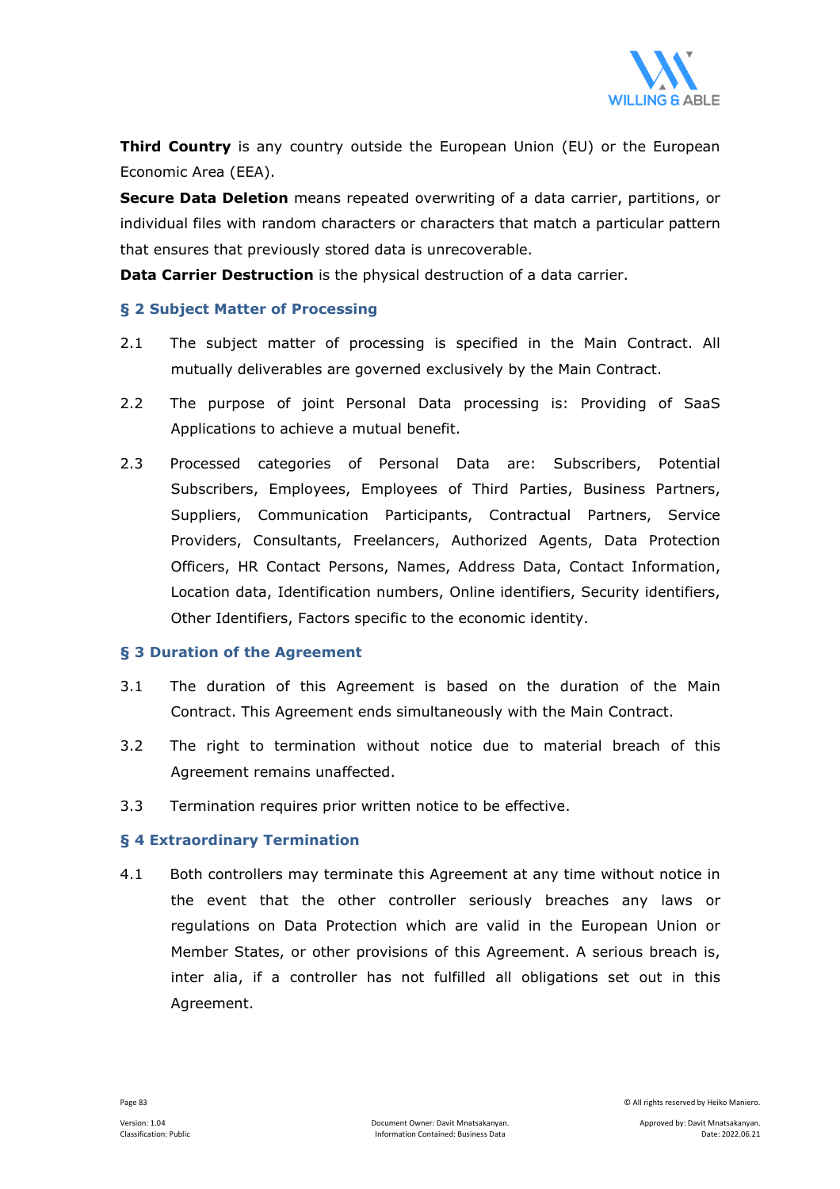**Third Country** is any country outside the European Union (EU) or the European Economic Area (EEA).

**Secure Data Deletion** means repeated overwriting of a data carrier, partitions, or individual files with random characters or characters that match a particular pattern that ensures that previously stored data is unrecoverable.

**Data Carrier Destruction** is the physical destruction of a data carrier.

### § 2 Subject Matter of Processing

2.1 The subject matter of processing is specified in the Main Contract. All mutually deliverables are governed exclusively by the Main Contract.

2.2 The purpose of joint Personal Data processing is: Providing of SaaS Applications to achieve a mutual benefit.

2.3 Processed categories of Personal Data are: Subscribers, Potential Subscribers, Employees, Employees of Third Parties, Business Partners, Suppliers, Communication Participants, Contractual Partners, Service Providers, Consultants, Freelancers, Authorized Agents, Data Protection Officers, HR Contact Persons, Names, Address Data, Contact Information, Location data, Identification numbers, Online identifiers, Security identifiers, Other Identifiers, Factors specific to the economic identity.

### § 3 Duration of the Agreement

3.1 The duration of this Agreement is based on the duration of the Main Contract. This Agreement ends simultaneously with the Main Contract.

3.2 The right to termination without notice due to material breach of this Agreement remains unaffected.

3.3 Termination requires prior written notice to be effective.

### § 4 Extraordinary Termination

4.1 Both controllers may terminate this Agreement at any time without notice in the event that the other controller seriously breaches any laws or regulations on Data Protection which are valid in the European Union or Member States, or other provisions of this Agreement. A serious breach is, inter alia, if a controller has not fulfilled all obligations set out in this Agreement.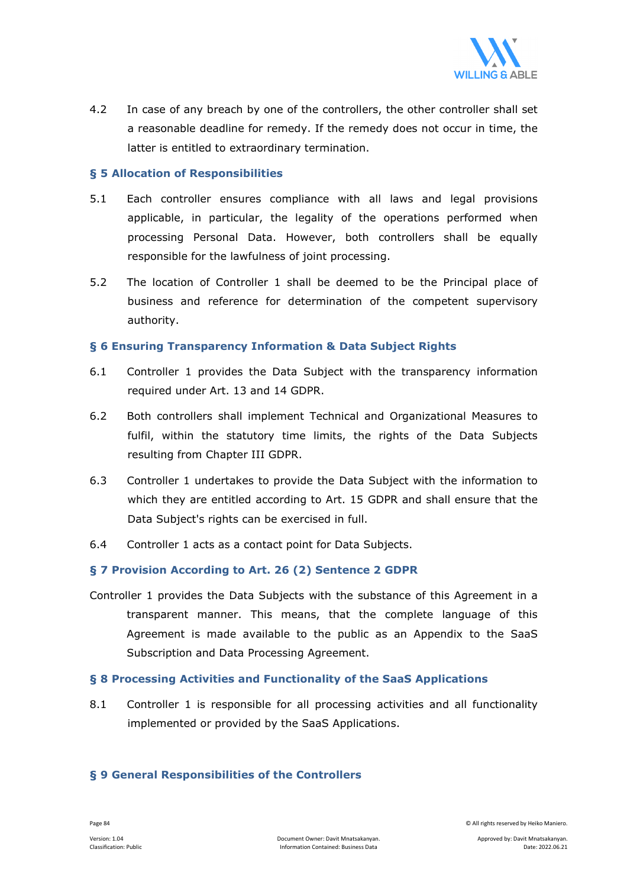4.2 In case of any breach by one of the controllers, the other controller shall set a reasonable deadline for remedy. If the remedy does not occur in time, the latter is entitled to extraordinary termination.

### § 5 Allocation of Responsibilities

5.1 Each controller ensures compliance with all laws and legal provisions applicable, in particular, the legality of the operations performed when processing Personal Data. However, both controllers shall be equally responsible for the lawfulness of joint processing.

5.2 The location of Controller 1 shall be deemed to be the Principal place of business and reference for determination of the competent supervisory authority.

### § 6 Ensuring Transparency Information & Data Subject Rights

6.1 Controller 1 provides the Data Subject with the transparency information required under Art. 13 and 14 GDPR.

6.2 Both controllers shall implement Technical and Organizational Measures to fulfil, within the statutory time limits, the rights of the Data Subjects resulting from Chapter III GDPR.

6.3 Controller 1 undertakes to provide the Data Subject with the information to which they are entitled according to Art. 15 GDPR and shall ensure that the Data Subject's rights can be exercised in full.

6.4 Controller 1 acts as a contact point for Data Subjects.

### § 7 Provision According to Art. 26 (2) Sentence 2 GDPR

Controller 1 provides the Data Subjects with the substance of this Agreement in a transparent manner. This means, that the complete language of this Agreement is made available to the public as an Appendix to the SaaS Subscription and Data Processing Agreement.

### § 8 Processing Activities and Functionality of the SaaS Applications

8.1 Controller 1 is responsible for all processing activities and all functionality implemented or provided by the SaaS Applications.

### § 9 General Responsibilities of the Controllers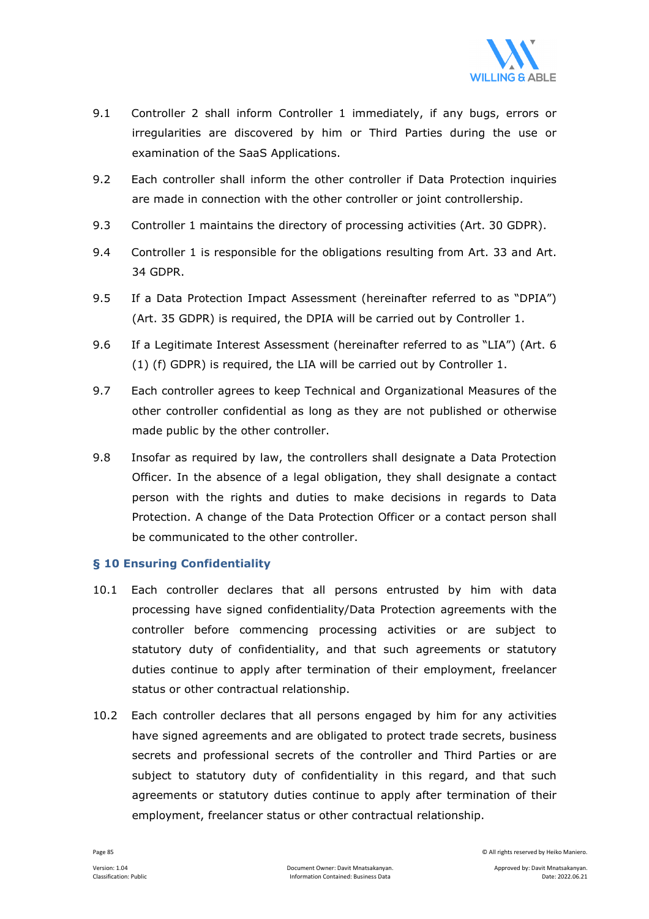9.1 Controller 2 shall inform Controller 1 immediately, if any bugs, errors or irregularities are discovered by him or Third Parties during the use or examination of the SaaS Applications.

9.2 Each controller shall inform the other controller if Data Protection inquiries are made in connection with the other controller or joint controllership.

9.3 Controller 1 maintains the directory of processing activities (Art. 30 GDPR).

9.4 Controller 1 is responsible for the obligations resulting from Art. 33 and Art. 34 GDPR.

9.5 If a Data Protection Impact Assessment (hereinafter referred to as "DPIA") (Art. 35 GDPR) is required, the DPIA will be carried out by Controller 1.

9.6 If a Legitimate Interest Assessment (hereinafter referred to as "LIA") (Art. 6 (1) (f) GDPR) is required, the LIA will be carried out by Controller 1.

9.7 Each controller agrees to keep Technical and Organizational Measures of the other controller confidential as long as they are not published or otherwise made public by the other controller.

9.8 Insofar as required by law, the controllers shall designate a Data Protection Officer. In the absence of a legal obligation, they shall designate a contact person with the rights and duties to make decisions in regards to Data Protection. A change of the Data Protection Officer or a contact person shall be communicated to the other controller.

### § 10 Ensuring Confidentiality

10.1 Each controller declares that all persons entrusted by him with data processing have signed confidentiality/Data Protection agreements with the controller before commencing processing activities or are subject to statutory duty of confidentiality, and that such agreements or statutory duties continue to apply after termination of their employment, freelancer status or other contractual relationship.

10.2 Each controller declares that all persons engaged by him for any activities have signed agreements and are obligated to protect trade secrets, business secrets and professional secrets of the controller and Third Parties or are subject to statutory duty of confidentiality in this regard, and that such agreements or statutory duties continue to apply after termination of their employment, freelancer status or other contractual relationship.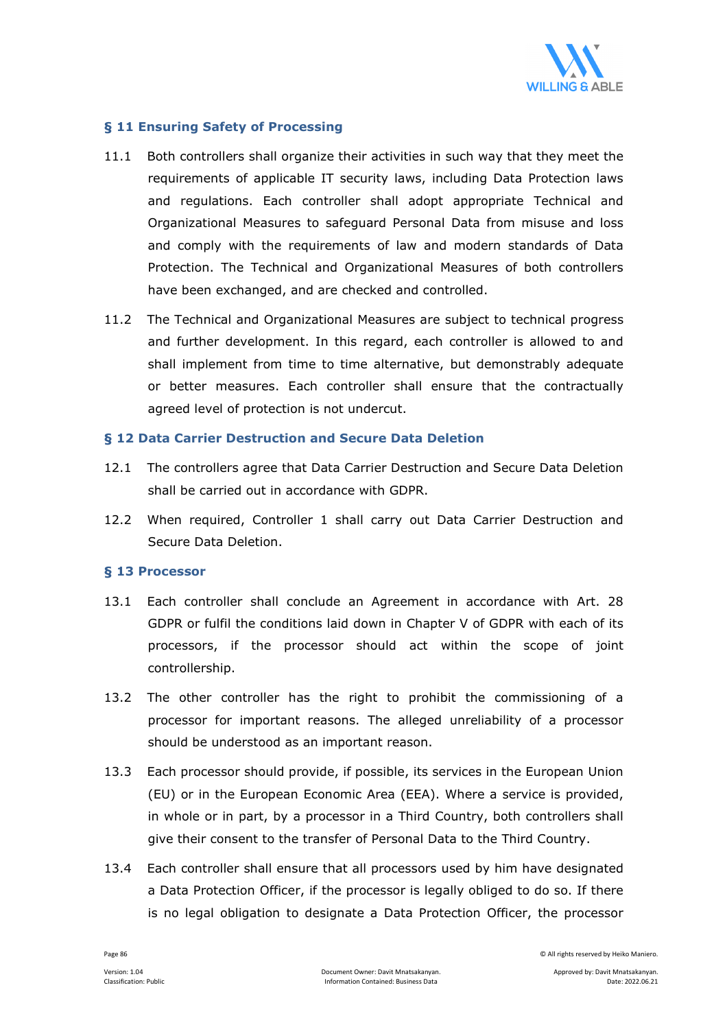## § 11 Ensuring Safety of Processing

11.1 Both controllers shall organize their activities in such way that they meet the requirements of applicable IT security laws, including Data Protection laws and regulations. Each controller shall adopt appropriate Technical and Organizational Measures to safeguard Personal Data from misuse and loss and comply with the requirements of law and modern standards of Data Protection. The Technical and Organizational Measures of both controllers have been exchanged, and are checked and controlled.

11.2 The Technical and Organizational Measures are subject to technical progress and further development. In this regard, each controller is allowed to and shall implement from time to time alternative, but demonstrably adequate or better measures. Each controller shall ensure that the contractually agreed level of protection is not undercut.

## § 12 Data Carrier Destruction and Secure Data Deletion

12.1 The controllers agree that Data Carrier Destruction and Secure Data Deletion shall be carried out in accordance with GDPR.

12.2 When required, Controller 1 shall carry out Data Carrier Destruction and Secure Data Deletion.

## § 13 Processor

13.1 Each controller shall conclude an Agreement in accordance with Art. 28 GDPR or fulfil the conditions laid down in Chapter V of GDPR with each of its processors, if the processor should act within the scope of joint controllership.

13.2 The other controller has the right to prohibit the commissioning of a processor for important reasons. The alleged unreliability of a processor should be understood as an important reason.

13.3 Each processor should provide, if possible, its services in the European Union (EU) or in the European Economic Area (EEA). Where a service is provided, in whole or in part, by a processor in a Third Country, both controllers shall give their consent to the transfer of Personal Data to the Third Country.

13.4 Each controller shall ensure that all processors used by him have designated a Data Protection Officer, if the processor is legally obliged to do so. If there is no legal obligation to designate a Data Protection Officer, the processor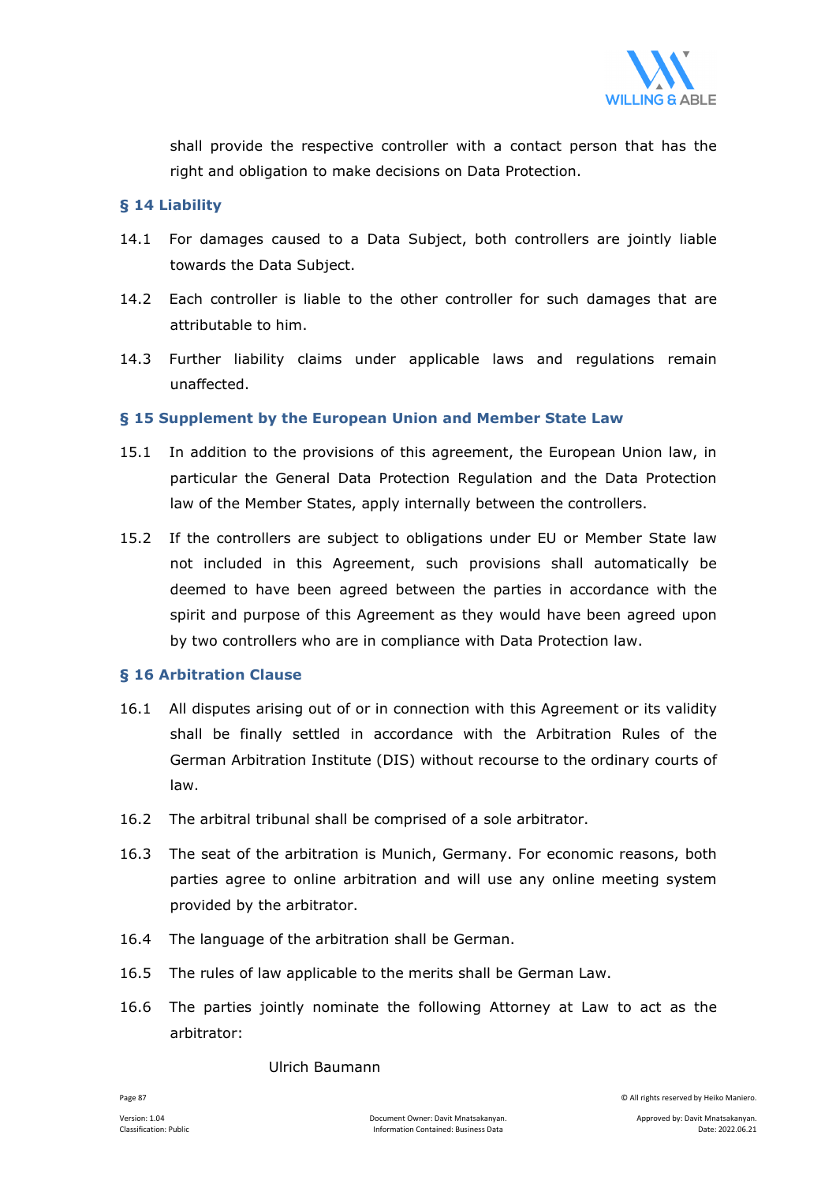shall provide the respective controller with a contact person that has the right and obligation to make decisions on Data Protection.

### § 14 Liability

14.1 For damages caused to a Data Subject, both controllers are jointly liable towards the Data Subject.

14.2 Each controller is liable to the other controller for such damages that are attributable to him.

14.3 Further liability claims under applicable laws and regulations remain unaffected.

### § 15 Supplement by the European Union and Member State Law

15.1 In addition to the provisions of this agreement, the European Union law, in particular the General Data Protection Regulation and the Data Protection law of the Member States, apply internally between the controllers.

15.2 If the controllers are subject to obligations under EU or Member State law not included in this Agreement, such provisions shall automatically be deemed to have been agreed between the parties in accordance with the spirit and purpose of this Agreement as they would have been agreed upon by two controllers who are in compliance with Data Protection law.

### § 16 Arbitration Clause

16.1 All disputes arising out of or in connection with this Agreement or its validity shall be finally settled in accordance with the Arbitration Rules of the German Arbitration Institute (DIS) without recourse to the ordinary courts of law.

16.2 The arbitral tribunal shall be comprised of a sole arbitrator.

16.3 The seat of the arbitration is Munich, Germany. For economic reasons, both parties agree to online arbitration and will use any online meeting system provided by the arbitrator.

16.4 The language of the arbitration shall be German.

16.5 The rules of law applicable to the merits shall be German Law.

16.6 The parties jointly nominate the following Attorney at Law to act as the arbitrator:

Ulrich Baumann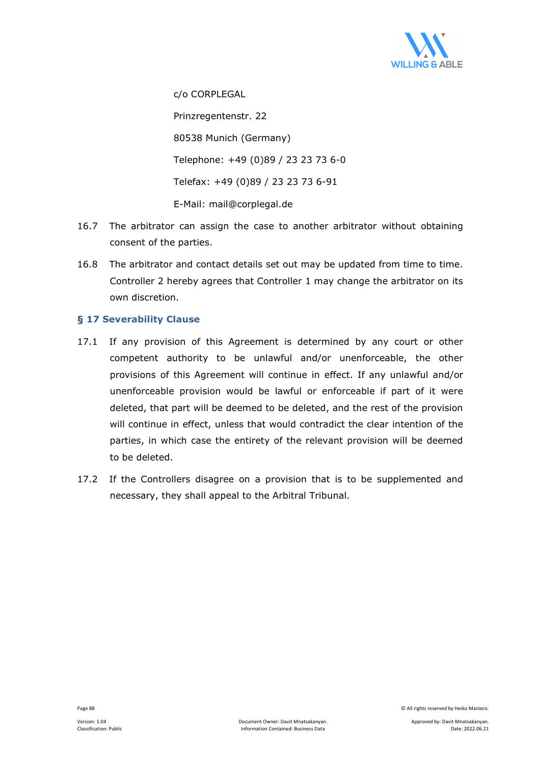c/o CORPLEGAL

Prinzregentenstr. 22

80538 Munich (Germany)

Telephone: +49 (0)89 / 23 23 73 6-0

Telefax: +49 (0)89 / 23 23 73 6-91

E-Mail: mail@corplegal.de

16.7 The arbitrator can assign the case to another arbitrator without obtaining consent of the parties.

16.8 The arbitrator and contact details set out may be updated from time to time. Controller 2 hereby agrees that Controller 1 may change the arbitrator on its own discretion.

### § 17 Severability Clause

17.1 If any provision of this Agreement is determined by any court or other competent authority to be unlawful and/or unenforceable, the other provisions of this Agreement will continue in effect. If any unlawful and/or unenforceable provision would be lawful or enforceable if part of it were deleted, that part will be deemed to be deleted, and the rest of the provision will continue in effect, unless that would contradict the clear intention of the parties, in which case the entirety of the relevant provision will be deemed to be deleted.

17.2 If the Controllers disagree on a provision that is to be supplemented and necessary, they shall appeal to the Arbitral Tribunal.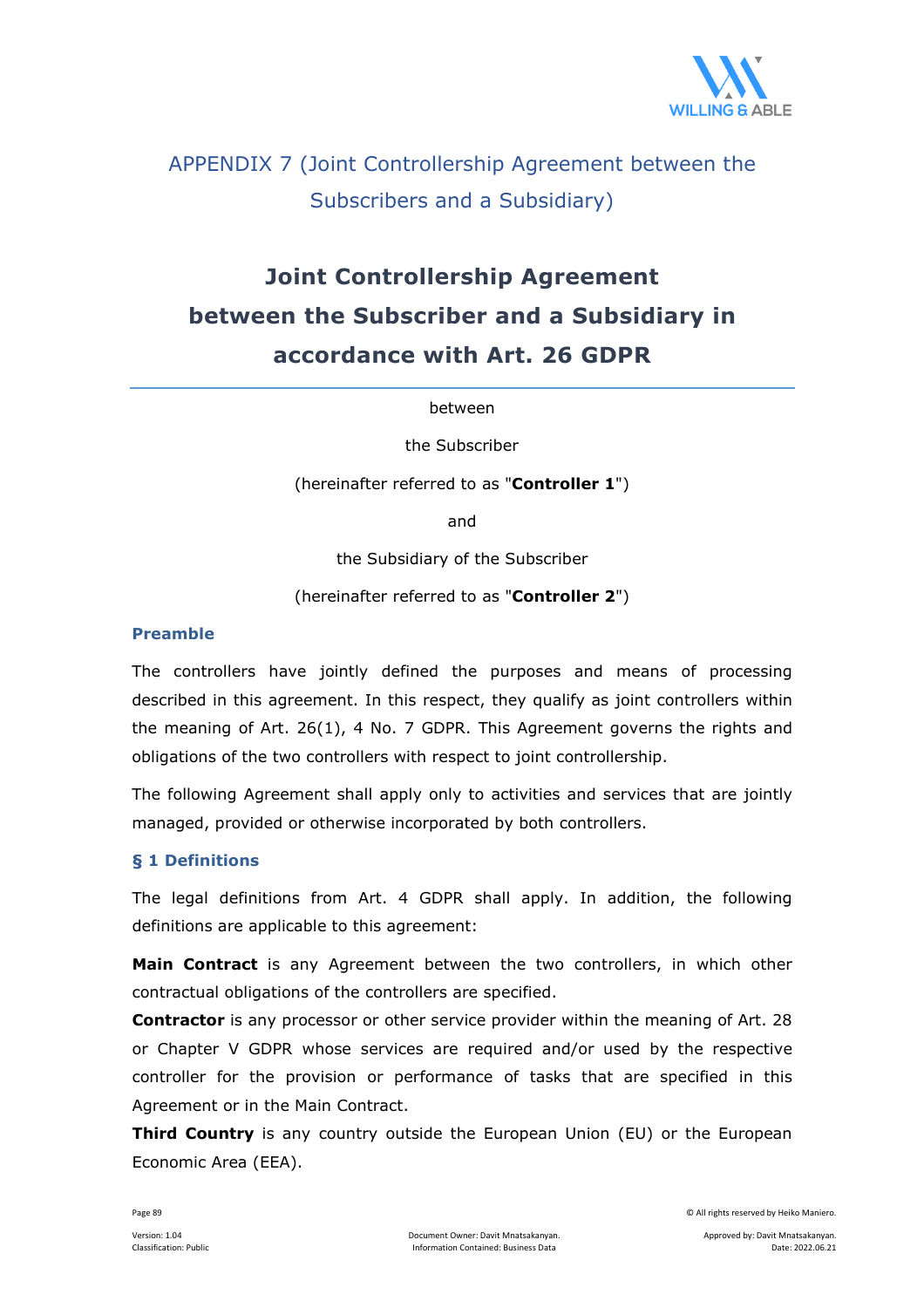## APPENDIX 7 (Joint Controllership Agreement between the Subscribers and a Subsidiary)

# Joint Controllership Agreement between the Subscriber and a Subsidiary in accordance with Art. 26 GDPR

between

the Subscriber

(hereinafter referred to as "**Controller 1**")

and

the Subsidiary of the Subscriber

(hereinafter referred to as "**Controller 2**")

### Preamble

The controllers have jointly defined the purposes and means of processing described in this agreement. In this respect, they qualify as joint controllers within the meaning of Art. 26(1), 4 No. 7 GDPR. This Agreement governs the rights and obligations of the two controllers with respect to joint controllership.

The following Agreement shall apply only to activities and services that are jointly managed, provided or otherwise incorporated by both controllers.

### § 1 Definitions

The legal definitions from Art. 4 GDPR shall apply. In addition, the following definitions are applicable to this agreement:

**Main Contract** is any Agreement between the two controllers, in which other contractual obligations of the controllers are specified.

**Contractor** is any processor or other service provider within the meaning of Art. 28 or Chapter V GDPR whose services are required and/or used by the respective controller for the provision or performance of tasks that are specified in this Agreement or in the Main Contract.

**Third Country** is any country outside the European Union (EU) or the European Economic Area (EEA).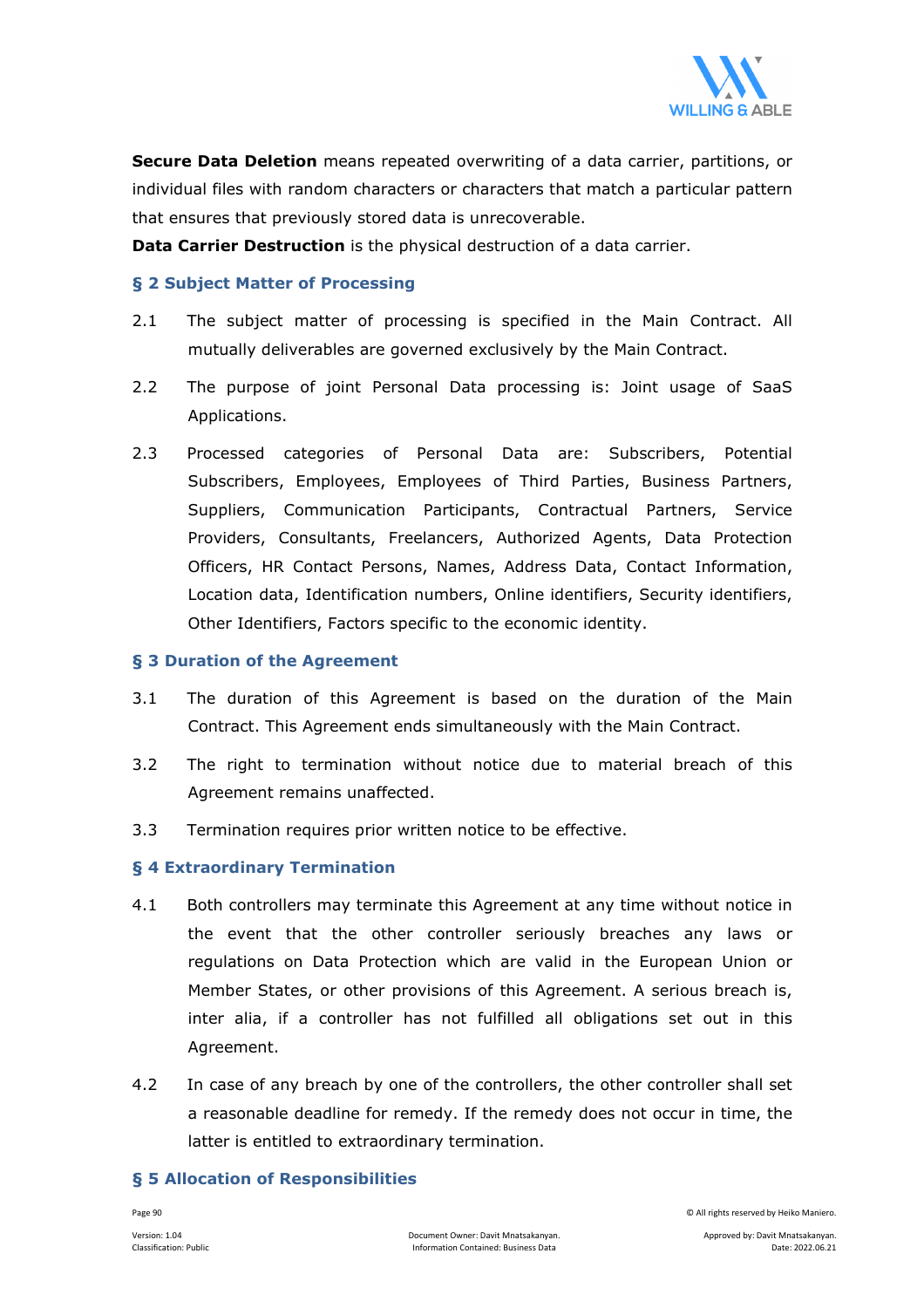**Secure Data Deletion** means repeated overwriting of a data carrier, partitions, or individual files with random characters or characters that match a particular pattern that ensures that previously stored data is unrecoverable.

**Data Carrier Destruction** is the physical destruction of a data carrier.

## § 2 Subject Matter of Processing

2.1 The subject matter of processing is specified in the Main Contract. All mutually deliverables are governed exclusively by the Main Contract.

2.2 The purpose of joint Personal Data processing is: Joint usage of SaaS Applications.

2.3 Processed categories of Personal Data are: Subscribers, Potential Subscribers, Employees, Employees of Third Parties, Business Partners, Suppliers, Communication Participants, Contractual Partners, Service Providers, Consultants, Freelancers, Authorized Agents, Data Protection Officers, HR Contact Persons, Names, Address Data, Contact Information, Location data, Identification numbers, Online identifiers, Security identifiers, Other Identifiers, Factors specific to the economic identity.

## § 3 Duration of the Agreement

3.1 The duration of this Agreement is based on the duration of the Main Contract. This Agreement ends simultaneously with the Main Contract.

3.2 The right to termination without notice due to material breach of this Agreement remains unaffected.

3.3 Termination requires prior written notice to be effective.

## § 4 Extraordinary Termination

4.1 Both controllers may terminate this Agreement at any time without notice in the event that the other controller seriously breaches any laws or regulations on Data Protection which are valid in the European Union or Member States, or other provisions of this Agreement. A serious breach is, inter alia, if a controller has not fulfilled all obligations set out in this Agreement.

4.2 In case of any breach by one of the controllers, the other controller shall set a reasonable deadline for remedy. If the remedy does not occur in time, the latter is entitled to extraordinary termination.

## § 5 Allocation of Responsibilities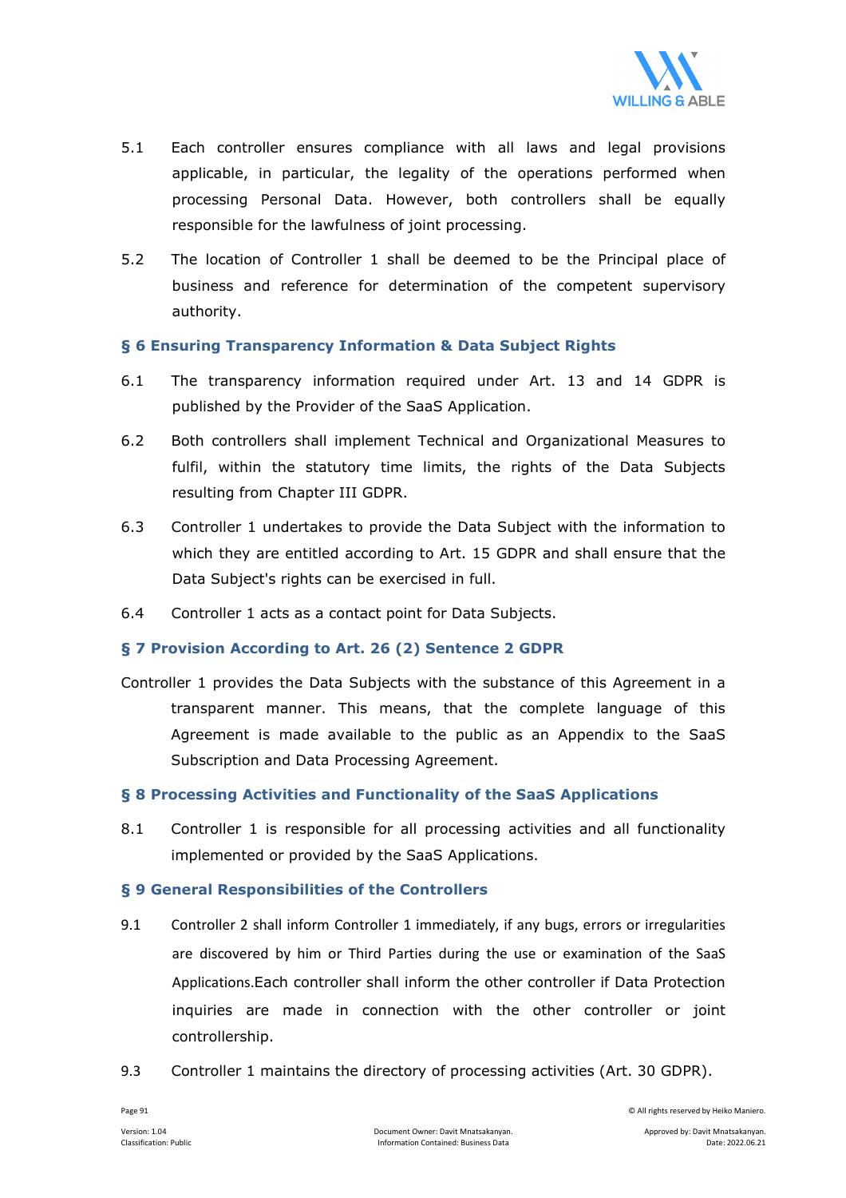5.1 Each controller ensures compliance with all laws and legal provisions applicable, in particular, the legality of the operations performed when processing Personal Data. However, both controllers shall be equally responsible for the lawfulness of joint processing.

5.2 The location of Controller 1 shall be deemed to be the Principal place of business and reference for determination of the competent supervisory authority.

### § 6 Ensuring Transparency Information & Data Subject Rights

6.1 The transparency information required under Art. 13 and 14 GDPR is published by the Provider of the SaaS Application.

6.2 Both controllers shall implement Technical and Organizational Measures to fulfil, within the statutory time limits, the rights of the Data Subjects resulting from Chapter III GDPR.

6.3 Controller 1 undertakes to provide the Data Subject with the information to which they are entitled according to Art. 15 GDPR and shall ensure that the Data Subject's rights can be exercised in full.

6.4 Controller 1 acts as a contact point for Data Subjects.

### § 7 Provision According to Art. 26 (2) Sentence 2 GDPR

Controller 1 provides the Data Subjects with the substance of this Agreement in a transparent manner. This means, that the complete language of this Agreement is made available to the public as an Appendix to the SaaS Subscription and Data Processing Agreement.

### § 8 Processing Activities and Functionality of the SaaS Applications

8.1 Controller 1 is responsible for all processing activities and all functionality implemented or provided by the SaaS Applications.

### § 9 General Responsibilities of the Controllers

9.1 Controller 2 shall inform Controller 1 immediately, if any bugs, errors or irregularities are discovered by him or Third Parties during the use or examination of the SaaS Applications.Each controller shall inform the other controller if Data Protection inquiries are made in connection with the other controller or joint controllership.

9.3 Controller 1 maintains the directory of processing activities (Art. 30 GDPR).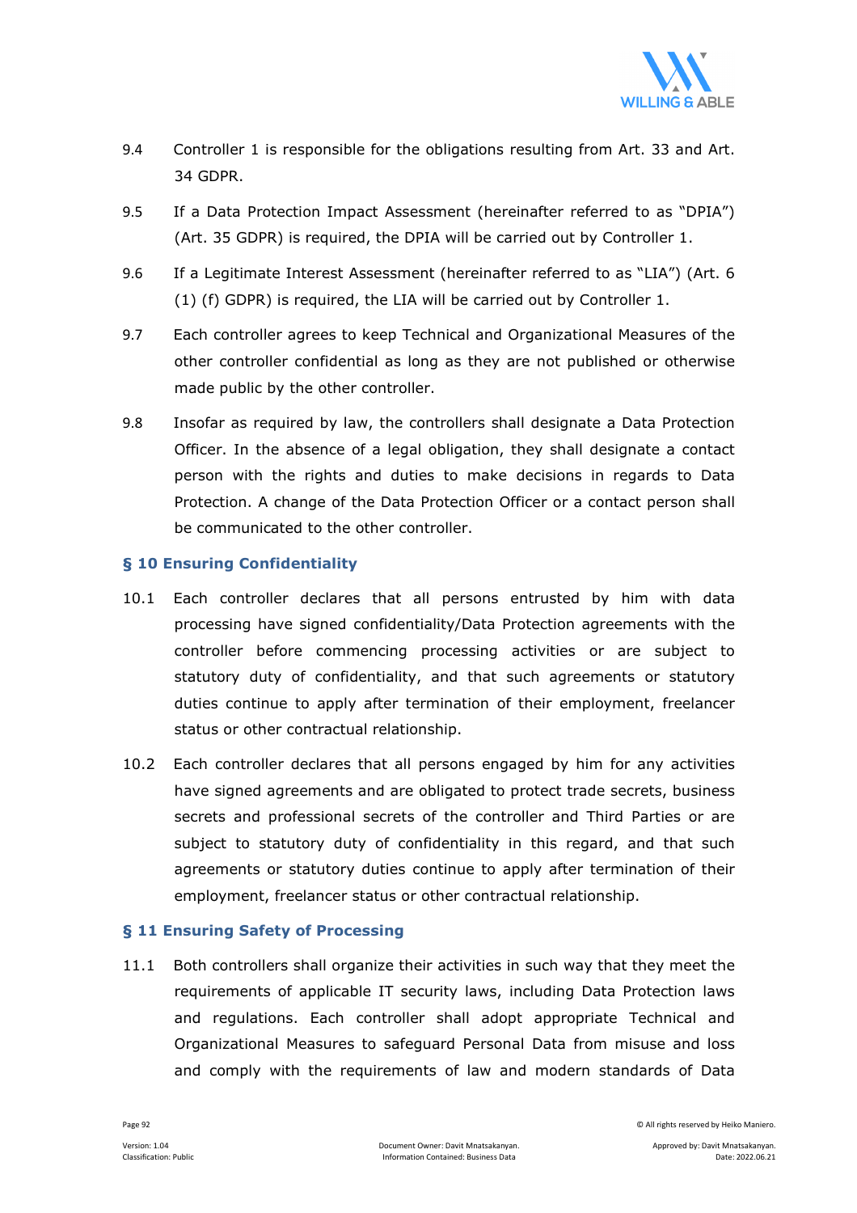9.4 Controller 1 is responsible for the obligations resulting from Art. 33 and Art. 34 GDPR.

9.5 If a Data Protection Impact Assessment (hereinafter referred to as "DPIA") (Art. 35 GDPR) is required, the DPIA will be carried out by Controller 1.

9.6 If a Legitimate Interest Assessment (hereinafter referred to as "LIA") (Art. 6 (1) (f) GDPR) is required, the LIA will be carried out by Controller 1.

9.7 Each controller agrees to keep Technical and Organizational Measures of the other controller confidential as long as they are not published or otherwise made public by the other controller.

9.8 Insofar as required by law, the controllers shall designate a Data Protection Officer. In the absence of a legal obligation, they shall designate a contact person with the rights and duties to make decisions in regards to Data Protection. A change of the Data Protection Officer or a contact person shall be communicated to the other controller.

### § 10 Ensuring Confidentiality

10.1 Each controller declares that all persons entrusted by him with data processing have signed confidentiality/Data Protection agreements with the controller before commencing processing activities or are subject to statutory duty of confidentiality, and that such agreements or statutory duties continue to apply after termination of their employment, freelancer status or other contractual relationship.

10.2 Each controller declares that all persons engaged by him for any activities have signed agreements and are obligated to protect trade secrets, business secrets and professional secrets of the controller and Third Parties or are subject to statutory duty of confidentiality in this regard, and that such agreements or statutory duties continue to apply after termination of their employment, freelancer status or other contractual relationship.

### § 11 Ensuring Safety of Processing

11.1 Both controllers shall organize their activities in such way that they meet the requirements of applicable IT security laws, including Data Protection laws and regulations. Each controller shall adopt appropriate Technical and Organizational Measures to safeguard Personal Data from misuse and loss and comply with the requirements of law and modern standards of Data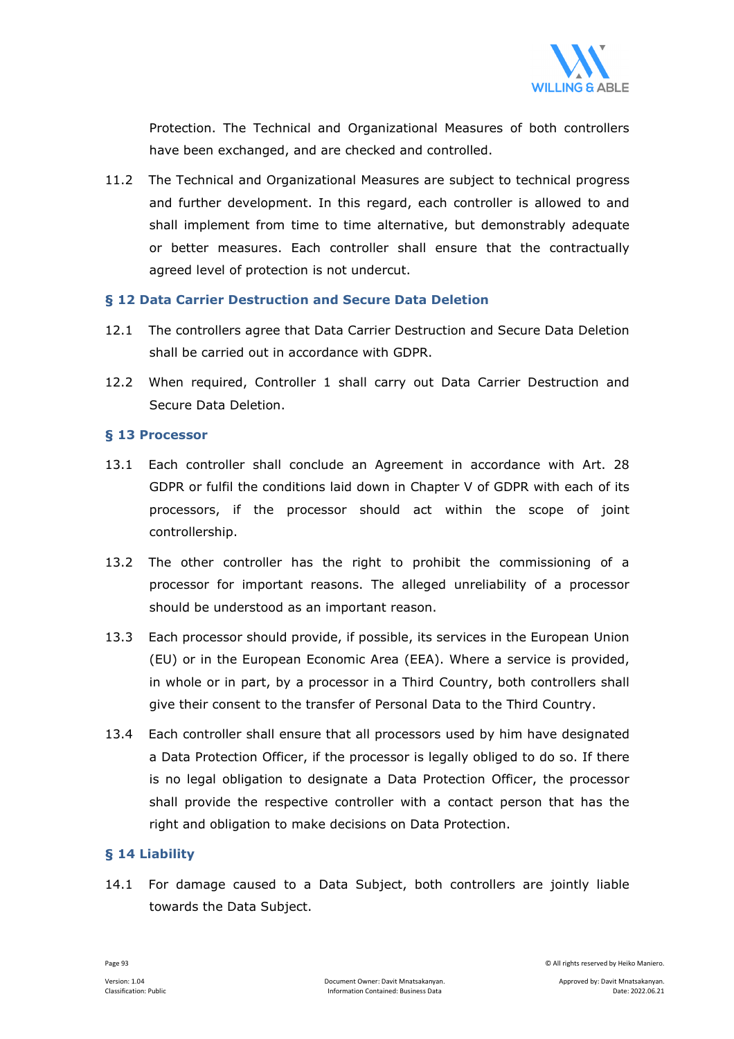Protection. The Technical and Organizational Measures of both controllers have been exchanged, and are checked and controlled.

11.2 The Technical and Organizational Measures are subject to technical progress and further development. In this regard, each controller is allowed to and shall implement from time to time alternative, but demonstrably adequate or better measures. Each controller shall ensure that the contractually agreed level of protection is not undercut.

## § 12 Data Carrier Destruction and Secure Data Deletion

12.1 The controllers agree that Data Carrier Destruction and Secure Data Deletion shall be carried out in accordance with GDPR.

12.2 When required, Controller 1 shall carry out Data Carrier Destruction and Secure Data Deletion.

## § 13 Processor

13.1 Each controller shall conclude an Agreement in accordance with Art. 28 GDPR or fulfil the conditions laid down in Chapter V of GDPR with each of its processors, if the processor should act within the scope of joint controllership.

13.2 The other controller has the right to prohibit the commissioning of a processor for important reasons. The alleged unreliability of a processor should be understood as an important reason.

13.3 Each processor should provide, if possible, its services in the European Union (EU) or in the European Economic Area (EEA). Where a service is provided, in whole or in part, by a processor in a Third Country, both controllers shall give their consent to the transfer of Personal Data to the Third Country.

13.4 Each controller shall ensure that all processors used by him have designated a Data Protection Officer, if the processor is legally obliged to do so. If there is no legal obligation to designate a Data Protection Officer, the processor shall provide the respective controller with a contact person that has the right and obligation to make decisions on Data Protection.

## § 14 Liability

14.1 For damage caused to a Data Subject, both controllers are jointly liable towards the Data Subject.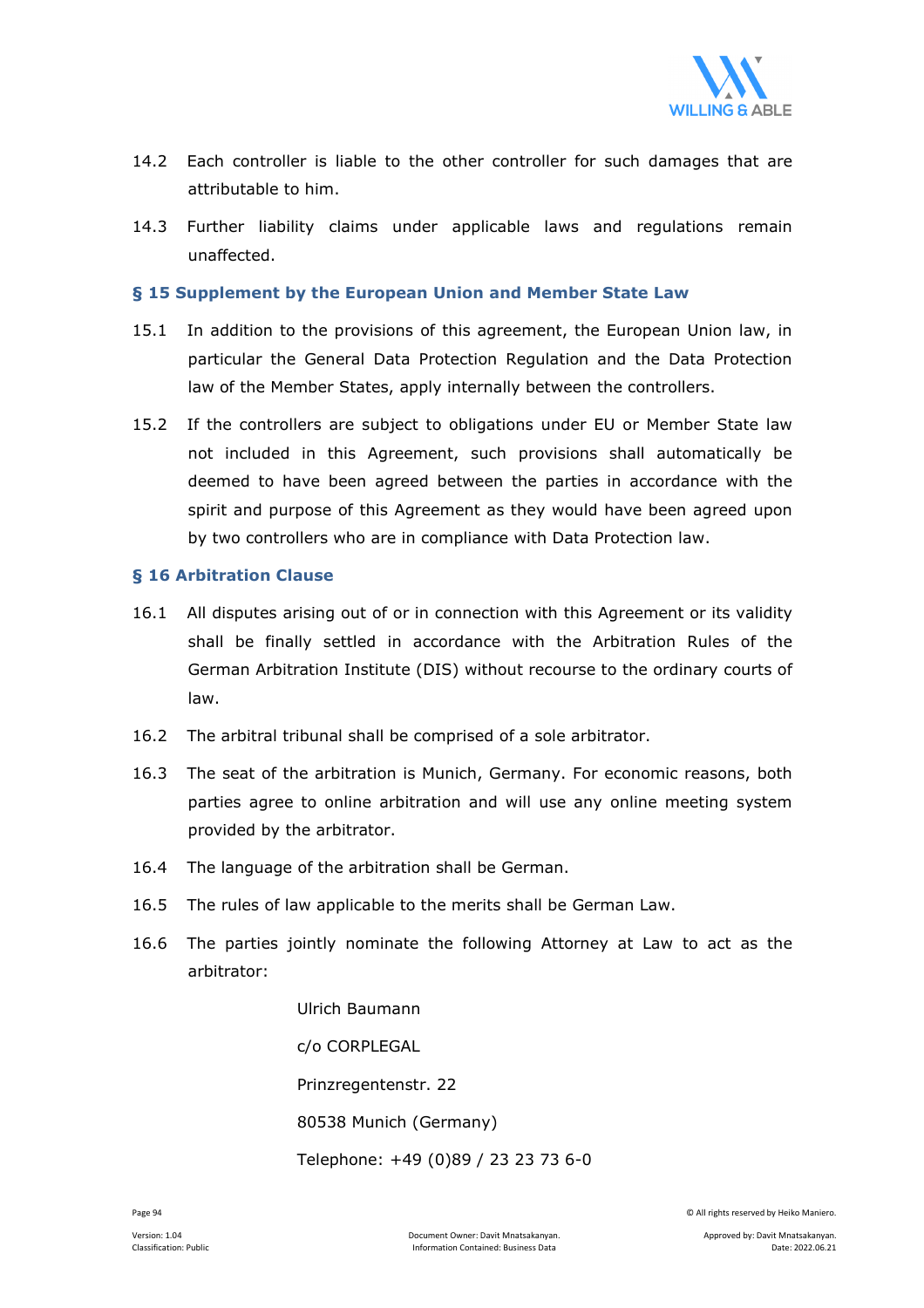14.2 Each controller is liable to the other controller for such damages that are attributable to him.

14.3 Further liability claims under applicable laws and regulations remain unaffected.

### § 15 Supplement by the European Union and Member State Law

15.1 In addition to the provisions of this agreement, the European Union law, in particular the General Data Protection Regulation and the Data Protection law of the Member States, apply internally between the controllers.

15.2 If the controllers are subject to obligations under EU or Member State law not included in this Agreement, such provisions shall automatically be deemed to have been agreed between the parties in accordance with the spirit and purpose of this Agreement as they would have been agreed upon by two controllers who are in compliance with Data Protection law.

### § 16 Arbitration Clause

16.1 All disputes arising out of or in connection with this Agreement or its validity shall be finally settled in accordance with the Arbitration Rules of the German Arbitration Institute (DIS) without recourse to the ordinary courts of law.

16.2 The arbitral tribunal shall be comprised of a sole arbitrator.

16.3 The seat of the arbitration is Munich, Germany. For economic reasons, both parties agree to online arbitration and will use any online meeting system provided by the arbitrator.

16.4 The language of the arbitration shall be German.

16.5 The rules of law applicable to the merits shall be German Law.

16.6 The parties jointly nominate the following Attorney at Law to act as the arbitrator:

Ulrich Baumann

c/o CORPLEGAL

Prinzregentenstr. 22

80538 Munich (Germany)

Telephone: +49 (0)89 / 23 23 73 6-0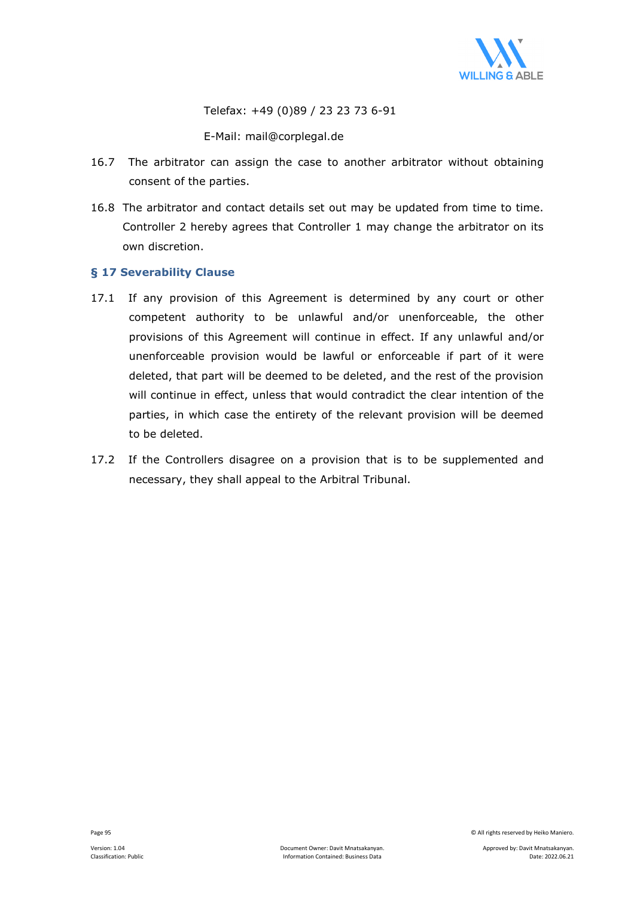Telefax: +49 (0)89 / 23 23 73 6-91

E-Mail: mail@corplegal.de

16.7 The arbitrator can assign the case to another arbitrator without obtaining consent of the parties.

16.8 The arbitrator and contact details set out may be updated from time to time. Controller 2 hereby agrees that Controller 1 may change the arbitrator on its own discretion.

### § 17 Severability Clause

17.1 If any provision of this Agreement is determined by any court or other competent authority to be unlawful and/or unenforceable, the other provisions of this Agreement will continue in effect. If any unlawful and/or unenforceable provision would be lawful or enforceable if part of it were deleted, that part will be deemed to be deleted, and the rest of the provision will continue in effect, unless that would contradict the clear intention of the parties, in which case the entirety of the relevant provision will be deemed to be deleted.

17.2 If the Controllers disagree on a provision that is to be supplemented and necessary, they shall appeal to the Arbitral Tribunal.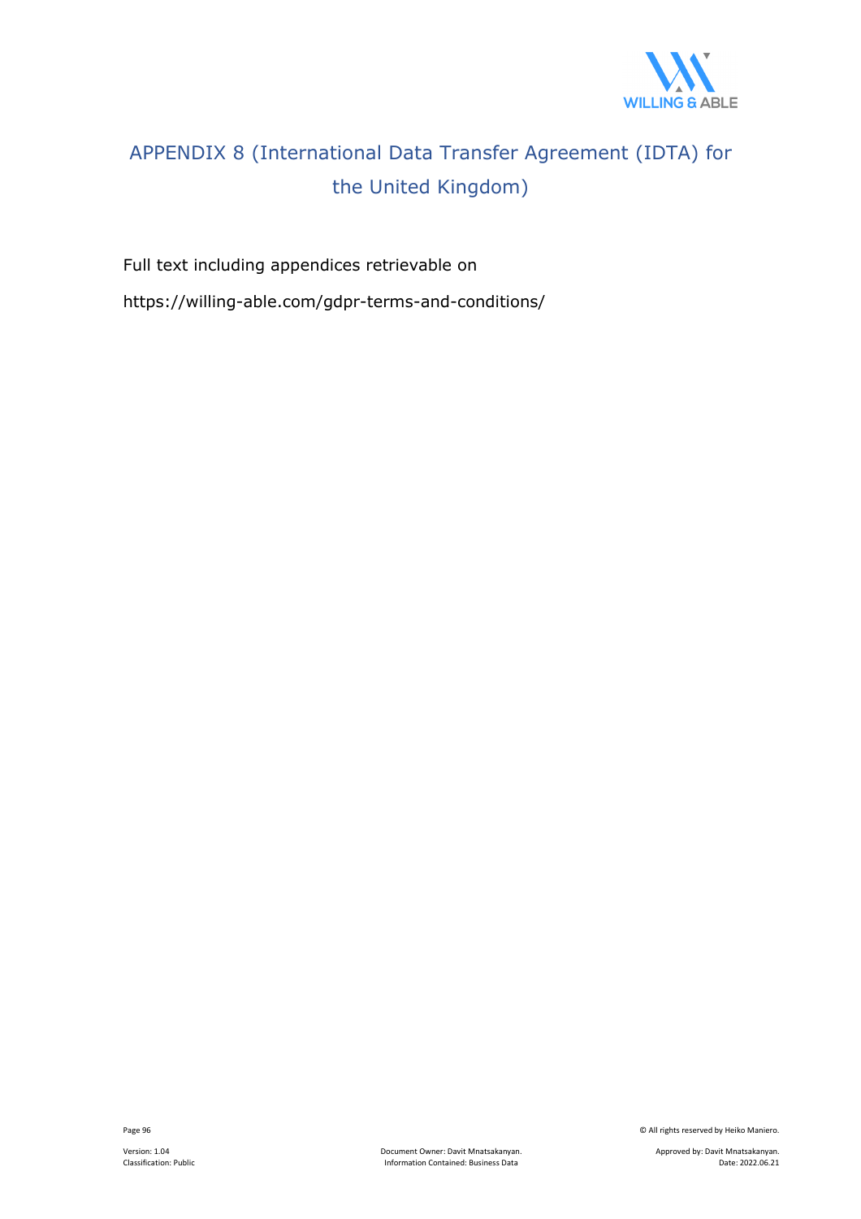# APPENDIX 8 (International Data Transfer Agreement (IDTA) for the United Kingdom)

Full text including appendices retrievable on

https://willing-able.com/gdpr-terms-and-conditions/